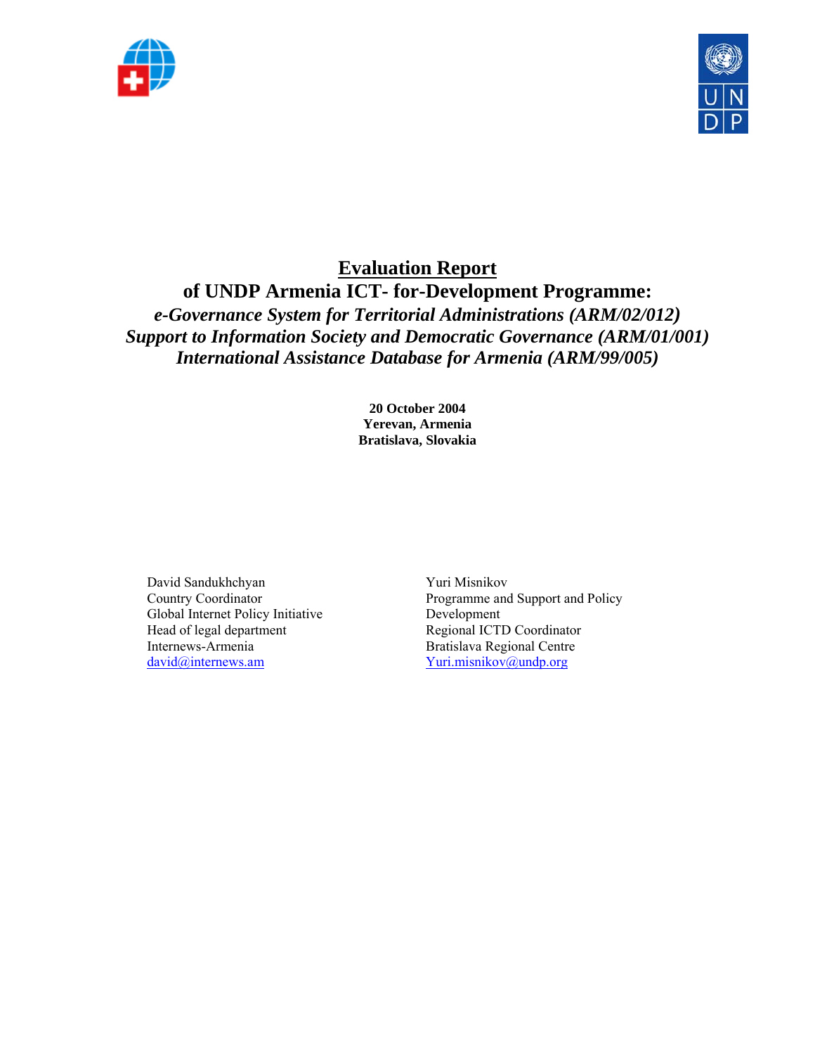# Evaluation Report

## of UNDP Armenia ICT- for-Development Programme:

***e-Governance System for Territorial Administrations (ARM/02/012)***
***Support to Information Society and Democratic Governance (ARM/01/001)***
***International Assistance Database for Armenia (ARM/99/005)***

**20 October 2004**
**Yerevan, Armenia**
**Bratislava, Slovakia**

David Sandukhchyan
Country Coordinator
Global Internet Policy Initiative
Head of legal department
Internews-Armenia
david@internews.am

Yuri Misnikov
Programme and Support and Policy Development
Regional ICTD Coordinator
Bratislava Regional Centre
Yuri.misnikov@undp.org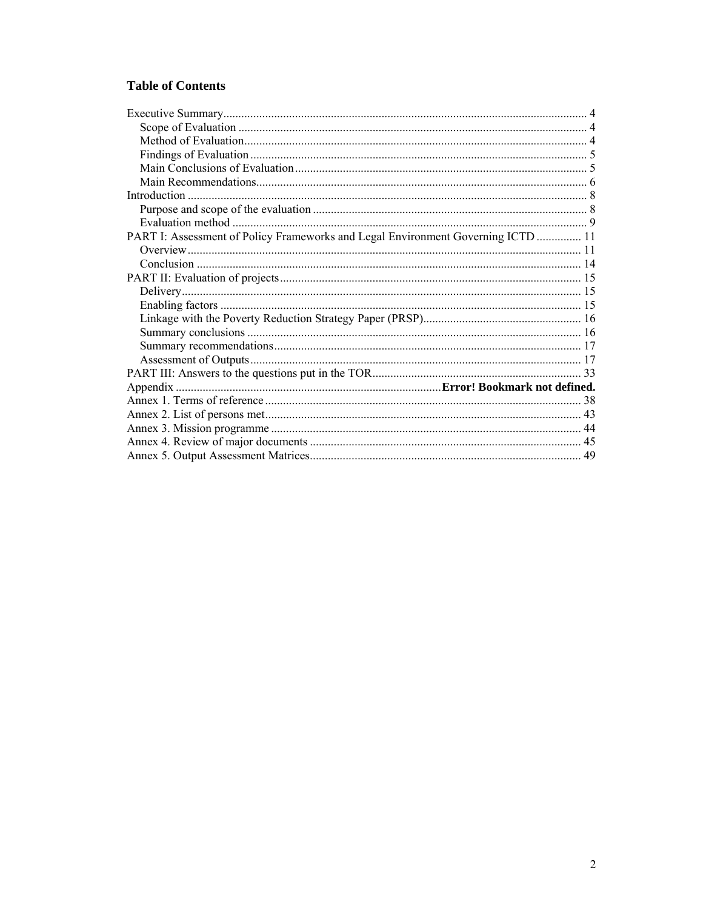# Table of Contents

Executive Summary ... 4
- Scope of Evaluation ... 4
- Method of Evaluation ... 4
- Findings of Evaluation ... 5
- Main Conclusions of Evaluation ... 5
- Main Recommendations ... 6

Introduction ... 8
- Purpose and scope of the evaluation ... 8
- Evaluation method ... 9

PART I: Assessment of Policy Frameworks and Legal Environment Governing ICTD ... 11
- Overview ... 11
- Conclusion ... 14

PART II: Evaluation of projects ... 15
- Delivery ... 15
- Enabling factors ... 15
- Linkage with the Poverty Reduction Strategy Paper (PRSP) ... 16
- Summary conclusions ... 16
- Summary recommendations ... 17
- Assessment of Outputs ... 17

PART III: Answers to the questions put in the TOR ... 33

Appendix ... **Error! Bookmark not defined.**

Annex 1. Terms of reference ... 38

Annex 2. List of persons met ... 43

Annex 3. Mission programme ... 44

Annex 4. Review of major documents ... 45

Annex 5. Output Assessment Matrices ... 49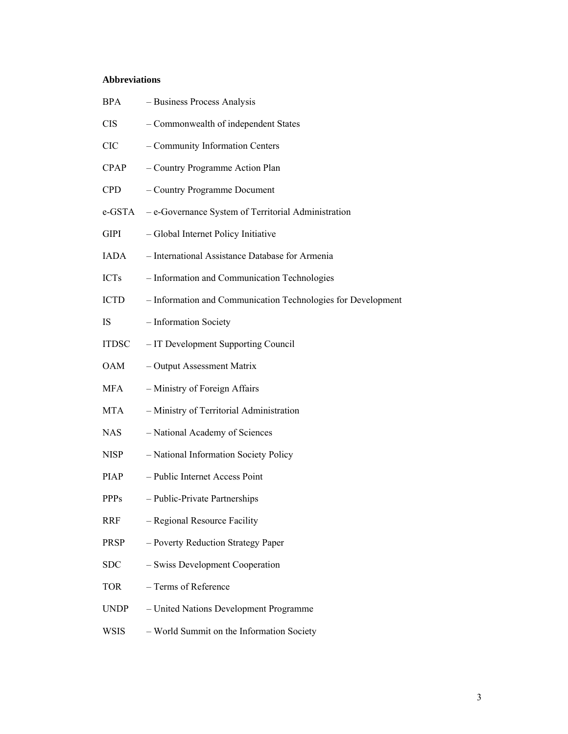**Abbreviations**

BPA – Business Process Analysis

CIS – Commonwealth of independent States

CIC – Community Information Centers

CPAP – Country Programme Action Plan

CPD – Country Programme Document

e-GSTA – e-Governance System of Territorial Administration

GIPI – Global Internet Policy Initiative

IADA – International Assistance Database for Armenia

ICTs – Information and Communication Technologies

ICTD – Information and Communication Technologies for Development

IS – Information Society

ITDSC – IT Development Supporting Council

OAM – Output Assessment Matrix

MFA – Ministry of Foreign Affairs

MTA – Ministry of Territorial Administration

NAS – National Academy of Sciences

NISP – National Information Society Policy

PIAP – Public Internet Access Point

PPPs – Public-Private Partnerships

RRF – Regional Resource Facility

PRSP – Poverty Reduction Strategy Paper

SDC – Swiss Development Cooperation

TOR – Terms of Reference

UNDP – United Nations Development Programme

WSIS – World Summit on the Information Society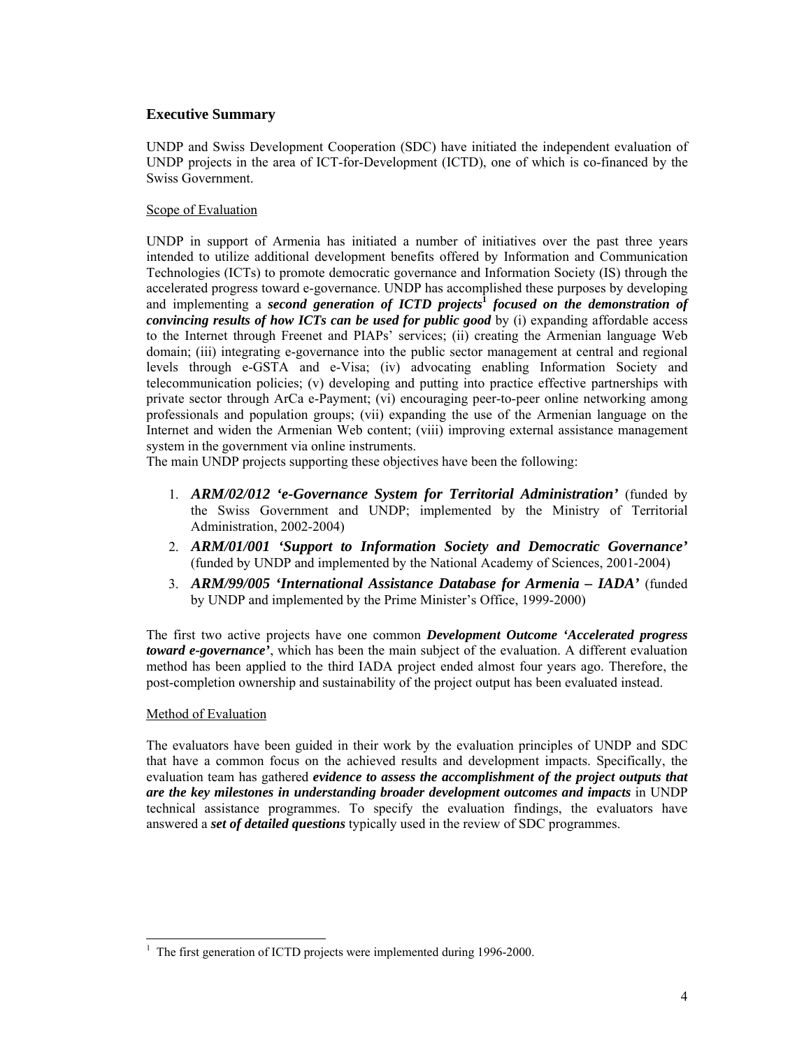## Executive Summary

UNDP and Swiss Development Cooperation (SDC) have initiated the independent evaluation of UNDP projects in the area of ICT-for-Development (ICTD), one of which is co-financed by the Swiss Government.

Scope of Evaluation

UNDP in support of Armenia has initiated a number of initiatives over the past three years intended to utilize additional development benefits offered by Information and Communication Technologies (ICTs) to promote democratic governance and Information Society (IS) through the accelerated progress toward e-governance. UNDP has accomplished these purposes by developing and implementing a ***second generation of ICTD projects***[1] ***focused on the demonstration of convincing results of how ICTs can be used for public good*** by (i) expanding affordable access to the Internet through Freenet and PIAPs' services; (ii) creating the Armenian language Web domain; (iii) integrating e-governance into the public sector management at central and regional levels through e-GSTA and e-Visa; (iv) advocating enabling Information Society and telecommunication policies; (v) developing and putting into practice effective partnerships with private sector through ArCa e-Payment; (vi) encouraging peer-to-peer online networking among professionals and population groups; (vii) expanding the use of the Armenian language on the Internet and widen the Armenian Web content; (viii) improving external assistance management system in the government via online instruments.

The main UNDP projects supporting these objectives have been the following:

1. ***ARM/02/012 'e-Governance System for Territorial Administration'*** (funded by the Swiss Government and UNDP; implemented by the Ministry of Territorial Administration, 2002-2004)
2. ***ARM/01/001 'Support to Information Society and Democratic Governance'*** (funded by UNDP and implemented by the National Academy of Sciences, 2001-2004)
3. ***ARM/99/005 'International Assistance Database for Armenia – IADA'*** (funded by UNDP and implemented by the Prime Minister's Office, 1999-2000)

The first two active projects have one common ***Development Outcome 'Accelerated progress toward e-governance'***, which has been the main subject of the evaluation. A different evaluation method has been applied to the third IADA project ended almost four years ago. Therefore, the post-completion ownership and sustainability of the project output has been evaluated instead.

Method of Evaluation

The evaluators have been guided in their work by the evaluation principles of UNDP and SDC that have a common focus on the achieved results and development impacts. Specifically, the evaluation team has gathered ***evidence to assess the accomplishment of the project outputs that are the key milestones in understanding broader development outcomes and impacts*** in UNDP technical assistance programmes. To specify the evaluation findings, the evaluators have answered a ***set of detailed questions*** typically used in the review of SDC programmes.

---

[1] The first generation of ICTD projects were implemented during 1996-2000.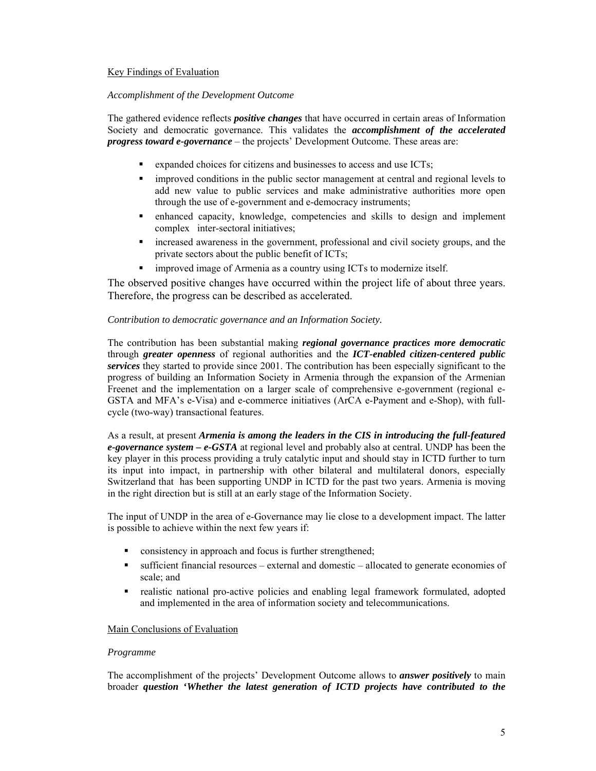Key Findings of Evaluation

*Accomplishment of the Development Outcome*

The gathered evidence reflects ***positive changes*** that have occurred in certain areas of Information Society and democratic governance. This validates the ***accomplishment of the accelerated progress toward e-governance*** – the projects' Development Outcome. These areas are:

- expanded choices for citizens and businesses to access and use ICTs;
- improved conditions in the public sector management at central and regional levels to add new value to public services and make administrative authorities more open through the use of e-government and e-democracy instruments;
- enhanced capacity, knowledge, competencies and skills to design and implement complex inter-sectoral initiatives;
- increased awareness in the government, professional and civil society groups, and the private sectors about the public benefit of ICTs;
- improved image of Armenia as a country using ICTs to modernize itself.

The observed positive changes have occurred within the project life of about three years. Therefore, the progress can be described as accelerated.

*Contribution to democratic governance and an Information Society.*

The contribution has been substantial making ***regional governance practices more democratic*** through ***greater openness*** of regional authorities and the ***ICT-enabled citizen-centered public services*** they started to provide since 2001. The contribution has been especially significant to the progress of building an Information Society in Armenia through the expansion of the Armenian Freenet and the implementation on a larger scale of comprehensive e-government (regional e-GSTA and MFA's e-Visa) and e-commerce initiatives (ArCA e-Payment and e-Shop), with full-cycle (two-way) transactional features.

As a result, at present ***Armenia is among the leaders in the CIS in introducing the full-featured e-governance system – e-GSTA*** at regional level and probably also at central. UNDP has been the key player in this process providing a truly catalytic input and should stay in ICTD further to turn its input into impact, in partnership with other bilateral and multilateral donors, especially Switzerland that has been supporting UNDP in ICTD for the past two years. Armenia is moving in the right direction but is still at an early stage of the Information Society.

The input of UNDP in the area of e-Governance may lie close to a development impact. The latter is possible to achieve within the next few years if:

- consistency in approach and focus is further strengthened;
- sufficient financial resources – external and domestic – allocated to generate economies of scale; and
- realistic national pro-active policies and enabling legal framework formulated, adopted and implemented in the area of information society and telecommunications.

Main Conclusions of Evaluation

*Programme*

The accomplishment of the projects' Development Outcome allows to ***answer positively*** to main broader ***question 'Whether the latest generation of ICTD projects have contributed to the***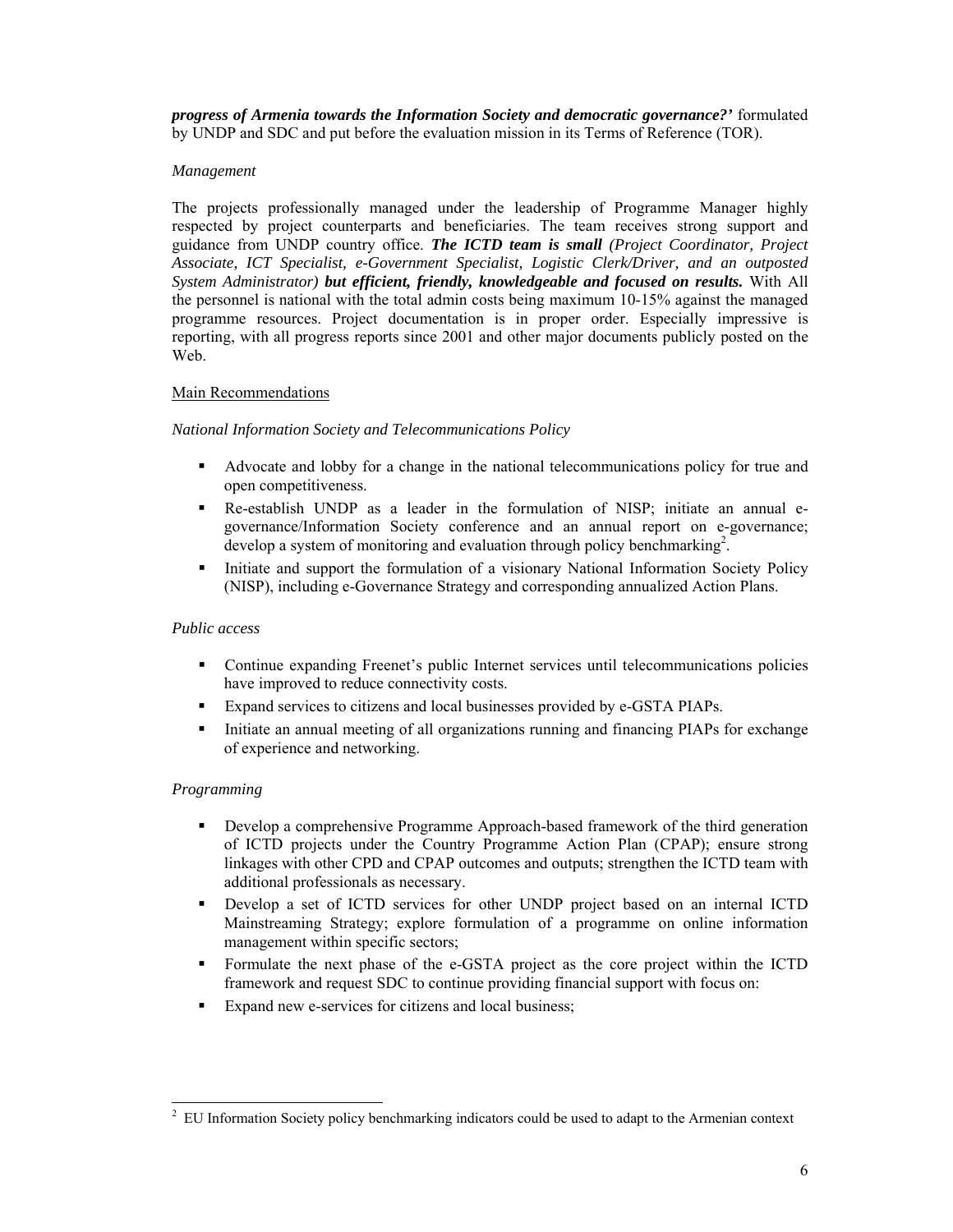***progress of Armenia towards the Information Society and democratic governance?'*** formulated by UNDP and SDC and put before the evaluation mission in its Terms of Reference (TOR).

*Management*

The projects professionally managed under the leadership of Programme Manager highly respected by project counterparts and beneficiaries. The team receives strong support and guidance from UNDP country office. ***The ICTD team is small*** *(Project Coordinator, Project Associate, ICT Specialist, e-Government Specialist, Logistic Clerk/Driver, and an outposted System Administrator)* ***but efficient, friendly, knowledgeable and focused on results.*** With All the personnel is national with the total admin costs being maximum 10-15% against the managed programme resources. Project documentation is in proper order. Especially impressive is reporting, with all progress reports since 2001 and other major documents publicly posted on the Web.

Main Recommendations

*National Information Society and Telecommunications Policy*

- Advocate and lobby for a change in the national telecommunications policy for true and open competitiveness.
- Re-establish UNDP as a leader in the formulation of NISP; initiate an annual e-governance/Information Society conference and an annual report on e-governance; develop a system of monitoring and evaluation through policy benchmarking[2].
- Initiate and support the formulation of a visionary National Information Society Policy (NISP), including e-Governance Strategy and corresponding annualized Action Plans.

*Public access*

- Continue expanding Freenet's public Internet services until telecommunications policies have improved to reduce connectivity costs.
- Expand services to citizens and local businesses provided by e-GSTA PIAPs.
- Initiate an annual meeting of all organizations running and financing PIAPs for exchange of experience and networking.

*Programming*

- Develop a comprehensive Programme Approach-based framework of the third generation of ICTD projects under the Country Programme Action Plan (CPAP); ensure strong linkages with other CPD and CPAP outcomes and outputs; strengthen the ICTD team with additional professionals as necessary.
- Develop a set of ICTD services for other UNDP project based on an internal ICTD Mainstreaming Strategy; explore formulation of a programme on online information management within specific sectors;
- Formulate the next phase of the e-GSTA project as the core project within the ICTD framework and request SDC to continue providing financial support with focus on:
- Expand new e-services for citizens and local business;

---

[2] EU Information Society policy benchmarking indicators could be used to adapt to the Armenian context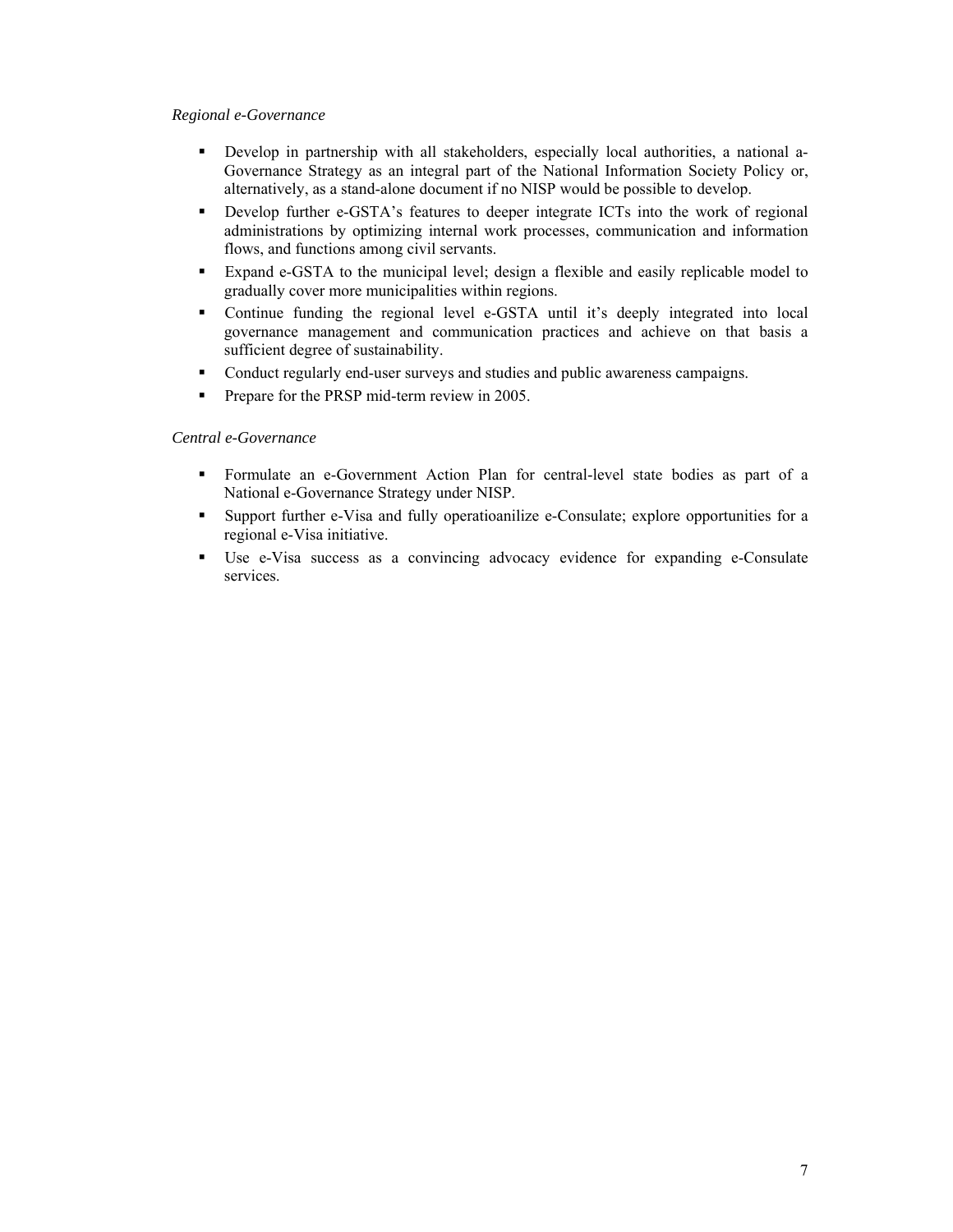*Regional e-Governance*

- Develop in partnership with all stakeholders, especially local authorities, a national a-Governance Strategy as an integral part of the National Information Society Policy or, alternatively, as a stand-alone document if no NISP would be possible to develop.
- Develop further e-GSTA's features to deeper integrate ICTs into the work of regional administrations by optimizing internal work processes, communication and information flows, and functions among civil servants.
- Expand e-GSTA to the municipal level; design a flexible and easily replicable model to gradually cover more municipalities within regions.
- Continue funding the regional level e-GSTA until it's deeply integrated into local governance management and communication practices and achieve on that basis a sufficient degree of sustainability.
- Conduct regularly end-user surveys and studies and public awareness campaigns.
- Prepare for the PRSP mid-term review in 2005.

*Central e-Governance*

- Formulate an e-Government Action Plan for central-level state bodies as part of a National e-Governance Strategy under NISP.
- Support further e-Visa and fully operatioanilize e-Consulate; explore opportunities for a regional e-Visa initiative.
- Use e-Visa success as a convincing advocacy evidence for expanding e-Consulate services.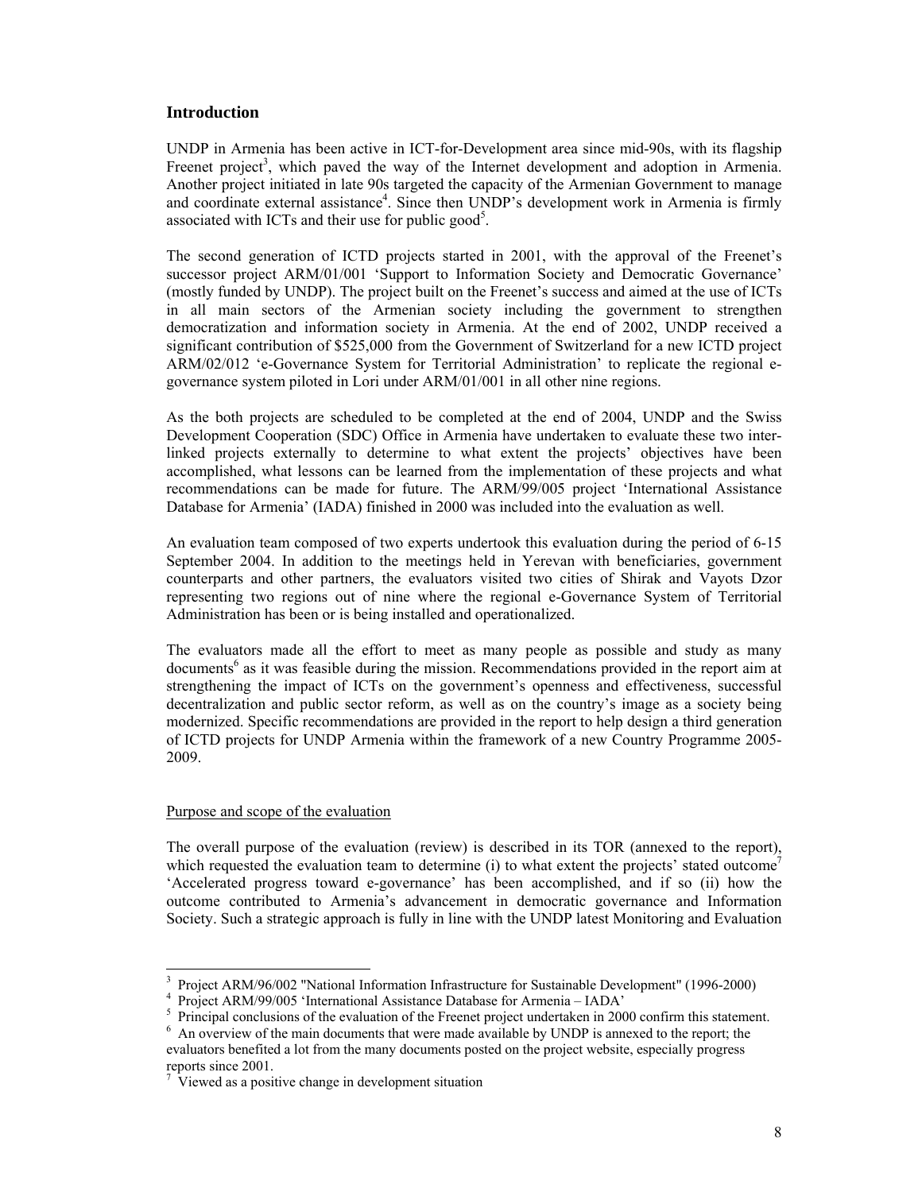## Introduction

UNDP in Armenia has been active in ICT-for-Development area since mid-90s, with its flagship Freenet project[3], which paved the way of the Internet development and adoption in Armenia. Another project initiated in late 90s targeted the capacity of the Armenian Government to manage and coordinate external assistance[4]. Since then UNDP's development work in Armenia is firmly associated with ICTs and their use for public good[5].

The second generation of ICTD projects started in 2001, with the approval of the Freenet's successor project ARM/01/001 'Support to Information Society and Democratic Governance' (mostly funded by UNDP). The project built on the Freenet's success and aimed at the use of ICTs in all main sectors of the Armenian society including the government to strengthen democratization and information society in Armenia. At the end of 2002, UNDP received a significant contribution of $525,000 from the Government of Switzerland for a new ICTD project ARM/02/012 'e-Governance System for Territorial Administration' to replicate the regional e-governance system piloted in Lori under ARM/01/001 in all other nine regions.

As the both projects are scheduled to be completed at the end of 2004, UNDP and the Swiss Development Cooperation (SDC) Office in Armenia have undertaken to evaluate these two inter-linked projects externally to determine to what extent the projects' objectives have been accomplished, what lessons can be learned from the implementation of these projects and what recommendations can be made for future. The ARM/99/005 project 'International Assistance Database for Armenia' (IADA) finished in 2000 was included into the evaluation as well.

An evaluation team composed of two experts undertook this evaluation during the period of 6-15 September 2004. In addition to the meetings held in Yerevan with beneficiaries, government counterparts and other partners, the evaluators visited two cities of Shirak and Vayots Dzor representing two regions out of nine where the regional e-Governance System of Territorial Administration has been or is being installed and operationalized.

The evaluators made all the effort to meet as many people as possible and study as many documents[6] as it was feasible during the mission. Recommendations provided in the report aim at strengthening the impact of ICTs on the government's openness and effectiveness, successful decentralization and public sector reform, as well as on the country's image as a society being modernized. Specific recommendations are provided in the report to help design a third generation of ICTD projects for UNDP Armenia within the framework of a new Country Programme 2005-2009.

### Purpose and scope of the evaluation

The overall purpose of the evaluation (review) is described in its TOR (annexed to the report), which requested the evaluation team to determine (i) to what extent the projects' stated outcome[7] 'Accelerated progress toward e-governance' has been accomplished, and if so (ii) how the outcome contributed to Armenia's advancement in democratic governance and Information Society. Such a strategic approach is fully in line with the UNDP latest Monitoring and Evaluation

---

[3] Project ARM/96/002 "National Information Infrastructure for Sustainable Development" (1996-2000)

[4] Project ARM/99/005 'International Assistance Database for Armenia – IADA'

[5] Principal conclusions of the evaluation of the Freenet project undertaken in 2000 confirm this statement.

[6] An overview of the main documents that were made available by UNDP is annexed to the report; the evaluators benefited a lot from the many documents posted on the project website, especially progress reports since 2001.

[7] Viewed as a positive change in development situation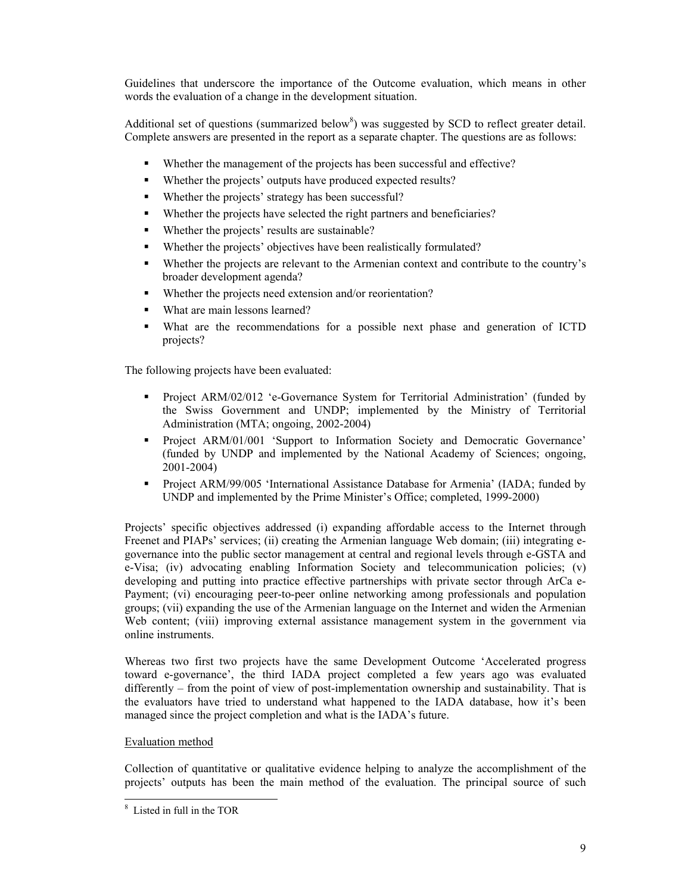Guidelines that underscore the importance of the Outcome evaluation, which means in other words the evaluation of a change in the development situation.

Additional set of questions (summarized below[8]) was suggested by SCD to reflect greater detail. Complete answers are presented in the report as a separate chapter. The questions are as follows:

- Whether the management of the projects has been successful and effective?
- Whether the projects' outputs have produced expected results?
- Whether the projects' strategy has been successful?
- Whether the projects have selected the right partners and beneficiaries?
- Whether the projects' results are sustainable?
- Whether the projects' objectives have been realistically formulated?
- Whether the projects are relevant to the Armenian context and contribute to the country's broader development agenda?
- Whether the projects need extension and/or reorientation?
- What are main lessons learned?
- What are the recommendations for a possible next phase and generation of ICTD projects?

The following projects have been evaluated:

- Project ARM/02/012 'e-Governance System for Territorial Administration' (funded by the Swiss Government and UNDP; implemented by the Ministry of Territorial Administration (MTA; ongoing, 2002-2004)
- Project ARM/01/001 'Support to Information Society and Democratic Governance' (funded by UNDP and implemented by the National Academy of Sciences; ongoing, 2001-2004)
- Project ARM/99/005 'International Assistance Database for Armenia' (IADA; funded by UNDP and implemented by the Prime Minister's Office; completed, 1999-2000)

Projects' specific objectives addressed (i) expanding affordable access to the Internet through Freenet and PIAPs' services; (ii) creating the Armenian language Web domain; (iii) integrating e-governance into the public sector management at central and regional levels through e-GSTA and e-Visa; (iv) advocating enabling Information Society and telecommunication policies; (v) developing and putting into practice effective partnerships with private sector through ArCa e-Payment; (vi) encouraging peer-to-peer online networking among professionals and population groups; (vii) expanding the use of the Armenian language on the Internet and widen the Armenian Web content; (viii) improving external assistance management system in the government via online instruments.

Whereas two first two projects have the same Development Outcome 'Accelerated progress toward e-governance', the third IADA project completed a few years ago was evaluated differently – from the point of view of post-implementation ownership and sustainability. That is the evaluators have tried to understand what happened to the IADA database, how it's been managed since the project completion and what is the IADA's future.

<u>Evaluation method</u>

Collection of quantitative or qualitative evidence helping to analyze the accomplishment of the projects' outputs has been the main method of the evaluation. The principal source of such

[8] Listed in full in the TOR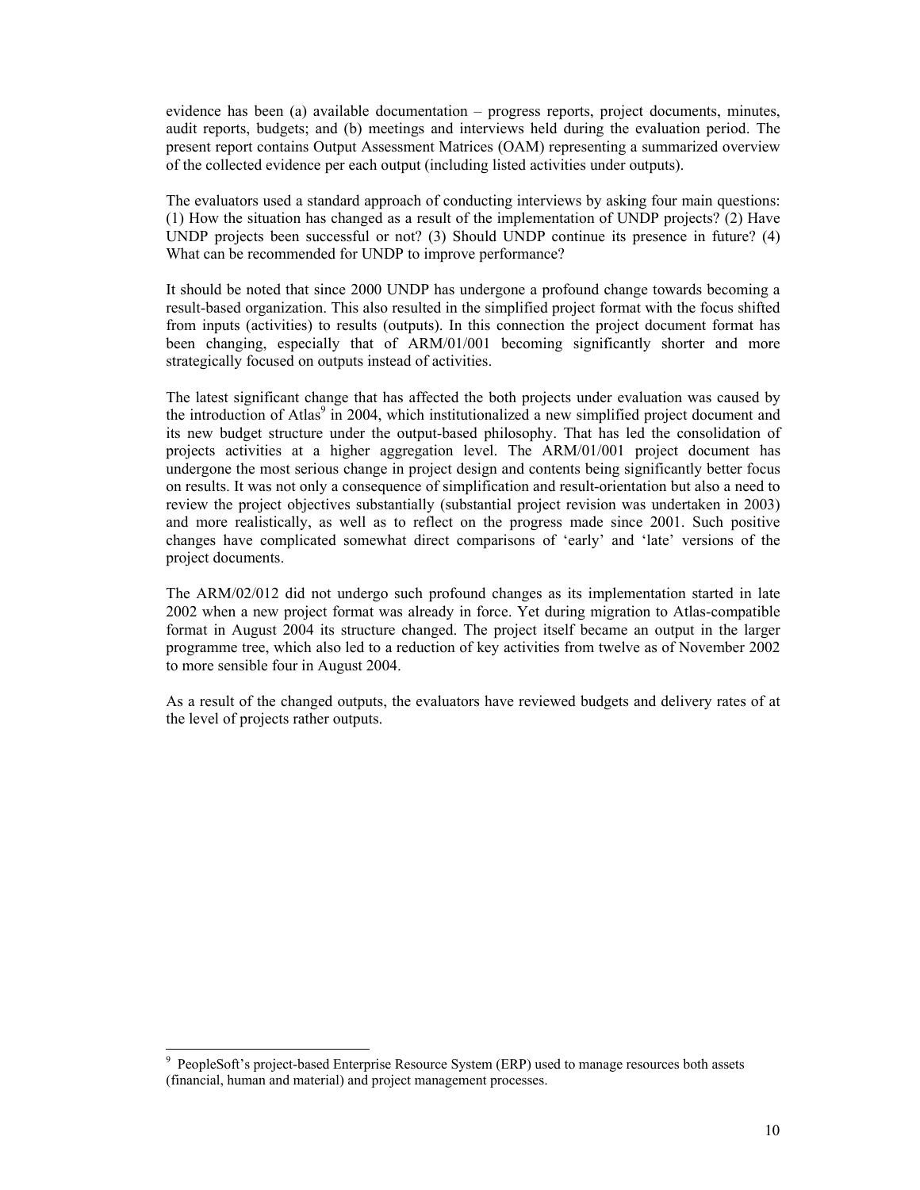evidence has been (a) available documentation – progress reports, project documents, minutes, audit reports, budgets; and (b) meetings and interviews held during the evaluation period. The present report contains Output Assessment Matrices (OAM) representing a summarized overview of the collected evidence per each output (including listed activities under outputs).

The evaluators used a standard approach of conducting interviews by asking four main questions: (1) How the situation has changed as a result of the implementation of UNDP projects? (2) Have UNDP projects been successful or not? (3) Should UNDP continue its presence in future? (4) What can be recommended for UNDP to improve performance?

It should be noted that since 2000 UNDP has undergone a profound change towards becoming a result-based organization. This also resulted in the simplified project format with the focus shifted from inputs (activities) to results (outputs). In this connection the project document format has been changing, especially that of ARM/01/001 becoming significantly shorter and more strategically focused on outputs instead of activities.

The latest significant change that has affected the both projects under evaluation was caused by the introduction of Atlas[9] in 2004, which institutionalized a new simplified project document and its new budget structure under the output-based philosophy. That has led the consolidation of projects activities at a higher aggregation level. The ARM/01/001 project document has undergone the most serious change in project design and contents being significantly better focus on results. It was not only a consequence of simplification and result-orientation but also a need to review the project objectives substantially (substantial project revision was undertaken in 2003) and more realistically, as well as to reflect on the progress made since 2001. Such positive changes have complicated somewhat direct comparisons of 'early' and 'late' versions of the project documents.

The ARM/02/012 did not undergo such profound changes as its implementation started in late 2002 when a new project format was already in force. Yet during migration to Atlas-compatible format in August 2004 its structure changed. The project itself became an output in the larger programme tree, which also led to a reduction of key activities from twelve as of November 2002 to more sensible four in August 2004.

As a result of the changed outputs, the evaluators have reviewed budgets and delivery rates of at the level of projects rather outputs.

[9] PeopleSoft's project-based Enterprise Resource System (ERP) used to manage resources both assets (financial, human and material) and project management processes.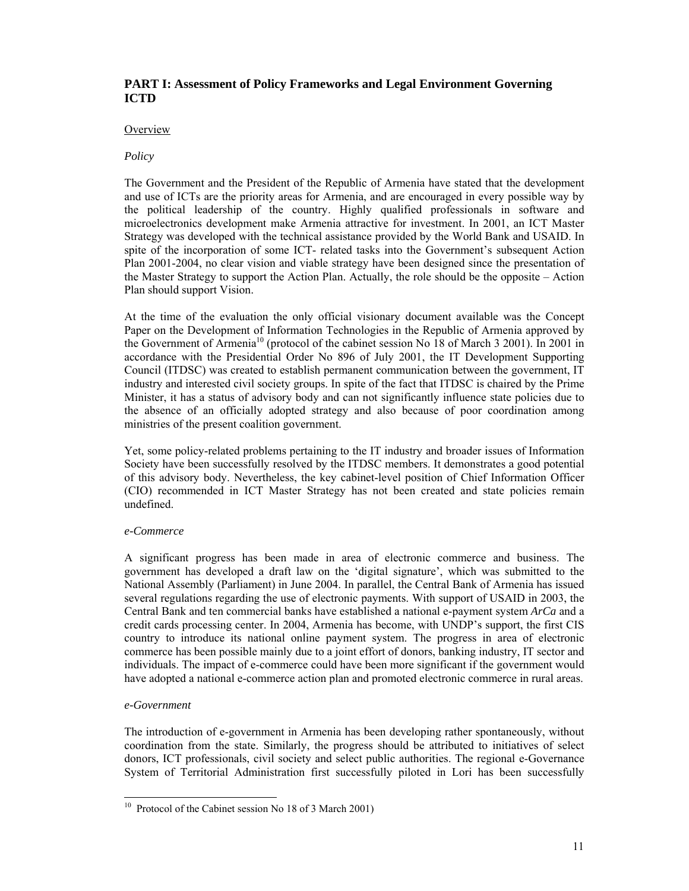## PART I: Assessment of Policy Frameworks and Legal Environment Governing ICTD

Overview

*Policy*

The Government and the President of the Republic of Armenia have stated that the development and use of ICTs are the priority areas for Armenia, and are encouraged in every possible way by the political leadership of the country. Highly qualified professionals in software and microelectronics development make Armenia attractive for investment. In 2001, an ICT Master Strategy was developed with the technical assistance provided by the World Bank and USAID. In spite of the incorporation of some ICT- related tasks into the Government's subsequent Action Plan 2001-2004, no clear vision and viable strategy have been designed since the presentation of the Master Strategy to support the Action Plan. Actually, the role should be the opposite – Action Plan should support Vision.

At the time of the evaluation the only official visionary document available was the Concept Paper on the Development of Information Technologies in the Republic of Armenia approved by the Government of Armenia[10] (protocol of the cabinet session No 18 of March 3 2001). In 2001 in accordance with the Presidential Order No 896 of July 2001, the IT Development Supporting Council (ITDSC) was created to establish permanent communication between the government, IT industry and interested civil society groups. In spite of the fact that ITDSC is chaired by the Prime Minister, it has a status of advisory body and can not significantly influence state policies due to the absence of an officially adopted strategy and also because of poor coordination among ministries of the present coalition government.

Yet, some policy-related problems pertaining to the IT industry and broader issues of Information Society have been successfully resolved by the ITDSC members. It demonstrates a good potential of this advisory body. Nevertheless, the key cabinet-level position of Chief Information Officer (CIO) recommended in ICT Master Strategy has not been created and state policies remain undefined.

*e-Commerce*

A significant progress has been made in area of electronic commerce and business. The government has developed a draft law on the 'digital signature', which was submitted to the National Assembly (Parliament) in June 2004. In parallel, the Central Bank of Armenia has issued several regulations regarding the use of electronic payments. With support of USAID in 2003, the Central Bank and ten commercial banks have established a national e-payment system *ArCa* and a credit cards processing center. In 2004, Armenia has become, with UNDP's support, the first CIS country to introduce its national online payment system. The progress in area of electronic commerce has been possible mainly due to a joint effort of donors, banking industry, IT sector and individuals. The impact of e-commerce could have been more significant if the government would have adopted a national e-commerce action plan and promoted electronic commerce in rural areas.

*e-Government*

The introduction of e-government in Armenia has been developing rather spontaneously, without coordination from the state. Similarly, the progress should be attributed to initiatives of select donors, ICT professionals, civil society and select public authorities. The regional e-Governance System of Territorial Administration first successfully piloted in Lori has been successfully

---

[10] Protocol of the Cabinet session No 18 of 3 March 2001)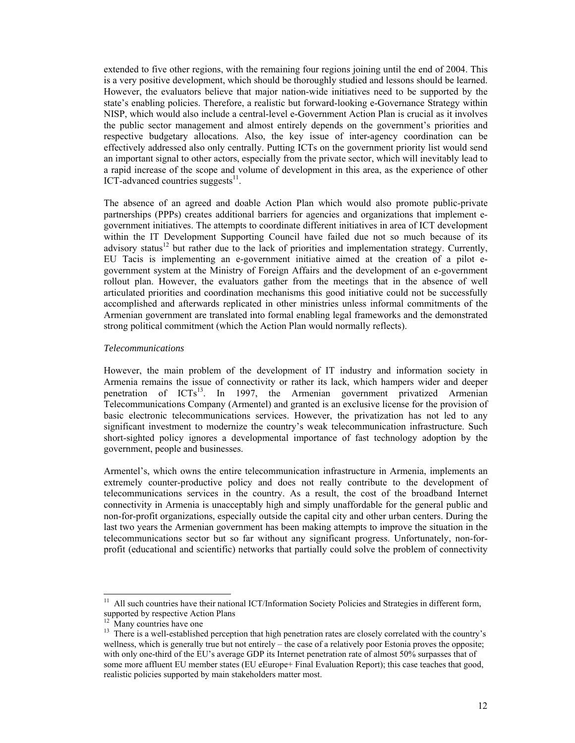extended to five other regions, with the remaining four regions joining until the end of 2004. This is a very positive development, which should be thoroughly studied and lessons should be learned. However, the evaluators believe that major nation-wide initiatives need to be supported by the state's enabling policies. Therefore, a realistic but forward-looking e-Governance Strategy within NISP, which would also include a central-level e-Government Action Plan is crucial as it involves the public sector management and almost entirely depends on the government's priorities and respective budgetary allocations. Also, the key issue of inter-agency coordination can be effectively addressed also only centrally. Putting ICTs on the government priority list would send an important signal to other actors, especially from the private sector, which will inevitably lead to a rapid increase of the scope and volume of development in this area, as the experience of other ICT-advanced countries suggests[11].

The absence of an agreed and doable Action Plan which would also promote public-private partnerships (PPPs) creates additional barriers for agencies and organizations that implement e-government initiatives. The attempts to coordinate different initiatives in area of ICT development within the IT Development Supporting Council have failed due not so much because of its advisory status[12] but rather due to the lack of priorities and implementation strategy. Currently, EU Tacis is implementing an e-government initiative aimed at the creation of a pilot e-government system at the Ministry of Foreign Affairs and the development of an e-government rollout plan. However, the evaluators gather from the meetings that in the absence of well articulated priorities and coordination mechanisms this good initiative could not be successfully accomplished and afterwards replicated in other ministries unless informal commitments of the Armenian government are translated into formal enabling legal frameworks and the demonstrated strong political commitment (which the Action Plan would normally reflects).

*Telecommunications*

However, the main problem of the development of IT industry and information society in Armenia remains the issue of connectivity or rather its lack, which hampers wider and deeper penetration of ICTs[13]. In 1997, the Armenian government privatized Armenian Telecommunications Company (Armentel) and granted is an exclusive license for the provision of basic electronic telecommunications services. However, the privatization has not led to any significant investment to modernize the country's weak telecommunication infrastructure. Such short-sighted policy ignores a developmental importance of fast technology adoption by the government, people and businesses.

Armentel's, which owns the entire telecommunication infrastructure in Armenia, implements an extremely counter-productive policy and does not really contribute to the development of telecommunications services in the country. As a result, the cost of the broadband Internet connectivity in Armenia is unacceptably high and simply unaffordable for the general public and non-for-profit organizations, especially outside the capital city and other urban centers. During the last two years the Armenian government has been making attempts to improve the situation in the telecommunications sector but so far without any significant progress. Unfortunately, non-for-profit (educational and scientific) networks that partially could solve the problem of connectivity

---

[11] All such countries have their national ICT/Information Society Policies and Strategies in different form, supported by respective Action Plans

[12] Many countries have one

[13] There is a well-established perception that high penetration rates are closely correlated with the country's wellness, which is generally true but not entirely – the case of a relatively poor Estonia proves the opposite; with only one-third of the EU's average GDP its Internet penetration rate of almost 50% surpasses that of some more affluent EU member states (EU eEurope+ Final Evaluation Report); this case teaches that good, realistic policies supported by main stakeholders matter most.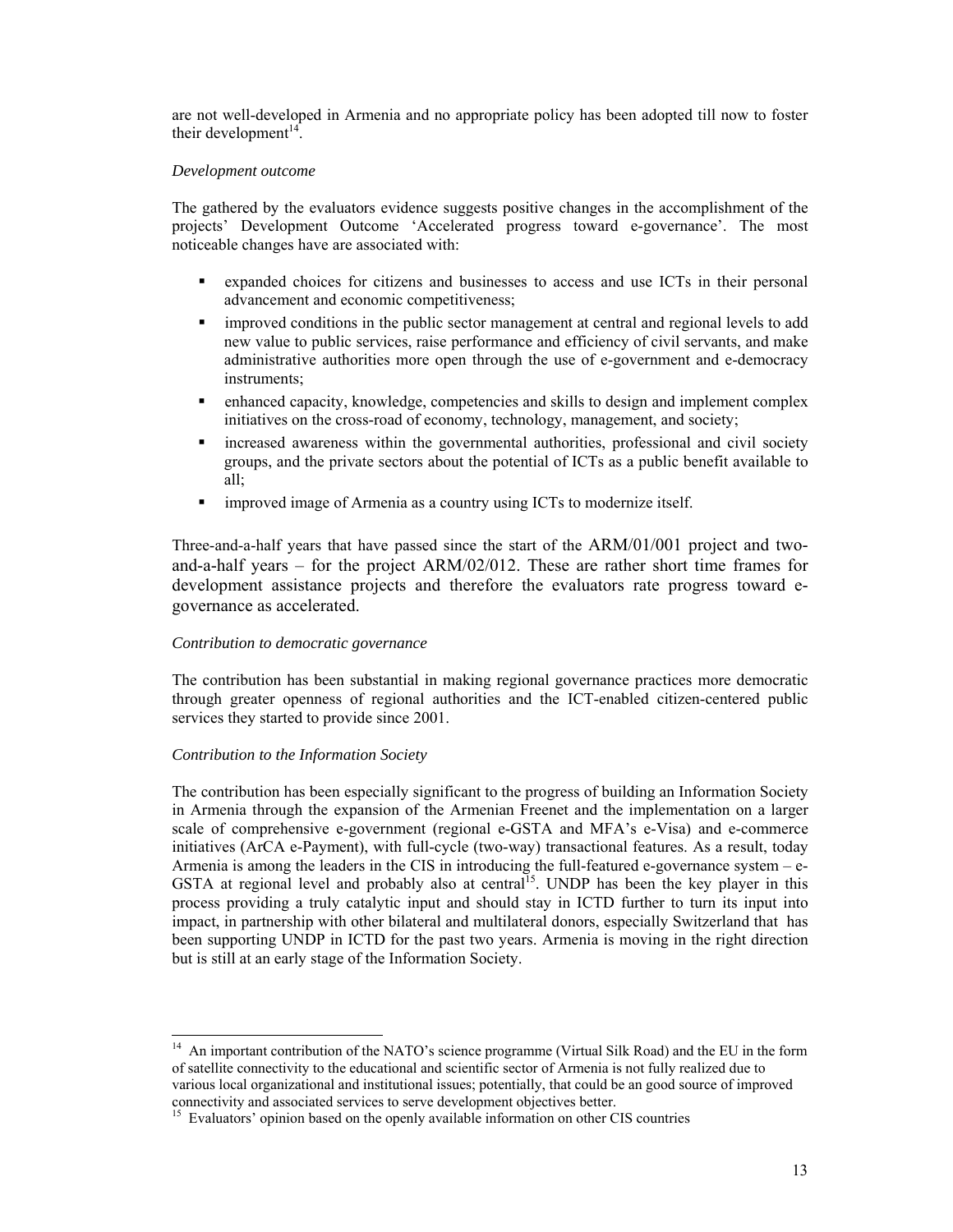are not well-developed in Armenia and no appropriate policy has been adopted till now to foster their development[14].

*Development outcome*

The gathered by the evaluators evidence suggests positive changes in the accomplishment of the projects' Development Outcome 'Accelerated progress toward e-governance'. The most noticeable changes have are associated with:

- expanded choices for citizens and businesses to access and use ICTs in their personal advancement and economic competitiveness;
- improved conditions in the public sector management at central and regional levels to add new value to public services, raise performance and efficiency of civil servants, and make administrative authorities more open through the use of e-government and e-democracy instruments;
- enhanced capacity, knowledge, competencies and skills to design and implement complex initiatives on the cross-road of economy, technology, management, and society;
- increased awareness within the governmental authorities, professional and civil society groups, and the private sectors about the potential of ICTs as a public benefit available to all;
- improved image of Armenia as a country using ICTs to modernize itself.

Three-and-a-half years that have passed since the start of the ARM/01/001 project and two-and-a-half years – for the project ARM/02/012. These are rather short time frames for development assistance projects and therefore the evaluators rate progress toward e-governance as accelerated.

*Contribution to democratic governance*

The contribution has been substantial in making regional governance practices more democratic through greater openness of regional authorities and the ICT-enabled citizen-centered public services they started to provide since 2001.

*Contribution to the Information Society*

The contribution has been especially significant to the progress of building an Information Society in Armenia through the expansion of the Armenian Freenet and the implementation on a larger scale of comprehensive e-government (regional e-GSTA and MFA's e-Visa) and e-commerce initiatives (ArCA e-Payment), with full-cycle (two-way) transactional features. As a result, today Armenia is among the leaders in the CIS in introducing the full-featured e-governance system – e-GSTA at regional level and probably also at central[15]. UNDP has been the key player in this process providing a truly catalytic input and should stay in ICTD further to turn its input into impact, in partnership with other bilateral and multilateral donors, especially Switzerland that has been supporting UNDP in ICTD for the past two years. Armenia is moving in the right direction but is still at an early stage of the Information Society.

---

[14] An important contribution of the NATO's science programme (Virtual Silk Road) and the EU in the form of satellite connectivity to the educational and scientific sector of Armenia is not fully realized due to various local organizational and institutional issues; potentially, that could be an good source of improved connectivity and associated services to serve development objectives better.

[15] Evaluators' opinion based on the openly available information on other CIS countries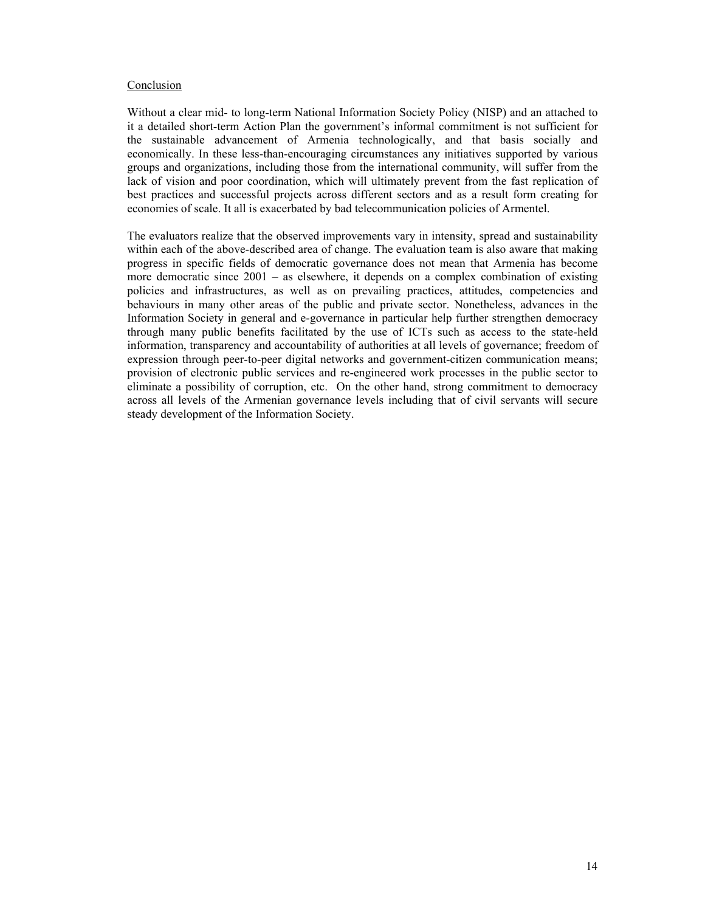Conclusion

Without a clear mid- to long-term National Information Society Policy (NISP) and an attached to it a detailed short-term Action Plan the government's informal commitment is not sufficient for the sustainable advancement of Armenia technologically, and that basis socially and economically. In these less-than-encouraging circumstances any initiatives supported by various groups and organizations, including those from the international community, will suffer from the lack of vision and poor coordination, which will ultimately prevent from the fast replication of best practices and successful projects across different sectors and as a result form creating for economies of scale. It all is exacerbated by bad telecommunication policies of Armentel.

The evaluators realize that the observed improvements vary in intensity, spread and sustainability within each of the above-described area of change. The evaluation team is also aware that making progress in specific fields of democratic governance does not mean that Armenia has become more democratic since 2001 – as elsewhere, it depends on a complex combination of existing policies and infrastructures, as well as on prevailing practices, attitudes, competencies and behaviours in many other areas of the public and private sector. Nonetheless, advances in the Information Society in general and e-governance in particular help further strengthen democracy through many public benefits facilitated by the use of ICTs such as access to the state-held information, transparency and accountability of authorities at all levels of governance; freedom of expression through peer-to-peer digital networks and government-citizen communication means; provision of electronic public services and re-engineered work processes in the public sector to eliminate a possibility of corruption, etc. On the other hand, strong commitment to democracy across all levels of the Armenian governance levels including that of civil servants will secure steady development of the Information Society.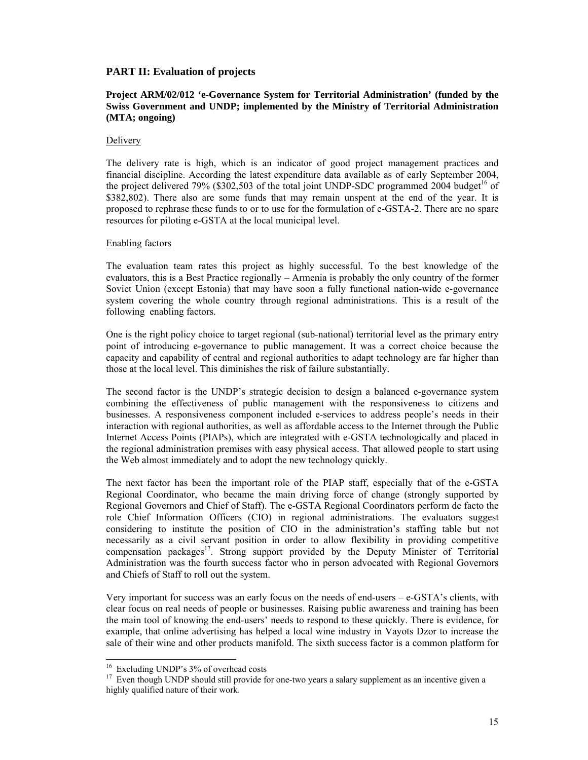## PART II: Evaluation of projects

### Project ARM/02/012 'e-Governance System for Territorial Administration' (funded by the Swiss Government and UNDP; implemented by the Ministry of Territorial Administration (MTA; ongoing)

Delivery

The delivery rate is high, which is an indicator of good project management practices and financial discipline. According the latest expenditure data available as of early September 2004, the project delivered 79% ($302,503 of the total joint UNDP-SDC programmed 2004 budget[16] of $382,802). There also are some funds that may remain unspent at the end of the year. It is proposed to rephrase these funds to or to use for the formulation of e-GSTA-2. There are no spare resources for piloting e-GSTA at the local municipal level.

Enabling factors

The evaluation team rates this project as highly successful. To the best knowledge of the evaluators, this is a Best Practice regionally – Armenia is probably the only country of the former Soviet Union (except Estonia) that may have soon a fully functional nation-wide e-governance system covering the whole country through regional administrations. This is a result of the following enabling factors.

One is the right policy choice to target regional (sub-national) territorial level as the primary entry point of introducing e-governance to public management. It was a correct choice because the capacity and capability of central and regional authorities to adapt technology are far higher than those at the local level. This diminishes the risk of failure substantially.

The second factor is the UNDP's strategic decision to design a balanced e-governance system combining the effectiveness of public management with the responsiveness to citizens and businesses. A responsiveness component included e-services to address people's needs in their interaction with regional authorities, as well as affordable access to the Internet through the Public Internet Access Points (PIAPs), which are integrated with e-GSTA technologically and placed in the regional administration premises with easy physical access. That allowed people to start using the Web almost immediately and to adopt the new technology quickly.

The next factor has been the important role of the PIAP staff, especially that of the e-GSTA Regional Coordinator, who became the main driving force of change (strongly supported by Regional Governors and Chief of Staff). The e-GSTA Regional Coordinators perform de facto the role Chief Information Officers (CIO) in regional administrations. The evaluators suggest considering to institute the position of CIO in the administration's staffing table but not necessarily as a civil servant position in order to allow flexibility in providing competitive compensation packages[17]. Strong support provided by the Deputy Minister of Territorial Administration was the fourth success factor who in person advocated with Regional Governors and Chiefs of Staff to roll out the system.

Very important for success was an early focus on the needs of end-users – e-GSTA's clients, with clear focus on real needs of people or businesses. Raising public awareness and training has been the main tool of knowing the end-users' needs to respond to these quickly. There is evidence, for example, that online advertising has helped a local wine industry in Vayots Dzor to increase the sale of their wine and other products manifold. The sixth success factor is a common platform for

---

[16] Excluding UNDP's 3% of overhead costs

[17] Even though UNDP should still provide for one-two years a salary supplement as an incentive given a highly qualified nature of their work.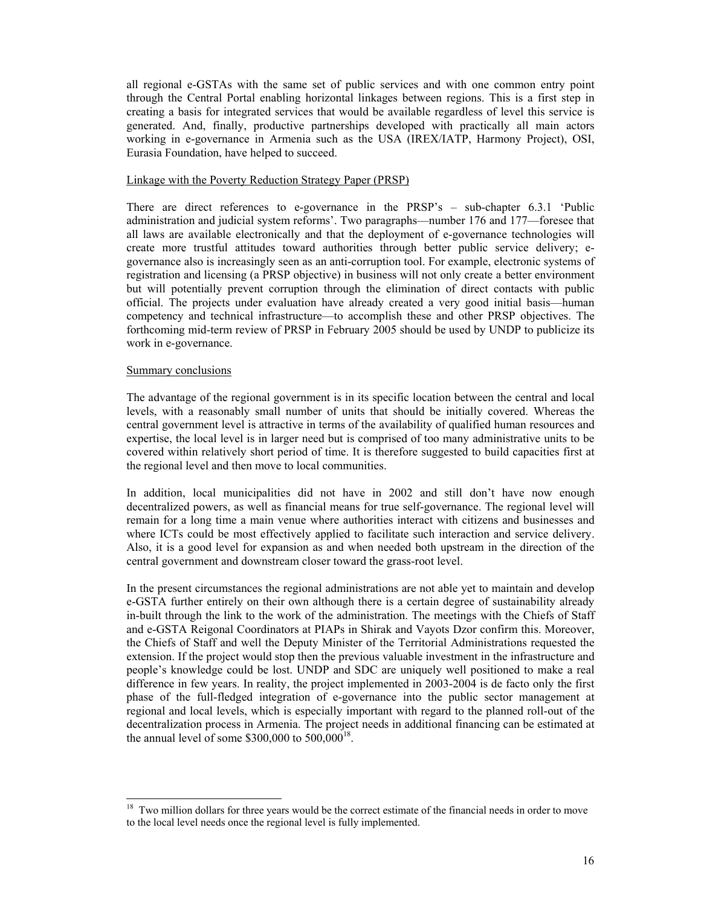all regional e-GSTAs with the same set of public services and with one common entry point through the Central Portal enabling horizontal linkages between regions. This is a first step in creating a basis for integrated services that would be available regardless of level this service is generated. And, finally, productive partnerships developed with practically all main actors working in e-governance in Armenia such as the USA (IREX/IATP, Harmony Project), OSI, Eurasia Foundation, have helped to succeed.

Linkage with the Poverty Reduction Strategy Paper (PRSP)

There are direct references to e-governance in the PRSP's – sub-chapter 6.3.1 'Public administration and judicial system reforms'. Two paragraphs—number 176 and 177—foresee that all laws are available electronically and that the deployment of e-governance technologies will create more trustful attitudes toward authorities through better public service delivery; e-governance also is increasingly seen as an anti-corruption tool. For example, electronic systems of registration and licensing (a PRSP objective) in business will not only create a better environment but will potentially prevent corruption through the elimination of direct contacts with public official. The projects under evaluation have already created a very good initial basis—human competency and technical infrastructure—to accomplish these and other PRSP objectives. The forthcoming mid-term review of PRSP in February 2005 should be used by UNDP to publicize its work in e-governance.

Summary conclusions

The advantage of the regional government is in its specific location between the central and local levels, with a reasonably small number of units that should be initially covered. Whereas the central government level is attractive in terms of the availability of qualified human resources and expertise, the local level is in larger need but is comprised of too many administrative units to be covered within relatively short period of time. It is therefore suggested to build capacities first at the regional level and then move to local communities.

In addition, local municipalities did not have in 2002 and still don't have now enough decentralized powers, as well as financial means for true self-governance. The regional level will remain for a long time a main venue where authorities interact with citizens and businesses and where ICTs could be most effectively applied to facilitate such interaction and service delivery. Also, it is a good level for expansion as and when needed both upstream in the direction of the central government and downstream closer toward the grass-root level.

In the present circumstances the regional administrations are not able yet to maintain and develop e-GSTA further entirely on their own although there is a certain degree of sustainability already in-built through the link to the work of the administration. The meetings with the Chiefs of Staff and e-GSTA Reigonal Coordinators at PIAPs in Shirak and Vayots Dzor confirm this. Moreover, the Chiefs of Staff and well the Deputy Minister of the Territorial Administrations requested the extension. If the project would stop then the previous valuable investment in the infrastructure and people's knowledge could be lost. UNDP and SDC are uniquely well positioned to make a real difference in few years. In reality, the project implemented in 2003-2004 is de facto only the first phase of the full-fledged integration of e-governance into the public sector management at regional and local levels, which is especially important with regard to the planned roll-out of the decentralization process in Armenia. The project needs in additional financing can be estimated at the annual level of some \$300,000 to 500,000[18].

[18] Two million dollars for three years would be the correct estimate of the financial needs in order to move to the local level needs once the regional level is fully implemented.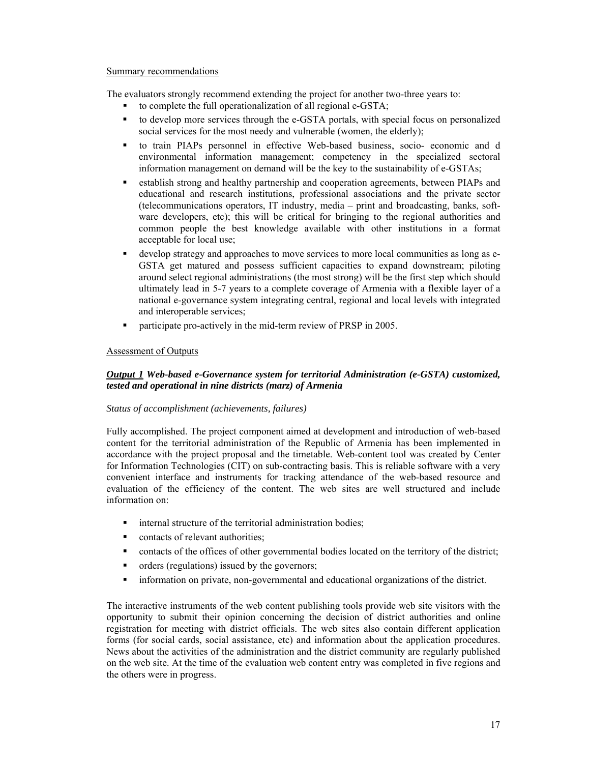Summary recommendations

The evaluators strongly recommend extending the project for another two-three years to:

- to complete the full operationalization of all regional e-GSTA;
- to develop more services through the e-GSTA portals, with special focus on personalized social services for the most needy and vulnerable (women, the elderly);
- to train PIAPs personnel in effective Web-based business, socio- economic and d environmental information management; competency in the specialized sectoral information management on demand will be the key to the sustainability of e-GSTAs;
- establish strong and healthy partnership and cooperation agreements, between PIAPs and educational and research institutions, professional associations and the private sector (telecommunications operators, IT industry, media – print and broadcasting, banks, software developers, etc); this will be critical for bringing to the regional authorities and common people the best knowledge available with other institutions in a format acceptable for local use;
- develop strategy and approaches to move services to more local communities as long as e-GSTA get matured and possess sufficient capacities to expand downstream; piloting around select regional administrations (the most strong) will be the first step which should ultimately lead in 5-7 years to a complete coverage of Armenia with a flexible layer of a national e-governance system integrating central, regional and local levels with integrated and interoperable services;
- participate pro-actively in the mid-term review of PRSP in 2005.

Assessment of Outputs

***Output 1*** ***Web-based e-Governance system for territorial Administration (e-GSTA) customized, tested and operational in nine districts (marz) of Armenia***

*Status of accomplishment (achievements, failures)*

Fully accomplished. The project component aimed at development and introduction of web-based content for the territorial administration of the Republic of Armenia has been implemented in accordance with the project proposal and the timetable. Web-content tool was created by Center for Information Technologies (CIT) on sub-contracting basis. This is reliable software with a very convenient interface and instruments for tracking attendance of the web-based resource and evaluation of the efficiency of the content. The web sites are well structured and include information on:

- internal structure of the territorial administration bodies;
- contacts of relevant authorities;
- contacts of the offices of other governmental bodies located on the territory of the district;
- orders (regulations) issued by the governors;
- information on private, non-governmental and educational organizations of the district.

The interactive instruments of the web content publishing tools provide web site visitors with the opportunity to submit their opinion concerning the decision of district authorities and online registration for meeting with district officials. The web sites also contain different application forms (for social cards, social assistance, etc) and information about the application procedures. News about the activities of the administration and the district community are regularly published on the web site. At the time of the evaluation web content entry was completed in five regions and the others were in progress.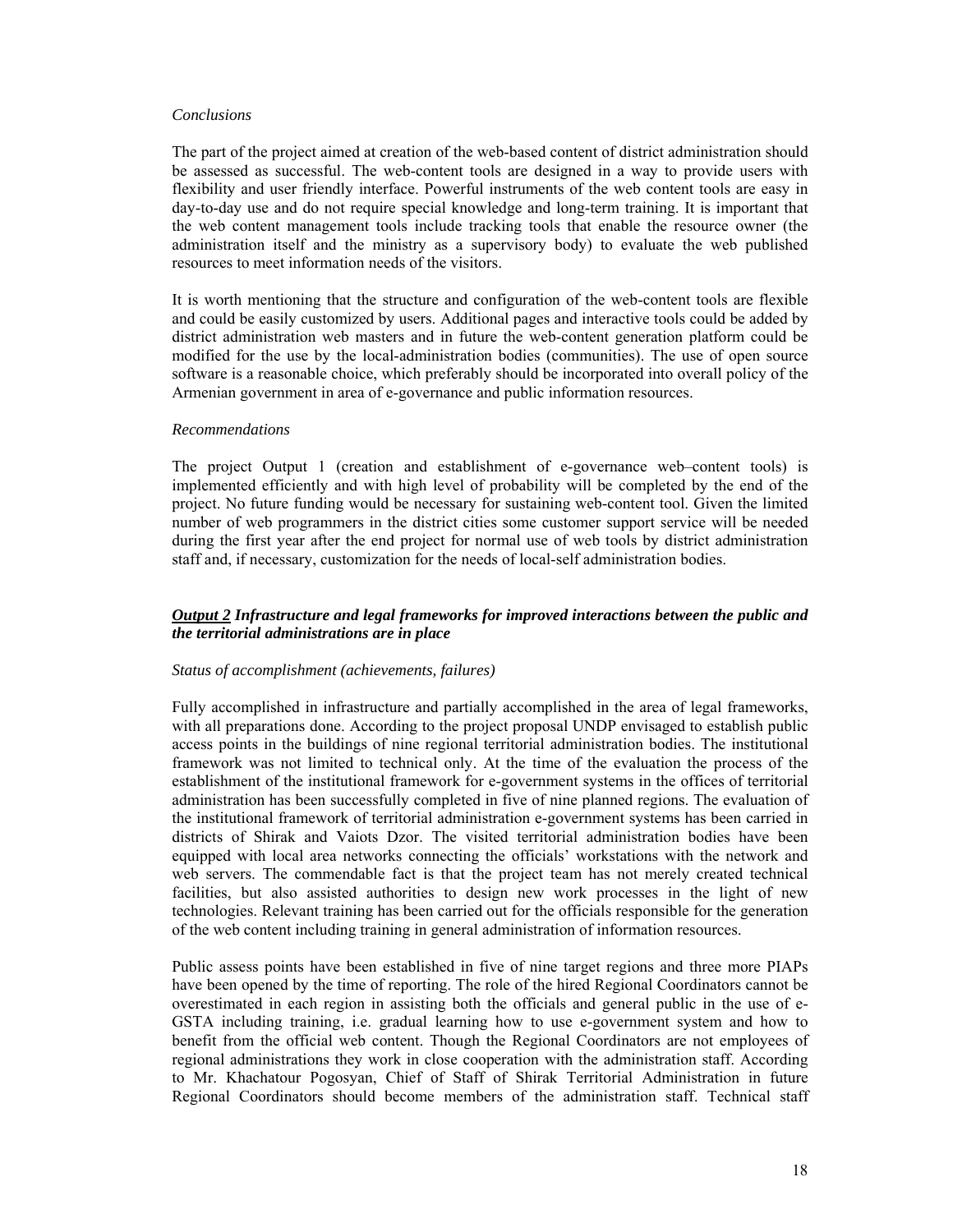*Conclusions*

The part of the project aimed at creation of the web-based content of district administration should be assessed as successful. The web-content tools are designed in a way to provide users with flexibility and user friendly interface. Powerful instruments of the web content tools are easy in day-to-day use and do not require special knowledge and long-term training. It is important that the web content management tools include tracking tools that enable the resource owner (the administration itself and the ministry as a supervisory body) to evaluate the web published resources to meet information needs of the visitors.

It is worth mentioning that the structure and configuration of the web-content tools are flexible and could be easily customized by users. Additional pages and interactive tools could be added by district administration web masters and in future the web-content generation platform could be modified for the use by the local-administration bodies (communities). The use of open source software is a reasonable choice, which preferably should be incorporated into overall policy of the Armenian government in area of e-governance and public information resources.

*Recommendations*

The project Output 1 (creation and establishment of e-governance web–content tools) is implemented efficiently and with high level of probability will be completed by the end of the project. No future funding would be necessary for sustaining web-content tool. Given the limited number of web programmers in the district cities some customer support service will be needed during the first year after the end project for normal use of web tools by district administration staff and, if necessary, customization for the needs of local-self administration bodies.

***<u>Output 2</u> Infrastructure and legal frameworks for improved interactions between the public and the territorial administrations are in place***

*Status of accomplishment (achievements, failures)*

Fully accomplished in infrastructure and partially accomplished in the area of legal frameworks, with all preparations done. According to the project proposal UNDP envisaged to establish public access points in the buildings of nine regional territorial administration bodies. The institutional framework was not limited to technical only. At the time of the evaluation the process of the establishment of the institutional framework for e-government systems in the offices of territorial administration has been successfully completed in five of nine planned regions. The evaluation of the institutional framework of territorial administration e-government systems has been carried in districts of Shirak and Vaiots Dzor. The visited territorial administration bodies have been equipped with local area networks connecting the officials' workstations with the network and web servers. The commendable fact is that the project team has not merely created technical facilities, but also assisted authorities to design new work processes in the light of new technologies. Relevant training has been carried out for the officials responsible for the generation of the web content including training in general administration of information resources.

Public assess points have been established in five of nine target regions and three more PIAPs have been opened by the time of reporting. The role of the hired Regional Coordinators cannot be overestimated in each region in assisting both the officials and general public in the use of e-GSTA including training, i.e. gradual learning how to use e-government system and how to benefit from the official web content. Though the Regional Coordinators are not employees of regional administrations they work in close cooperation with the administration staff. According to Mr. Khachatour Pogosyan, Chief of Staff of Shirak Territorial Administration in future Regional Coordinators should become members of the administration staff. Technical staff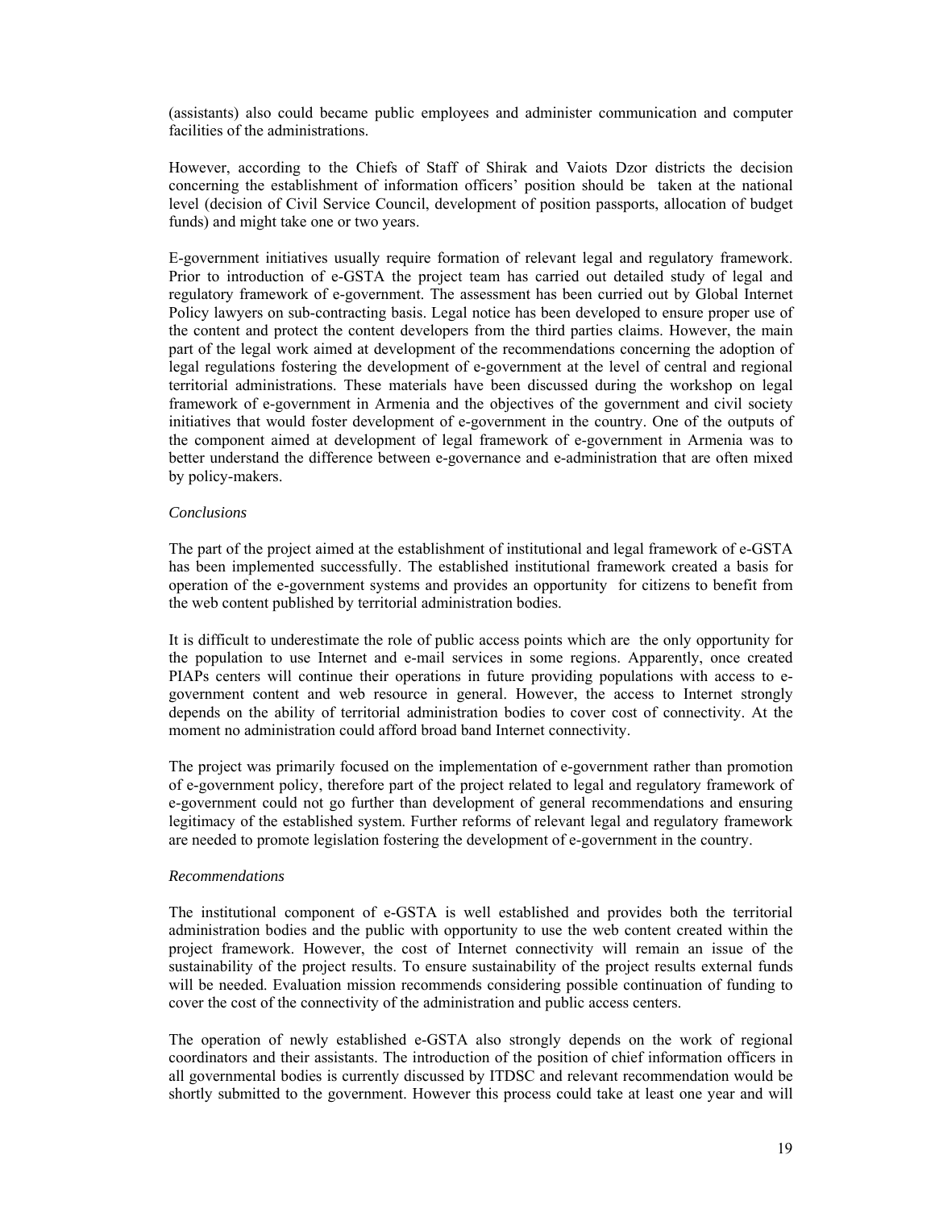(assistants) also could became public employees and administer communication and computer facilities of the administrations.

However, according to the Chiefs of Staff of Shirak and Vaiots Dzor districts the decision concerning the establishment of information officers' position should be taken at the national level (decision of Civil Service Council, development of position passports, allocation of budget funds) and might take one or two years.

E-government initiatives usually require formation of relevant legal and regulatory framework. Prior to introduction of e-GSTA the project team has carried out detailed study of legal and regulatory framework of e-government. The assessment has been curried out by Global Internet Policy lawyers on sub-contracting basis. Legal notice has been developed to ensure proper use of the content and protect the content developers from the third parties claims. However, the main part of the legal work aimed at development of the recommendations concerning the adoption of legal regulations fostering the development of e-government at the level of central and regional territorial administrations. These materials have been discussed during the workshop on legal framework of e-government in Armenia and the objectives of the government and civil society initiatives that would foster development of e-government in the country. One of the outputs of the component aimed at development of legal framework of e-government in Armenia was to better understand the difference between e-governance and e-administration that are often mixed by policy-makers.

*Conclusions*

The part of the project aimed at the establishment of institutional and legal framework of e-GSTA has been implemented successfully. The established institutional framework created a basis for operation of the e-government systems and provides an opportunity for citizens to benefit from the web content published by territorial administration bodies.

It is difficult to underestimate the role of public access points which are the only opportunity for the population to use Internet and e-mail services in some regions. Apparently, once created PIAPs centers will continue their operations in future providing populations with access to e-government content and web resource in general. However, the access to Internet strongly depends on the ability of territorial administration bodies to cover cost of connectivity. At the moment no administration could afford broad band Internet connectivity.

The project was primarily focused on the implementation of e-government rather than promotion of e-government policy, therefore part of the project related to legal and regulatory framework of e-government could not go further than development of general recommendations and ensuring legitimacy of the established system. Further reforms of relevant legal and regulatory framework are needed to promote legislation fostering the development of e-government in the country.

*Recommendations*

The institutional component of e-GSTA is well established and provides both the territorial administration bodies and the public with opportunity to use the web content created within the project framework. However, the cost of Internet connectivity will remain an issue of the sustainability of the project results. To ensure sustainability of the project results external funds will be needed. Evaluation mission recommends considering possible continuation of funding to cover the cost of the connectivity of the administration and public access centers.

The operation of newly established e-GSTA also strongly depends on the work of regional coordinators and their assistants. The introduction of the position of chief information officers in all governmental bodies is currently discussed by ITDSC and relevant recommendation would be shortly submitted to the government. However this process could take at least one year and will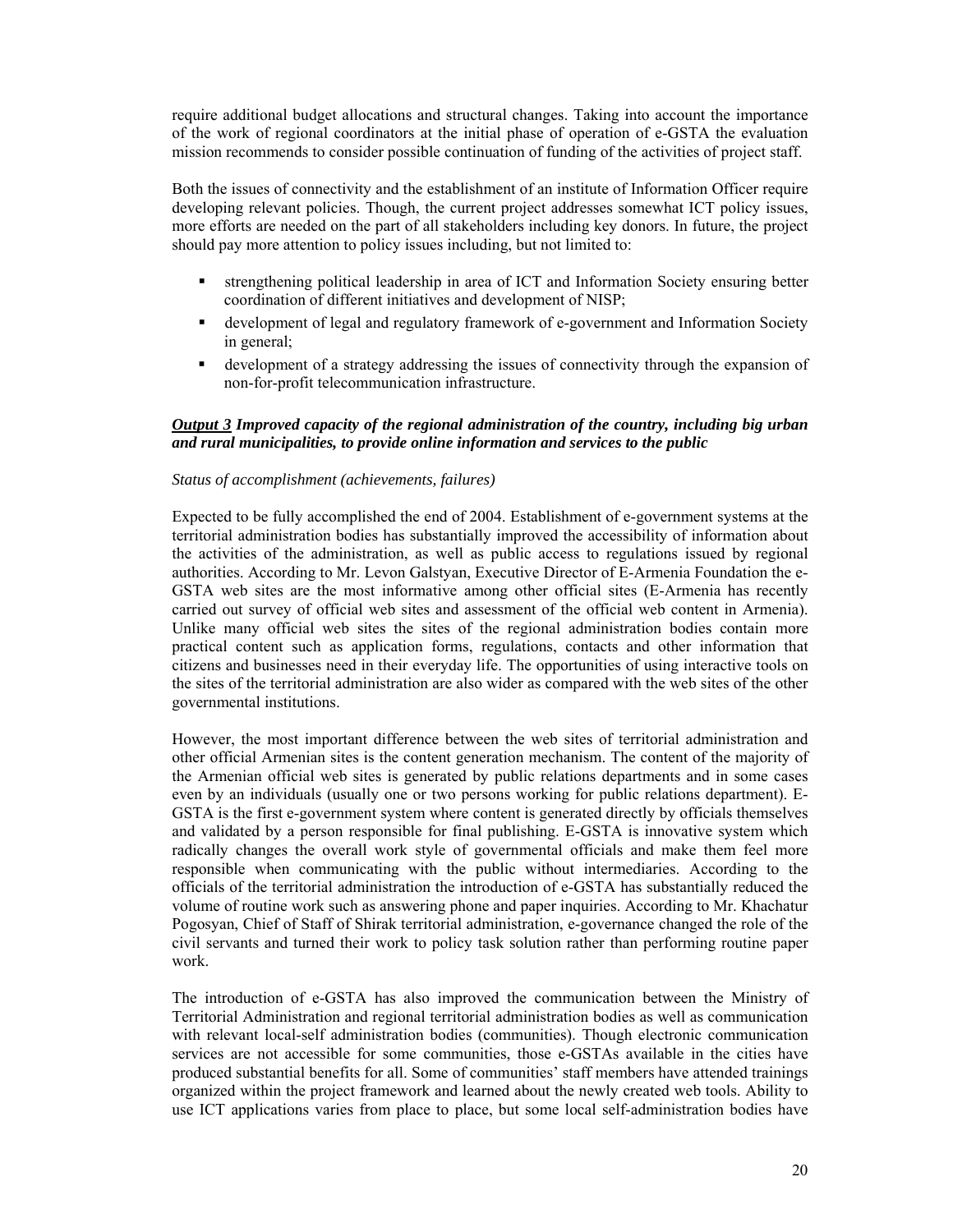require additional budget allocations and structural changes. Taking into account the importance of the work of regional coordinators at the initial phase of operation of e-GSTA the evaluation mission recommends to consider possible continuation of funding of the activities of project staff.

Both the issues of connectivity and the establishment of an institute of Information Officer require developing relevant policies. Though, the current project addresses somewhat ICT policy issues, more efforts are needed on the part of all stakeholders including key donors. In future, the project should pay more attention to policy issues including, but not limited to:

- strengthening political leadership in area of ICT and Information Society ensuring better coordination of different initiatives and development of NISP;
- development of legal and regulatory framework of e-government and Information Society in general;
- development of a strategy addressing the issues of connectivity through the expansion of non-for-profit telecommunication infrastructure.

***<u>Output 3</u> Improved capacity of the regional administration of the country, including big urban and rural municipalities, to provide online information and services to the public***

*Status of accomplishment (achievements, failures)*

Expected to be fully accomplished the end of 2004. Establishment of e-government systems at the territorial administration bodies has substantially improved the accessibility of information about the activities of the administration, as well as public access to regulations issued by regional authorities. According to Mr. Levon Galstyan, Executive Director of E-Armenia Foundation the e-GSTA web sites are the most informative among other official sites (E-Armenia has recently carried out survey of official web sites and assessment of the official web content in Armenia). Unlike many official web sites the sites of the regional administration bodies contain more practical content such as application forms, regulations, contacts and other information that citizens and businesses need in their everyday life. The opportunities of using interactive tools on the sites of the territorial administration are also wider as compared with the web sites of the other governmental institutions.

However, the most important difference between the web sites of territorial administration and other official Armenian sites is the content generation mechanism. The content of the majority of the Armenian official web sites is generated by public relations departments and in some cases even by an individuals (usually one or two persons working for public relations department). E-GSTA is the first e-government system where content is generated directly by officials themselves and validated by a person responsible for final publishing. E-GSTA is innovative system which radically changes the overall work style of governmental officials and make them feel more responsible when communicating with the public without intermediaries. According to the officials of the territorial administration the introduction of e-GSTA has substantially reduced the volume of routine work such as answering phone and paper inquiries. According to Mr. Khachatur Pogosyan, Chief of Staff of Shirak territorial administration, e-governance changed the role of the civil servants and turned their work to policy task solution rather than performing routine paper work.

The introduction of e-GSTA has also improved the communication between the Ministry of Territorial Administration and regional territorial administration bodies as well as communication with relevant local-self administration bodies (communities). Though electronic communication services are not accessible for some communities, those e-GSTAs available in the cities have produced substantial benefits for all. Some of communities' staff members have attended trainings organized within the project framework and learned about the newly created web tools. Ability to use ICT applications varies from place to place, but some local self-administration bodies have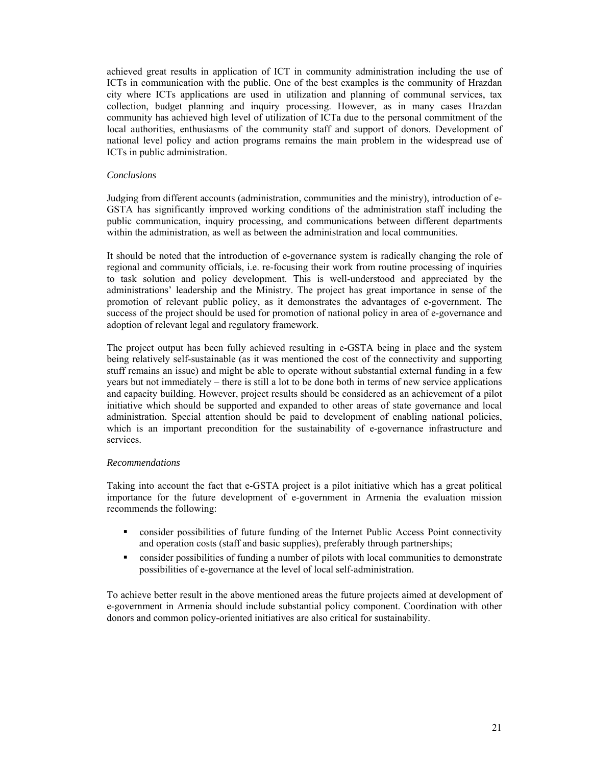achieved great results in application of ICT in community administration including the use of ICTs in communication with the public. One of the best examples is the community of Hrazdan city where ICTs applications are used in utilization and planning of communal services, tax collection, budget planning and inquiry processing. However, as in many cases Hrazdan community has achieved high level of utilization of ICTa due to the personal commitment of the local authorities, enthusiasms of the community staff and support of donors. Development of national level policy and action programs remains the main problem in the widespread use of ICTs in public administration.

*Conclusions*

Judging from different accounts (administration, communities and the ministry), introduction of e-GSTA has significantly improved working conditions of the administration staff including the public communication, inquiry processing, and communications between different departments within the administration, as well as between the administration and local communities.

It should be noted that the introduction of e-governance system is radically changing the role of regional and community officials, i.e. re-focusing their work from routine processing of inquiries to task solution and policy development. This is well-understood and appreciated by the administrations' leadership and the Ministry. The project has great importance in sense of the promotion of relevant public policy, as it demonstrates the advantages of e-government. The success of the project should be used for promotion of national policy in area of e-governance and adoption of relevant legal and regulatory framework.

The project output has been fully achieved resulting in e-GSTA being in place and the system being relatively self-sustainable (as it was mentioned the cost of the connectivity and supporting stuff remains an issue) and might be able to operate without substantial external funding in a few years but not immediately – there is still a lot to be done both in terms of new service applications and capacity building. However, project results should be considered as an achievement of a pilot initiative which should be supported and expanded to other areas of state governance and local administration. Special attention should be paid to development of enabling national policies, which is an important precondition for the sustainability of e-governance infrastructure and services.

*Recommendations*

Taking into account the fact that e-GSTA project is a pilot initiative which has a great political importance for the future development of e-government in Armenia the evaluation mission recommends the following:

- consider possibilities of future funding of the Internet Public Access Point connectivity and operation costs (staff and basic supplies), preferably through partnerships;
- consider possibilities of funding a number of pilots with local communities to demonstrate possibilities of e-governance at the level of local self-administration.

To achieve better result in the above mentioned areas the future projects aimed at development of e-government in Armenia should include substantial policy component. Coordination with other donors and common policy-oriented initiatives are also critical for sustainability.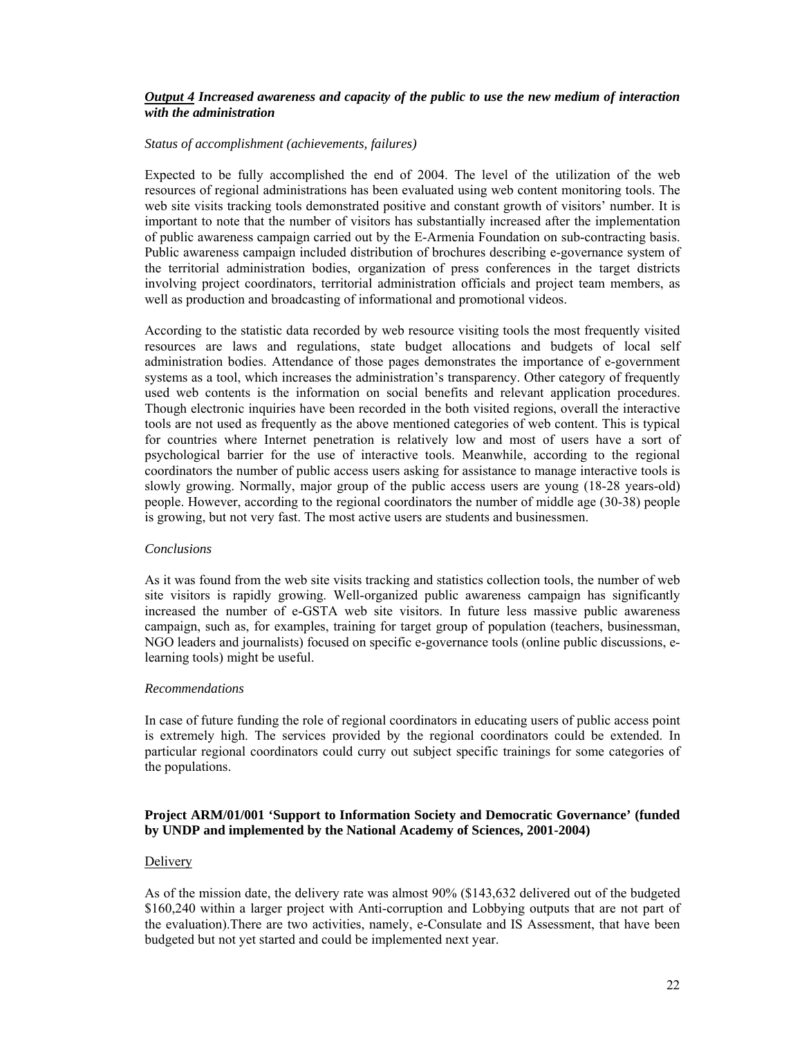***Output 4*** ***Increased awareness and capacity of the public to use the new medium of interaction with the administration***

*Status of accomplishment (achievements, failures)*

Expected to be fully accomplished the end of 2004. The level of the utilization of the web resources of regional administrations has been evaluated using web content monitoring tools. The web site visits tracking tools demonstrated positive and constant growth of visitors' number. It is important to note that the number of visitors has substantially increased after the implementation of public awareness campaign carried out by the E-Armenia Foundation on sub-contracting basis. Public awareness campaign included distribution of brochures describing e-governance system of the territorial administration bodies, organization of press conferences in the target districts involving project coordinators, territorial administration officials and project team members, as well as production and broadcasting of informational and promotional videos.

According to the statistic data recorded by web resource visiting tools the most frequently visited resources are laws and regulations, state budget allocations and budgets of local self administration bodies. Attendance of those pages demonstrates the importance of e-government systems as a tool, which increases the administration's transparency. Other category of frequently used web contents is the information on social benefits and relevant application procedures. Though electronic inquiries have been recorded in the both visited regions, overall the interactive tools are not used as frequently as the above mentioned categories of web content. This is typical for countries where Internet penetration is relatively low and most of users have a sort of psychological barrier for the use of interactive tools. Meanwhile, according to the regional coordinators the number of public access users asking for assistance to manage interactive tools is slowly growing. Normally, major group of the public access users are young (18-28 years-old) people. However, according to the regional coordinators the number of middle age (30-38) people is growing, but not very fast. The most active users are students and businessmen.

*Conclusions*

As it was found from the web site visits tracking and statistics collection tools, the number of web site visitors is rapidly growing. Well-organized public awareness campaign has significantly increased the number of e-GSTA web site visitors. In future less massive public awareness campaign, such as, for examples, training for target group of population (teachers, businessman, NGO leaders and journalists) focused on specific e-governance tools (online public discussions, e-learning tools) might be useful.

*Recommendations*

In case of future funding the role of regional coordinators in educating users of public access point is extremely high. The services provided by the regional coordinators could be extended. In particular regional coordinators could curry out subject specific trainings for some categories of the populations.

**Project ARM/01/001 'Support to Information Society and Democratic Governance' (funded by UNDP and implemented by the National Academy of Sciences, 2001-2004)**

Delivery

As of the mission date, the delivery rate was almost 90% ($143,632 delivered out of the budgeted $160,240 within a larger project with Anti-corruption and Lobbying outputs that are not part of the evaluation).There are two activities, namely, e-Consulate and IS Assessment, that have been budgeted but not yet started and could be implemented next year.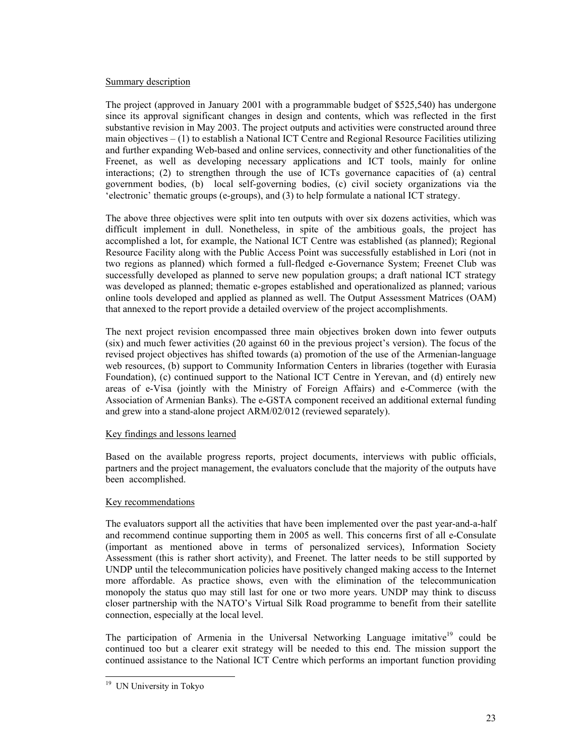Summary description

The project (approved in January 2001 with a programmable budget of $525,540) has undergone since its approval significant changes in design and contents, which was reflected in the first substantive revision in May 2003. The project outputs and activities were constructed around three main objectives – (1) to establish a National ICT Centre and Regional Resource Facilities utilizing and further expanding Web-based and online services, connectivity and other functionalities of the Freenet, as well as developing necessary applications and ICT tools, mainly for online interactions; (2) to strengthen through the use of ICTs governance capacities of (a) central government bodies, (b) local self-governing bodies, (c) civil society organizations via the 'electronic' thematic groups (e-groups), and (3) to help formulate a national ICT strategy.

The above three objectives were split into ten outputs with over six dozens activities, which was difficult implement in dull. Nonetheless, in spite of the ambitious goals, the project has accomplished a lot, for example, the National ICT Centre was established (as planned); Regional Resource Facility along with the Public Access Point was successfully established in Lori (not in two regions as planned) which formed a full-fledged e-Governance System; Freenet Club was successfully developed as planned to serve new population groups; a draft national ICT strategy was developed as planned; thematic e-gropes established and operationalized as planned; various online tools developed and applied as planned as well. The Output Assessment Matrices (OAM) that annexed to the report provide a detailed overview of the project accomplishments.

The next project revision encompassed three main objectives broken down into fewer outputs (six) and much fewer activities (20 against 60 in the previous project's version). The focus of the revised project objectives has shifted towards (a) promotion of the use of the Armenian-language web resources, (b) support to Community Information Centers in libraries (together with Eurasia Foundation), (c) continued support to the National ICT Centre in Yerevan, and (d) entirely new areas of e-Visa (jointly with the Ministry of Foreign Affairs) and e-Commerce (with the Association of Armenian Banks). The e-GSTA component received an additional external funding and grew into a stand-alone project ARM/02/012 (reviewed separately).

Key findings and lessons learned

Based on the available progress reports, project documents, interviews with public officials, partners and the project management, the evaluators conclude that the majority of the outputs have been accomplished.

Key recommendations

The evaluators support all the activities that have been implemented over the past year-and-a-half and recommend continue supporting them in 2005 as well. This concerns first of all e-Consulate (important as mentioned above in terms of personalized services), Information Society Assessment (this is rather short activity), and Freenet. The latter needs to be still supported by UNDP until the telecommunication policies have positively changed making access to the Internet more affordable. As practice shows, even with the elimination of the telecommunication monopoly the status quo may still last for one or two more years. UNDP may think to discuss closer partnership with the NATO's Virtual Silk Road programme to benefit from their satellite connection, especially at the local level.

The participation of Armenia in the Universal Networking Language imitative[19] could be continued too but a clearer exit strategy will be needed to this end. The mission support the continued assistance to the National ICT Centre which performs an important function providing

[19] UN University in Tokyo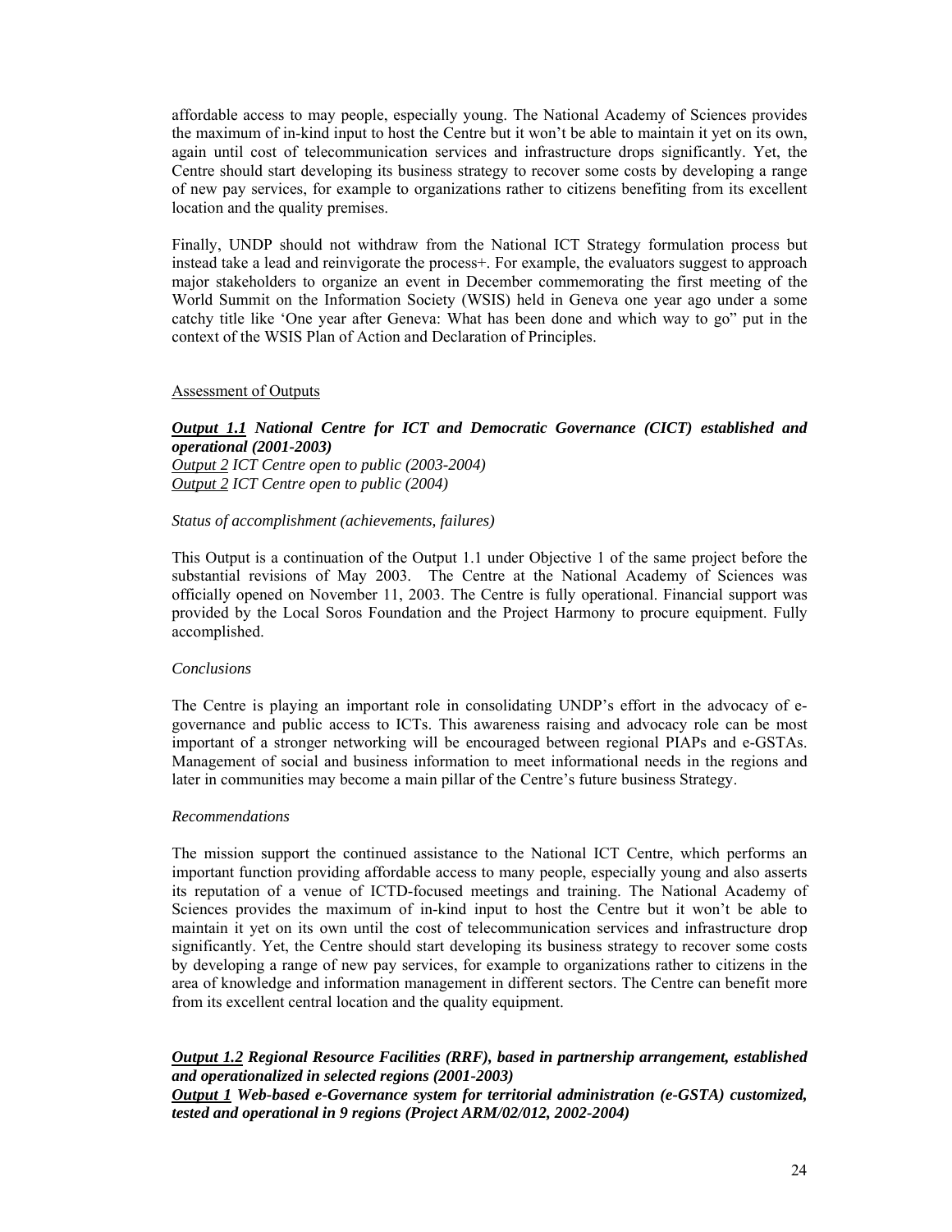affordable access to may people, especially young. The National Academy of Sciences provides the maximum of in-kind input to host the Centre but it won't be able to maintain it yet on its own, again until cost of telecommunication services and infrastructure drops significantly. Yet, the Centre should start developing its business strategy to recover some costs by developing a range of new pay services, for example to organizations rather to citizens benefiting from its excellent location and the quality premises.

Finally, UNDP should not withdraw from the National ICT Strategy formulation process but instead take a lead and reinvigorate the process+. For example, the evaluators suggest to approach major stakeholders to organize an event in December commemorating the first meeting of the World Summit on the Information Society (WSIS) held in Geneva one year ago under a some catchy title like 'One year after Geneva: What has been done and which way to go" put in the context of the WSIS Plan of Action and Declaration of Principles.

Assessment of Outputs

***Output 1.1* National Centre for ICT and Democratic Governance (CICT) established and operational (2001-2003)**
*Output 2 ICT Centre open to public (2003-2004)*
*Output 2 ICT Centre open to public (2004)*

*Status of accomplishment (achievements, failures)*

This Output is a continuation of the Output 1.1 under Objective 1 of the same project before the substantial revisions of May 2003. The Centre at the National Academy of Sciences was officially opened on November 11, 2003. The Centre is fully operational. Financial support was provided by the Local Soros Foundation and the Project Harmony to procure equipment. Fully accomplished.

*Conclusions*

The Centre is playing an important role in consolidating UNDP's effort in the advocacy of e-governance and public access to ICTs. This awareness raising and advocacy role can be most important of a stronger networking will be encouraged between regional PIAPs and e-GSTAs. Management of social and business information to meet informational needs in the regions and later in communities may become a main pillar of the Centre's future business Strategy.

*Recommendations*

The mission support the continued assistance to the National ICT Centre, which performs an important function providing affordable access to many people, especially young and also asserts its reputation of a venue of ICTD-focused meetings and training. The National Academy of Sciences provides the maximum of in-kind input to host the Centre but it won't be able to maintain it yet on its own until the cost of telecommunication services and infrastructure drop significantly. Yet, the Centre should start developing its business strategy to recover some costs by developing a range of new pay services, for example to organizations rather to citizens in the area of knowledge and information management in different sectors. The Centre can benefit more from its excellent central location and the quality equipment.

***Output 1.2* Regional Resource Facilities (RRF), based in partnership arrangement, established and operationalized in selected regions (2001-2003)**
***Output 1* Web-based e-Governance system for territorial administration (e-GSTA) customized, tested and operational in 9 regions (Project ARM/02/012, 2002-2004)**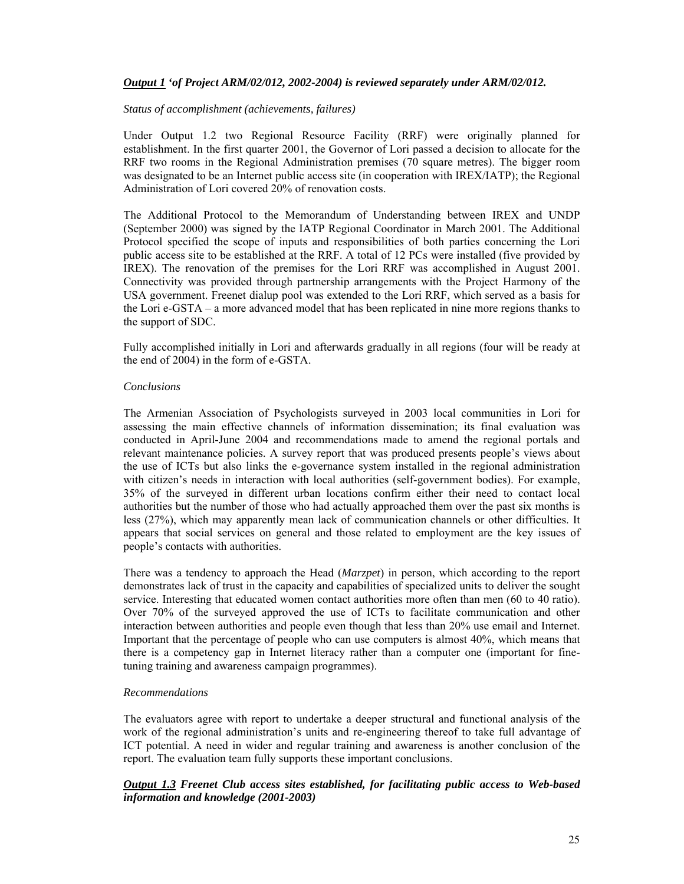***Output 1** 'of Project ARM/02/012, 2002-2004) is reviewed separately under ARM/02/012.*

*Status of accomplishment (achievements, failures)*

Under Output 1.2 two Regional Resource Facility (RRF) were originally planned for establishment. In the first quarter 2001, the Governor of Lori passed a decision to allocate for the RRF two rooms in the Regional Administration premises (70 square metres). The bigger room was designated to be an Internet public access site (in cooperation with IREX/IATP); the Regional Administration of Lori covered 20% of renovation costs.

The Additional Protocol to the Memorandum of Understanding between IREX and UNDP (September 2000) was signed by the IATP Regional Coordinator in March 2001. The Additional Protocol specified the scope of inputs and responsibilities of both parties concerning the Lori public access site to be established at the RRF. A total of 12 PCs were installed (five provided by IREX). The renovation of the premises for the Lori RRF was accomplished in August 2001. Connectivity was provided through partnership arrangements with the Project Harmony of the USA government. Freenet dialup pool was extended to the Lori RRF, which served as a basis for the Lori e-GSTA – a more advanced model that has been replicated in nine more regions thanks to the support of SDC.

Fully accomplished initially in Lori and afterwards gradually in all regions (four will be ready at the end of 2004) in the form of e-GSTA.

*Conclusions*

The Armenian Association of Psychologists surveyed in 2003 local communities in Lori for assessing the main effective channels of information dissemination; its final evaluation was conducted in April-June 2004 and recommendations made to amend the regional portals and relevant maintenance policies. A survey report that was produced presents people's views about the use of ICTs but also links the e-governance system installed in the regional administration with citizen's needs in interaction with local authorities (self-government bodies). For example, 35% of the surveyed in different urban locations confirm either their need to contact local authorities but the number of those who had actually approached them over the past six months is less (27%), which may apparently mean lack of communication channels or other difficulties. It appears that social services on general and those related to employment are the key issues of people's contacts with authorities.

There was a tendency to approach the Head (*Marzpet*) in person, which according to the report demonstrates lack of trust in the capacity and capabilities of specialized units to deliver the sought service. Interesting that educated women contact authorities more often than men (60 to 40 ratio). Over 70% of the surveyed approved the use of ICTs to facilitate communication and other interaction between authorities and people even though that less than 20% use email and Internet. Important that the percentage of people who can use computers is almost 40%, which means that there is a competency gap in Internet literacy rather than a computer one (important for fine-tuning training and awareness campaign programmes).

*Recommendations*

The evaluators agree with report to undertake a deeper structural and functional analysis of the work of the regional administration's units and re-engineering thereof to take full advantage of ICT potential. A need in wider and regular training and awareness is another conclusion of the report. The evaluation team fully supports these important conclusions.

***Output 1.3** Freenet Club access sites established, for facilitating public access to Web-based information and knowledge (2001-2003)*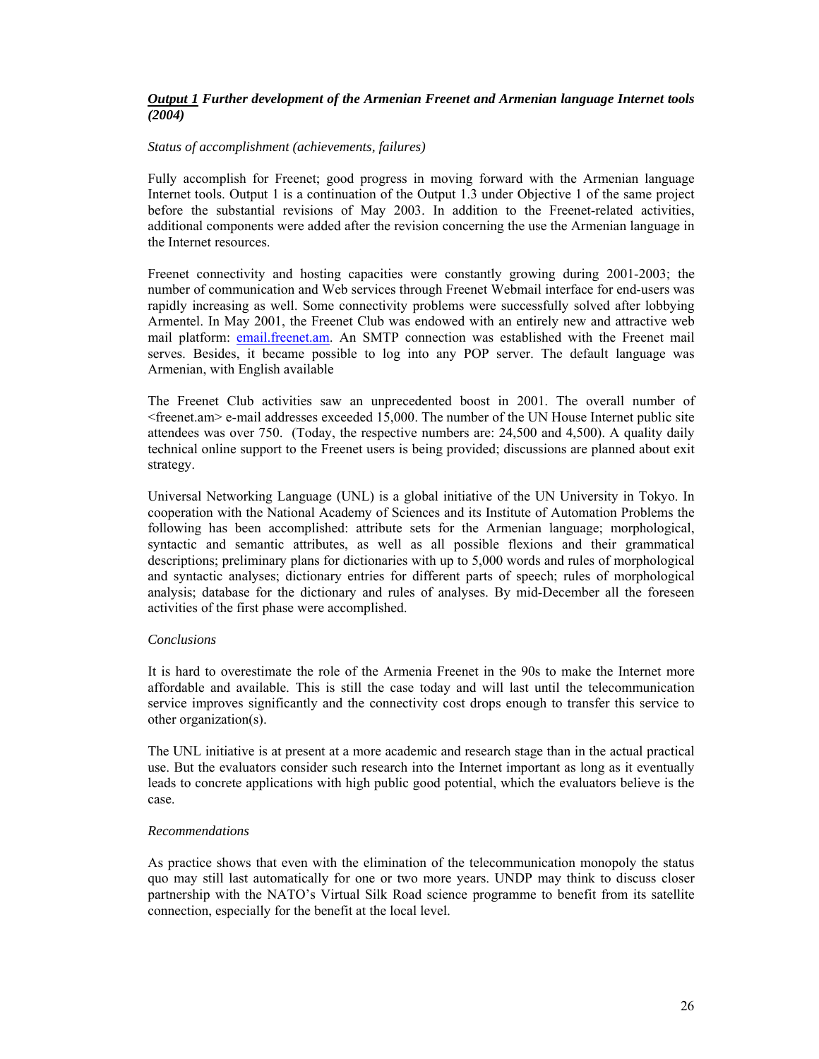***Output 1*** ***Further development of the Armenian Freenet and Armenian language Internet tools (2004)***

*Status of accomplishment (achievements, failures)*

Fully accomplish for Freenet; good progress in moving forward with the Armenian language Internet tools. Output 1 is a continuation of the Output 1.3 under Objective 1 of the same project before the substantial revisions of May 2003. In addition to the Freenet-related activities, additional components were added after the revision concerning the use the Armenian language in the Internet resources.

Freenet connectivity and hosting capacities were constantly growing during 2001-2003; the number of communication and Web services through Freenet Webmail interface for end-users was rapidly increasing as well. Some connectivity problems were successfully solved after lobbying Armentel. In May 2001, the Freenet Club was endowed with an entirely new and attractive web mail platform: email.freenet.am. An SMTP connection was established with the Freenet mail serves. Besides, it became possible to log into any POP server. The default language was Armenian, with English available

The Freenet Club activities saw an unprecedented boost in 2001. The overall number of <freenet.am> e-mail addresses exceeded 15,000. The number of the UN House Internet public site attendees was over 750. (Today, the respective numbers are: 24,500 and 4,500). A quality daily technical online support to the Freenet users is being provided; discussions are planned about exit strategy.

Universal Networking Language (UNL) is a global initiative of the UN University in Tokyo. In cooperation with the National Academy of Sciences and its Institute of Automation Problems the following has been accomplished: attribute sets for the Armenian language; morphological, syntactic and semantic attributes, as well as all possible flexions and their grammatical descriptions; preliminary plans for dictionaries with up to 5,000 words and rules of morphological and syntactic analyses; dictionary entries for different parts of speech; rules of morphological analysis; database for the dictionary and rules of analyses. By mid-December all the foreseen activities of the first phase were accomplished.

*Conclusions*

It is hard to overestimate the role of the Armenia Freenet in the 90s to make the Internet more affordable and available. This is still the case today and will last until the telecommunication service improves significantly and the connectivity cost drops enough to transfer this service to other organization(s).

The UNL initiative is at present at a more academic and research stage than in the actual practical use. But the evaluators consider such research into the Internet important as long as it eventually leads to concrete applications with high public good potential, which the evaluators believe is the case.

*Recommendations*

As practice shows that even with the elimination of the telecommunication monopoly the status quo may still last automatically for one or two more years. UNDP may think to discuss closer partnership with the NATO's Virtual Silk Road science programme to benefit from its satellite connection, especially for the benefit at the local level.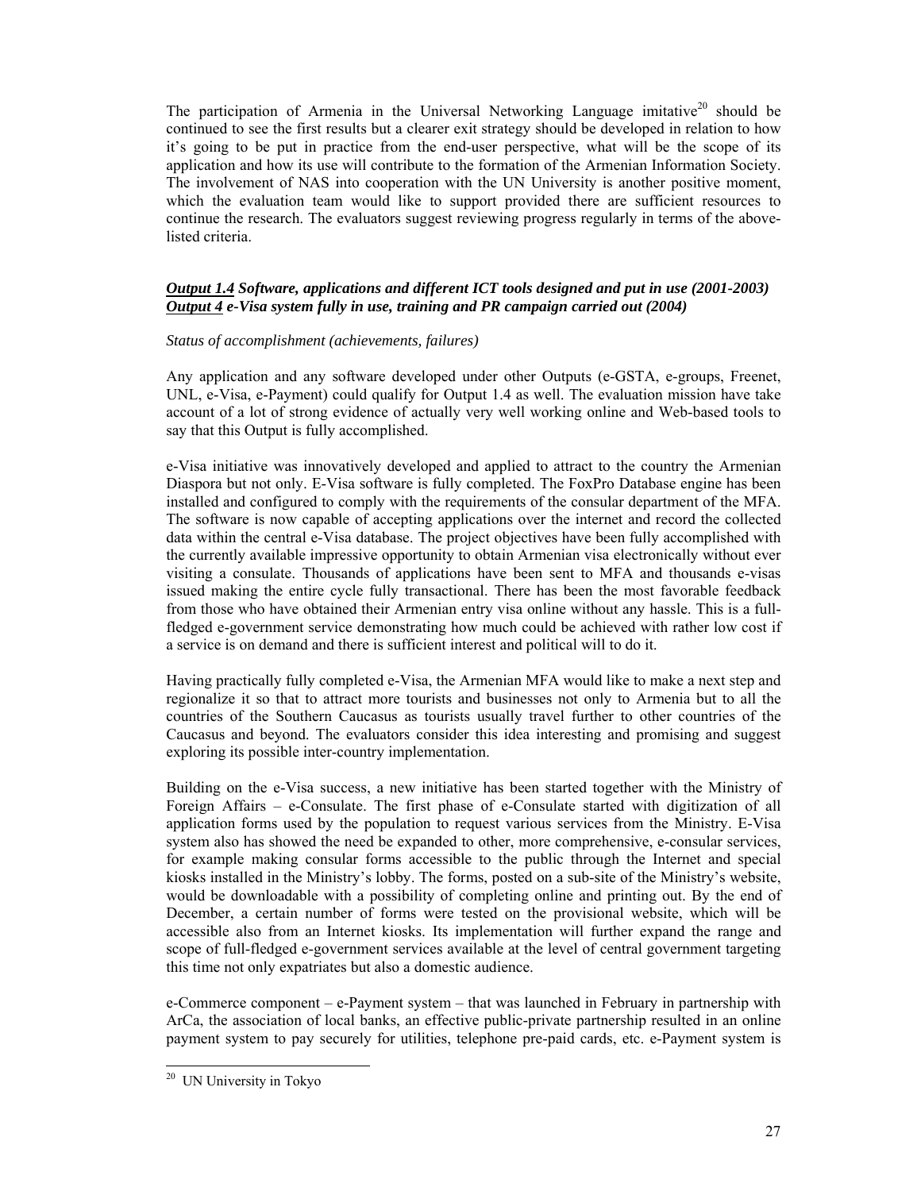The participation of Armenia in the Universal Networking Language imitative[20] should be continued to see the first results but a clearer exit strategy should be developed in relation to how it's going to be put in practice from the end-user perspective, what will be the scope of its application and how its use will contribute to the formation of the Armenian Information Society. The involvement of NAS into cooperation with the UN University is another positive moment, which the evaluation team would like to support provided there are sufficient resources to continue the research. The evaluators suggest reviewing progress regularly in terms of the above-listed criteria.

***<u>Output 1.4</u> Software, applications and different ICT tools designed and put in use (2001-2003)***
***<u>Output 4</u> e-Visa system fully in use, training and PR campaign carried out (2004)***

*Status of accomplishment (achievements, failures)*

Any application and any software developed under other Outputs (e-GSTA, e-groups, Freenet, UNL, e-Visa, e-Payment) could qualify for Output 1.4 as well. The evaluation mission have take account of a lot of strong evidence of actually very well working online and Web-based tools to say that this Output is fully accomplished.

e-Visa initiative was innovatively developed and applied to attract to the country the Armenian Diaspora but not only. E-Visa software is fully completed. The FoxPro Database engine has been installed and configured to comply with the requirements of the consular department of the MFA. The software is now capable of accepting applications over the internet and record the collected data within the central e-Visa database. The project objectives have been fully accomplished with the currently available impressive opportunity to obtain Armenian visa electronically without ever visiting a consulate. Thousands of applications have been sent to MFA and thousands e-visas issued making the entire cycle fully transactional. There has been the most favorable feedback from those who have obtained their Armenian entry visa online without any hassle. This is a full-fledged e-government service demonstrating how much could be achieved with rather low cost if a service is on demand and there is sufficient interest and political will to do it.

Having practically fully completed e-Visa, the Armenian MFA would like to make a next step and regionalize it so that to attract more tourists and businesses not only to Armenia but to all the countries of the Southern Caucasus as tourists usually travel further to other countries of the Caucasus and beyond. The evaluators consider this idea interesting and promising and suggest exploring its possible inter-country implementation.

Building on the e-Visa success, a new initiative has been started together with the Ministry of Foreign Affairs – e-Consulate. The first phase of e-Consulate started with digitization of all application forms used by the population to request various services from the Ministry. E-Visa system also has showed the need be expanded to other, more comprehensive, e-consular services, for example making consular forms accessible to the public through the Internet and special kiosks installed in the Ministry's lobby. The forms, posted on a sub-site of the Ministry's website, would be downloadable with a possibility of completing online and printing out. By the end of December, a certain number of forms were tested on the provisional website, which will be accessible also from an Internet kiosks. Its implementation will further expand the range and scope of full-fledged e-government services available at the level of central government targeting this time not only expatriates but also a domestic audience.

e-Commerce component – e-Payment system – that was launched in February in partnership with ArCa, the association of local banks, an effective public-private partnership resulted in an online payment system to pay securely for utilities, telephone pre-paid cards, etc. e-Payment system is

[20] UN University in Tokyo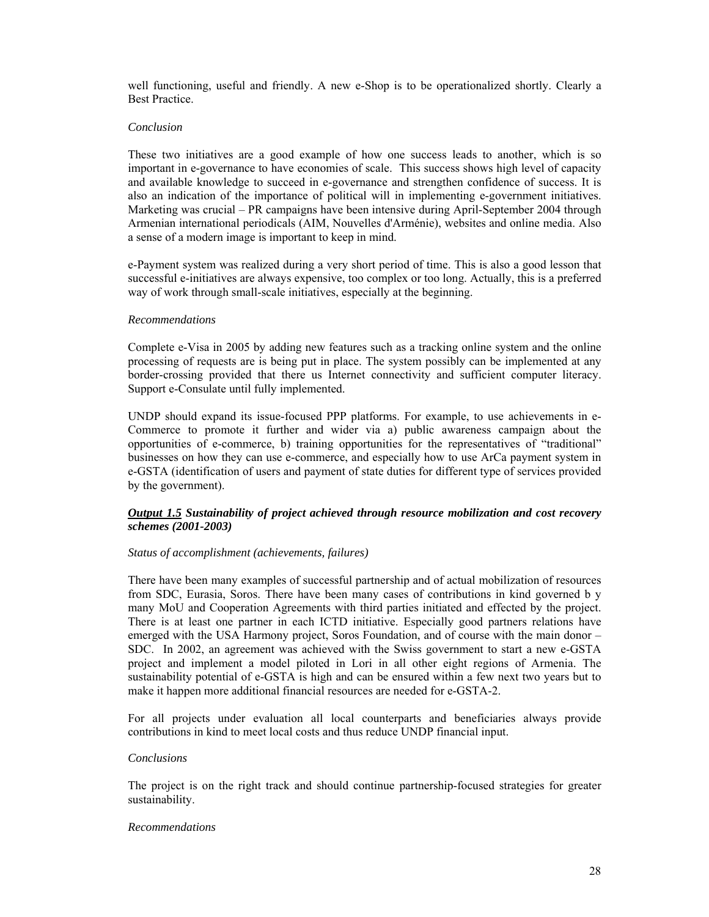well functioning, useful and friendly. A new e-Shop is to be operationalized shortly. Clearly a Best Practice.

*Conclusion*

These two initiatives are a good example of how one success leads to another, which is so important in e-governance to have economies of scale. This success shows high level of capacity and available knowledge to succeed in e-governance and strengthen confidence of success. It is also an indication of the importance of political will in implementing e-government initiatives. Marketing was crucial – PR campaigns have been intensive during April-September 2004 through Armenian international periodicals (AIM, Nouvelles d'Arménie), websites and online media. Also a sense of a modern image is important to keep in mind.

e-Payment system was realized during a very short period of time. This is also a good lesson that successful e-initiatives are always expensive, too complex or too long. Actually, this is a preferred way of work through small-scale initiatives, especially at the beginning.

*Recommendations*

Complete e-Visa in 2005 by adding new features such as a tracking online system and the online processing of requests are is being put in place. The system possibly can be implemented at any border-crossing provided that there us Internet connectivity and sufficient computer literacy. Support e-Consulate until fully implemented.

UNDP should expand its issue-focused PPP platforms. For example, to use achievements in e-Commerce to promote it further and wider via a) public awareness campaign about the opportunities of e-commerce, b) training opportunities for the representatives of "traditional" businesses on how they can use e-commerce, and especially how to use ArCa payment system in e-GSTA (identification of users and payment of state duties for different type of services provided by the government).

***Output 1.5*** ***Sustainability of project achieved through resource mobilization and cost recovery schemes (2001-2003)***

*Status of accomplishment (achievements, failures)*

There have been many examples of successful partnership and of actual mobilization of resources from SDC, Eurasia, Soros. There have been many cases of contributions in kind governed b y many MoU and Cooperation Agreements with third parties initiated and effected by the project. There is at least one partner in each ICTD initiative. Especially good partners relations have emerged with the USA Harmony project, Soros Foundation, and of course with the main donor – SDC. In 2002, an agreement was achieved with the Swiss government to start a new e-GSTA project and implement a model piloted in Lori in all other eight regions of Armenia. The sustainability potential of e-GSTA is high and can be ensured within a few next two years but to make it happen more additional financial resources are needed for e-GSTA-2.

For all projects under evaluation all local counterparts and beneficiaries always provide contributions in kind to meet local costs and thus reduce UNDP financial input.

*Conclusions*

The project is on the right track and should continue partnership-focused strategies for greater sustainability.

*Recommendations*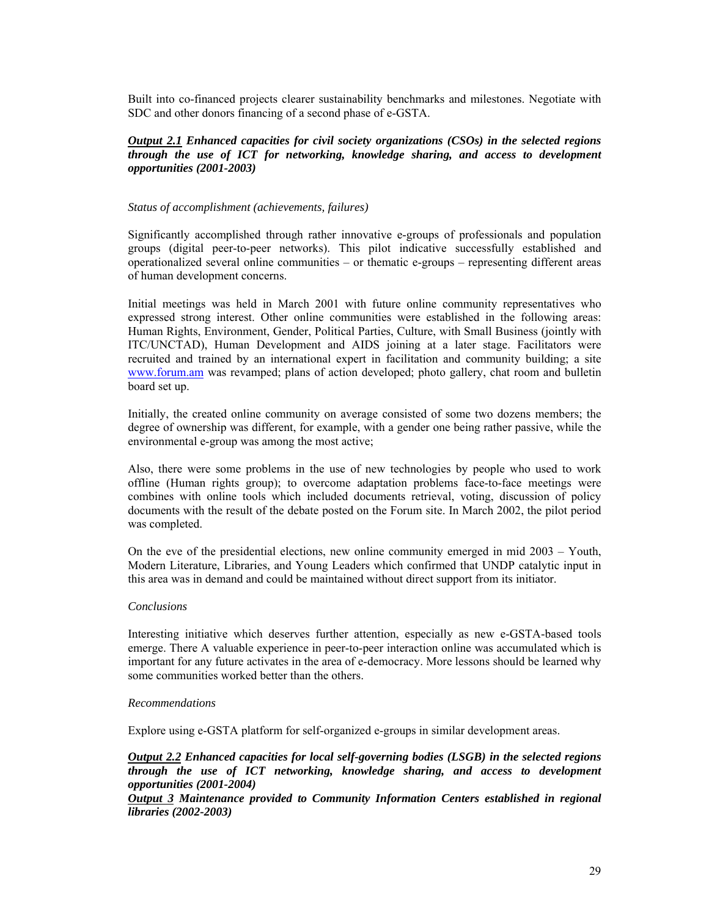Built into co-financed projects clearer sustainability benchmarks and milestones. Negotiate with SDC and other donors financing of a second phase of e-GSTA.

***<u>Output 2.1</u> Enhanced capacities for civil society organizations (CSOs) in the selected regions through the use of ICT for networking, knowledge sharing, and access to development opportunities (2001-2003)***

*Status of accomplishment (achievements, failures)*

Significantly accomplished through rather innovative e-groups of professionals and population groups (digital peer-to-peer networks). This pilot indicative successfully established and operationalized several online communities – or thematic e-groups – representing different areas of human development concerns.

Initial meetings was held in March 2001 with future online community representatives who expressed strong interest. Other online communities were established in the following areas: Human Rights, Environment, Gender, Political Parties, Culture, with Small Business (jointly with ITC/UNCTAD), Human Development and AIDS joining at a later stage. Facilitators were recruited and trained by an international expert in facilitation and community building; a site www.forum.am was revamped; plans of action developed; photo gallery, chat room and bulletin board set up.

Initially, the created online community on average consisted of some two dozens members; the degree of ownership was different, for example, with a gender one being rather passive, while the environmental e-group was among the most active;

Also, there were some problems in the use of new technologies by people who used to work offline (Human rights group); to overcome adaptation problems face-to-face meetings were combines with online tools which included documents retrieval, voting, discussion of policy documents with the result of the debate posted on the Forum site. In March 2002, the pilot period was completed.

On the eve of the presidential elections, new online community emerged in mid 2003 – Youth, Modern Literature, Libraries, and Young Leaders which confirmed that UNDP catalytic input in this area was in demand and could be maintained without direct support from its initiator.

*Conclusions*

Interesting initiative which deserves further attention, especially as new e-GSTA-based tools emerge. There A valuable experience in peer-to-peer interaction online was accumulated which is important for any future activates in the area of e-democracy. More lessons should be learned why some communities worked better than the others.

*Recommendations*

Explore using e-GSTA platform for self-organized e-groups in similar development areas.

***<u>Output 2.2</u> Enhanced capacities for local self-governing bodies (LSGB) in the selected regions through the use of ICT networking, knowledge sharing, and access to development opportunities (2001-2004)***

***<u>Output 3</u> Maintenance provided to Community Information Centers established in regional libraries (2002-2003)***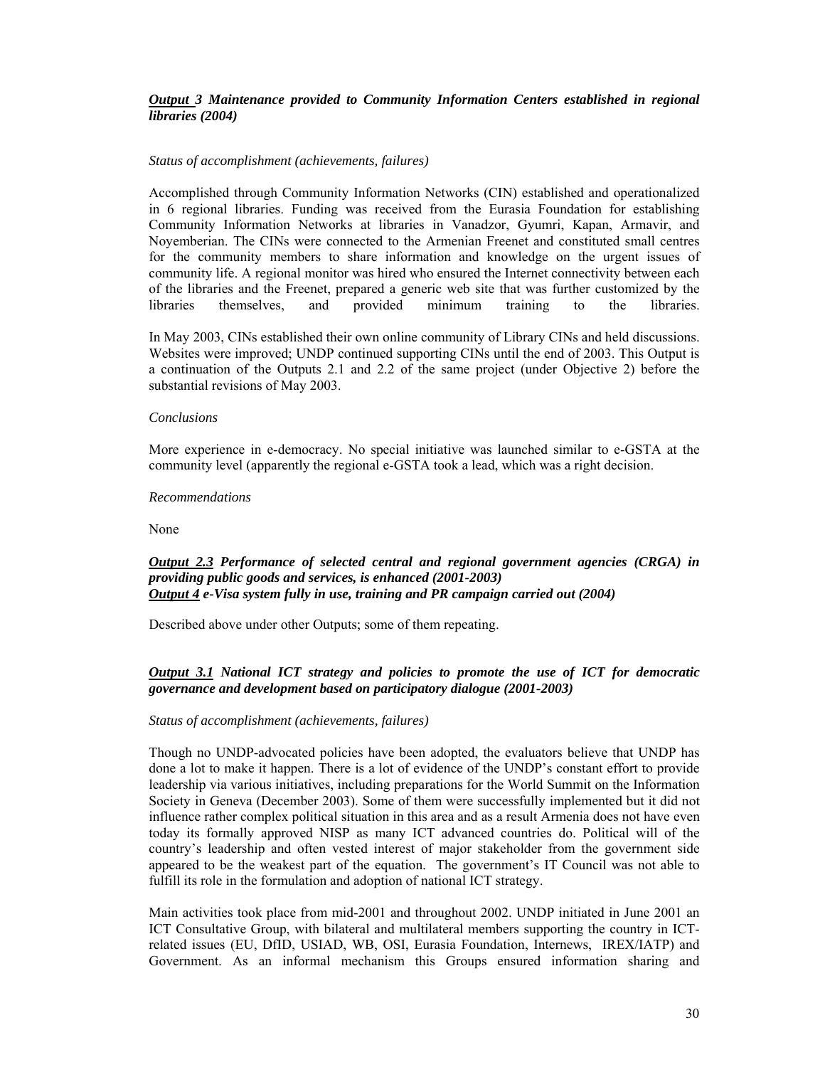***Output 3** Maintenance provided to Community Information Centers established in regional libraries (2004)*

*Status of accomplishment (achievements, failures)*

Accomplished through Community Information Networks (CIN) established and operationalized in 6 regional libraries. Funding was received from the Eurasia Foundation for establishing Community Information Networks at libraries in Vanadzor, Gyumri, Kapan, Armavir, and Noyemberian. The CINs were connected to the Armenian Freenet and constituted small centres for the community members to share information and knowledge on the urgent issues of community life. A regional monitor was hired who ensured the Internet connectivity between each of the libraries and the Freenet, prepared a generic web site that was further customized by the libraries themselves, and provided minimum training to the libraries.

In May 2003, CINs established their own online community of Library CINs and held discussions. Websites were improved; UNDP continued supporting CINs until the end of 2003. This Output is a continuation of the Outputs 2.1 and 2.2 of the same project (under Objective 2) before the substantial revisions of May 2003.

*Conclusions*

More experience in e-democracy. No special initiative was launched similar to e-GSTA at the community level (apparently the regional e-GSTA took a lead, which was a right decision.

*Recommendations*

None

***Output 2.3** Performance of selected central and regional government agencies (CRGA) in providing public goods and services, is enhanced (2001-2003)*
***Output 4** e-Visa system fully in use, training and PR campaign carried out (2004)*

Described above under other Outputs; some of them repeating.

***Output 3.1** National ICT strategy and policies to promote the use of ICT for democratic governance and development based on participatory dialogue (2001-2003)*

*Status of accomplishment (achievements, failures)*

Though no UNDP-advocated policies have been adopted, the evaluators believe that UNDP has done a lot to make it happen. There is a lot of evidence of the UNDP's constant effort to provide leadership via various initiatives, including preparations for the World Summit on the Information Society in Geneva (December 2003). Some of them were successfully implemented but it did not influence rather complex political situation in this area and as a result Armenia does not have even today its formally approved NISP as many ICT advanced countries do. Political will of the country's leadership and often vested interest of major stakeholder from the government side appeared to be the weakest part of the equation. The government's IT Council was not able to fulfill its role in the formulation and adoption of national ICT strategy.

Main activities took place from mid-2001 and throughout 2002. UNDP initiated in June 2001 an ICT Consultative Group, with bilateral and multilateral members supporting the country in ICT-related issues (EU, DfID, USIAD, WB, OSI, Eurasia Foundation, Internews, IREX/IATP) and Government. As an informal mechanism this Groups ensured information sharing and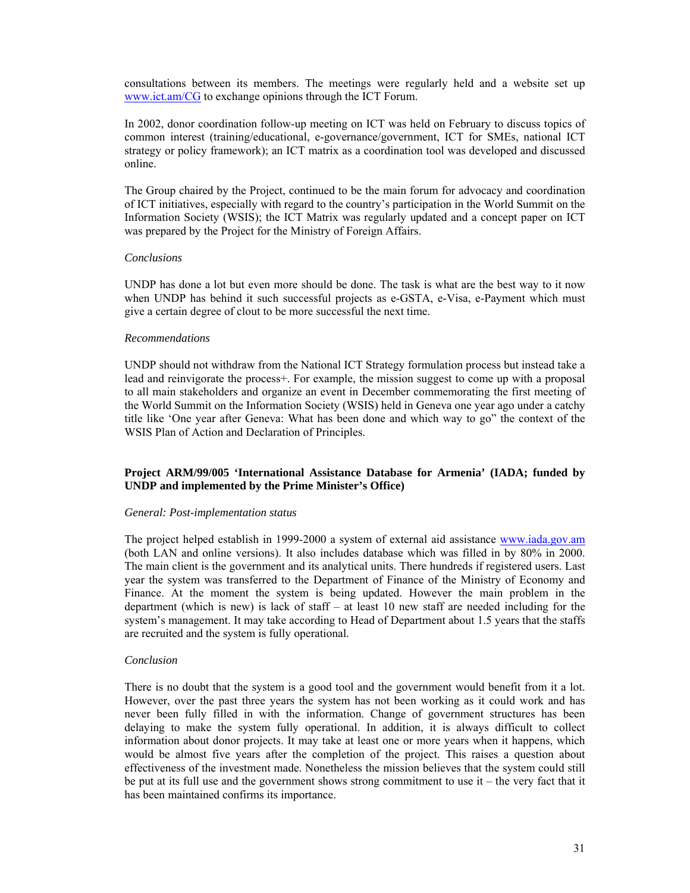consultations between its members. The meetings were regularly held and a website set up www.ict.am/CG to exchange opinions through the ICT Forum.

In 2002, donor coordination follow-up meeting on ICT was held on February to discuss topics of common interest (training/educational, e-governance/government, ICT for SMEs, national ICT strategy or policy framework); an ICT matrix as a coordination tool was developed and discussed online.

The Group chaired by the Project, continued to be the main forum for advocacy and coordination of ICT initiatives, especially with regard to the country's participation in the World Summit on the Information Society (WSIS); the ICT Matrix was regularly updated and a concept paper on ICT was prepared by the Project for the Ministry of Foreign Affairs.

*Conclusions*

UNDP has done a lot but even more should be done. The task is what are the best way to it now when UNDP has behind it such successful projects as e-GSTA, e-Visa, e-Payment which must give a certain degree of clout to be more successful the next time.

*Recommendations*

UNDP should not withdraw from the National ICT Strategy formulation process but instead take a lead and reinvigorate the process+. For example, the mission suggest to come up with a proposal to all main stakeholders and organize an event in December commemorating the first meeting of the World Summit on the Information Society (WSIS) held in Geneva one year ago under a catchy title like 'One year after Geneva: What has been done and which way to go" the context of the WSIS Plan of Action and Declaration of Principles.

**Project ARM/99/005 'International Assistance Database for Armenia' (IADA; funded by UNDP and implemented by the Prime Minister's Office)**

*General: Post-implementation status*

The project helped establish in 1999-2000 a system of external aid assistance www.iada.gov.am (both LAN and online versions). It also includes database which was filled in by 80% in 2000. The main client is the government and its analytical units. There hundreds if registered users. Last year the system was transferred to the Department of Finance of the Ministry of Economy and Finance. At the moment the system is being updated. However the main problem in the department (which is new) is lack of staff – at least 10 new staff are needed including for the system's management. It may take according to Head of Department about 1.5 years that the staffs are recruited and the system is fully operational.

*Conclusion*

There is no doubt that the system is a good tool and the government would benefit from it a lot. However, over the past three years the system has not been working as it could work and has never been fully filled in with the information. Change of government structures has been delaying to make the system fully operational. In addition, it is always difficult to collect information about donor projects. It may take at least one or more years when it happens, which would be almost five years after the completion of the project. This raises a question about effectiveness of the investment made. Nonetheless the mission believes that the system could still be put at its full use and the government shows strong commitment to use it – the very fact that it has been maintained confirms its importance.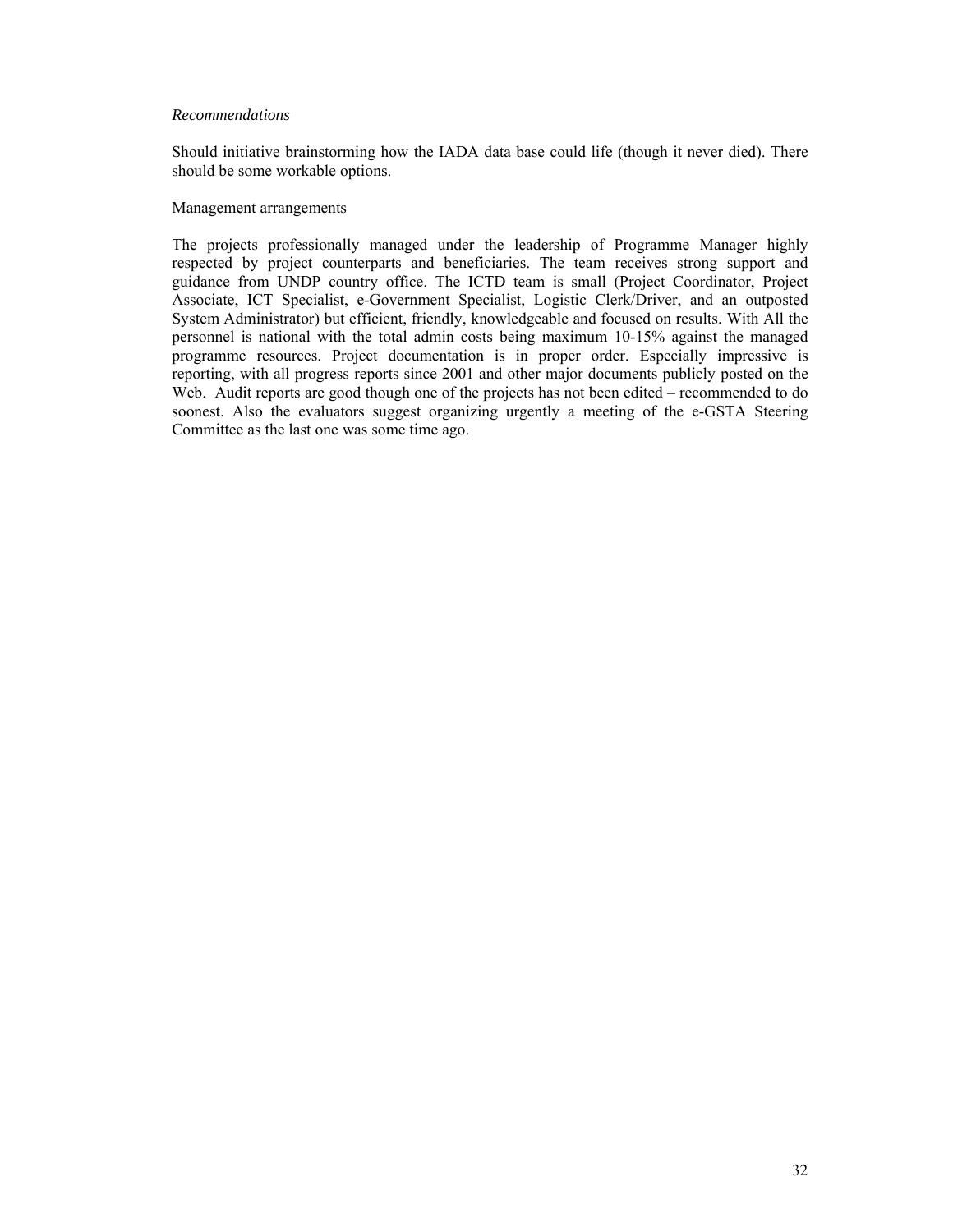*Recommendations*

Should initiative brainstorming how the IADA data base could life (though it never died). There should be some workable options.

Management arrangements

The projects professionally managed under the leadership of Programme Manager highly respected by project counterparts and beneficiaries. The team receives strong support and guidance from UNDP country office. The ICTD team is small (Project Coordinator, Project Associate, ICT Specialist, e-Government Specialist, Logistic Clerk/Driver, and an outposted System Administrator) but efficient, friendly, knowledgeable and focused on results. With All the personnel is national with the total admin costs being maximum 10-15% against the managed programme resources. Project documentation is in proper order. Especially impressive is reporting, with all progress reports since 2001 and other major documents publicly posted on the Web. Audit reports are good though one of the projects has not been edited – recommended to do soonest. Also the evaluators suggest organizing urgently a meeting of the e-GSTA Steering Committee as the last one was some time ago.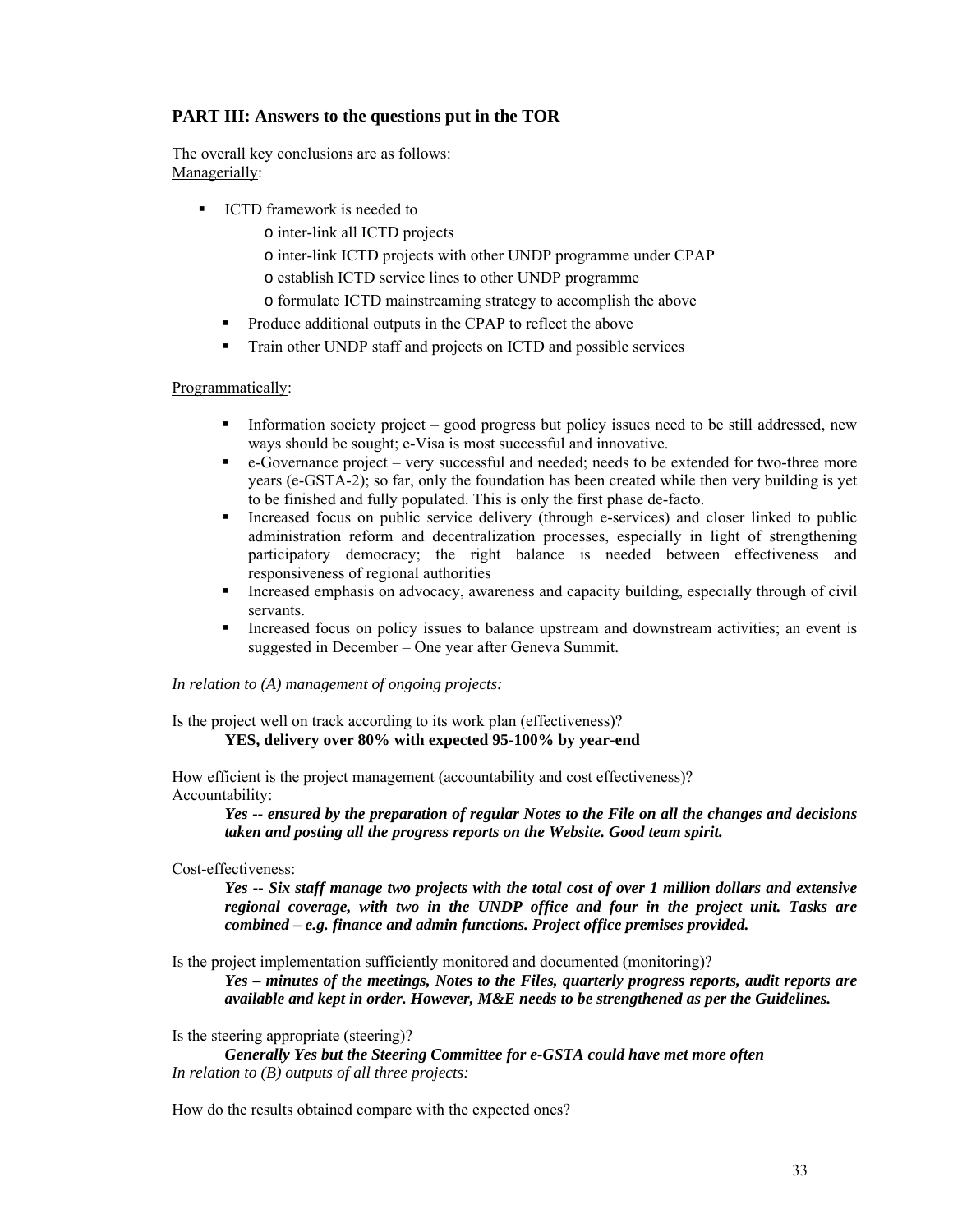## PART III: Answers to the questions put in the TOR

The overall key conclusions are as follows:
<u>Managerially</u>:

- ICTD framework is needed to
  - inter-link all ICTD projects
  - inter-link ICTD projects with other UNDP programme under CPAP
  - establish ICTD service lines to other UNDP programme
  - formulate ICTD mainstreaming strategy to accomplish the above
- Produce additional outputs in the CPAP to reflect the above
- Train other UNDP staff and projects on ICTD and possible services

<u>Programmatically</u>:

- Information society project – good progress but policy issues need to be still addressed, new ways should be sought; e-Visa is most successful and innovative.
- e-Governance project – very successful and needed; needs to be extended for two-three more years (e-GSTA-2); so far, only the foundation has been created while then very building is yet to be finished and fully populated. This is only the first phase de-facto.
- Increased focus on public service delivery (through e-services) and closer linked to public administration reform and decentralization processes, especially in light of strengthening participatory democracy; the right balance is needed between effectiveness and responsiveness of regional authorities
- Increased emphasis on advocacy, awareness and capacity building, especially through of civil servants.
- Increased focus on policy issues to balance upstream and downstream activities; an event is suggested in December – One year after Geneva Summit.

*In relation to (A) management of ongoing projects:*

Is the project well on track according to its work plan (effectiveness)?

**YES, delivery over 80% with expected 95-100% by year-end**

How efficient is the project management (accountability and cost effectiveness)?
Accountability:

***Yes -- ensured by the preparation of regular Notes to the File on all the changes and decisions taken and posting all the progress reports on the Website. Good team spirit.***

Cost-effectiveness:

***Yes -- Six staff manage two projects with the total cost of over 1 million dollars and extensive regional coverage, with two in the UNDP office and four in the project unit. Tasks are combined – e.g. finance and admin functions. Project office premises provided.***

Is the project implementation sufficiently monitored and documented (monitoring)?

***Yes – minutes of the meetings, Notes to the Files, quarterly progress reports, audit reports are available and kept in order. However, M&E needs to be strengthened as per the Guidelines.***

Is the steering appropriate (steering)?

***Generally Yes but the Steering Committee for e-GSTA could have met more often***

*In relation to (B) outputs of all three projects:*

How do the results obtained compare with the expected ones?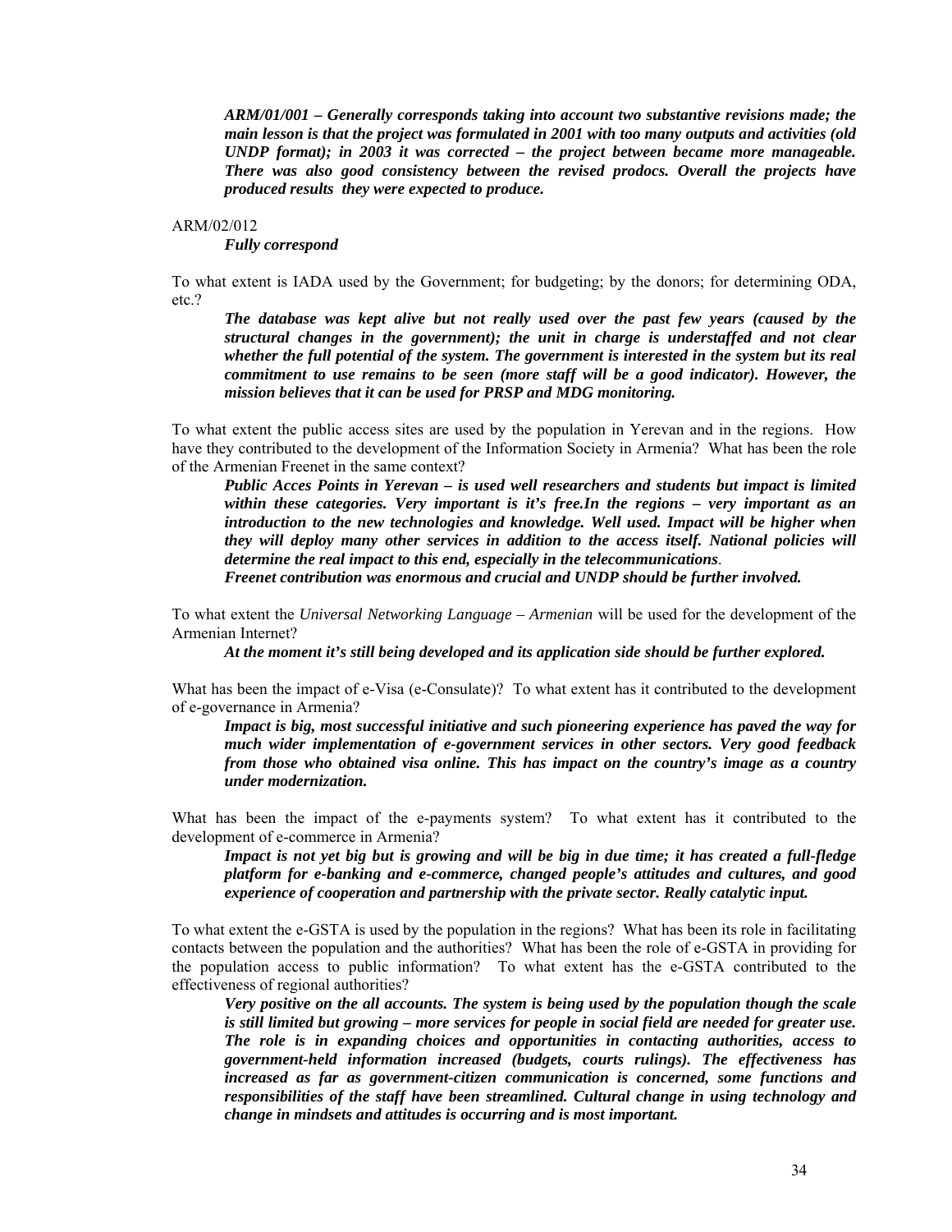***ARM/01/001 – Generally corresponds taking into account two substantive revisions made; the main lesson is that the project was formulated in 2001 with too many outputs and activities (old UNDP format); in 2003 it was corrected – the project between became more manageable. There was also good consistency between the revised prodocs. Overall the projects have produced results they were expected to produce.***

ARM/02/012

***Fully correspond***

To what extent is IADA used by the Government; for budgeting; by the donors; for determining ODA, etc.?

***The database was kept alive but not really used over the past few years (caused by the structural changes in the government); the unit in charge is understaffed and not clear whether the full potential of the system. The government is interested in the system but its real commitment to use remains to be seen (more staff will be a good indicator). However, the mission believes that it can be used for PRSP and MDG monitoring.***

To what extent the public access sites are used by the population in Yerevan and in the regions. How have they contributed to the development of the Information Society in Armenia? What has been the role of the Armenian Freenet in the same context?

***Public Acces Points in Yerevan – is used well researchers and students but impact is limited within these categories. Very important is it's free.In the regions – very important as an introduction to the new technologies and knowledge. Well used. Impact will be higher when they will deploy many other services in addition to the access itself. National policies will determine the real impact to this end, especially in the telecommunications*.**

***Freenet contribution was enormous and crucial and UNDP should be further involved.***

To what extent the *Universal Networking Language – Armenian* will be used for the development of the Armenian Internet?

***At the moment it's still being developed and its application side should be further explored.***

What has been the impact of e-Visa (e-Consulate)? To what extent has it contributed to the development of e-governance in Armenia?

***Impact is big, most successful initiative and such pioneering experience has paved the way for much wider implementation of e-government services in other sectors. Very good feedback from those who obtained visa online. This has impact on the country's image as a country under modernization.***

What has been the impact of the e-payments system? To what extent has it contributed to the development of e-commerce in Armenia?

***Impact is not yet big but is growing and will be big in due time; it has created a full-fledge platform for e-banking and e-commerce, changed people's attitudes and cultures, and good experience of cooperation and partnership with the private sector. Really catalytic input.***

To what extent the e-GSTA is used by the population in the regions? What has been its role in facilitating contacts between the population and the authorities? What has been the role of e-GSTA in providing for the population access to public information? To what extent has the e-GSTA contributed to the effectiveness of regional authorities?

***Very positive on the all accounts. The system is being used by the population though the scale is still limited but growing – more services for people in social field are needed for greater use. The role is in expanding choices and opportunities in contacting authorities, access to government-held information increased (budgets, courts rulings). The effectiveness has increased as far as government-citizen communication is concerned, some functions and responsibilities of the staff have been streamlined. Cultural change in using technology and change in mindsets and attitudes is occurring and is most important.***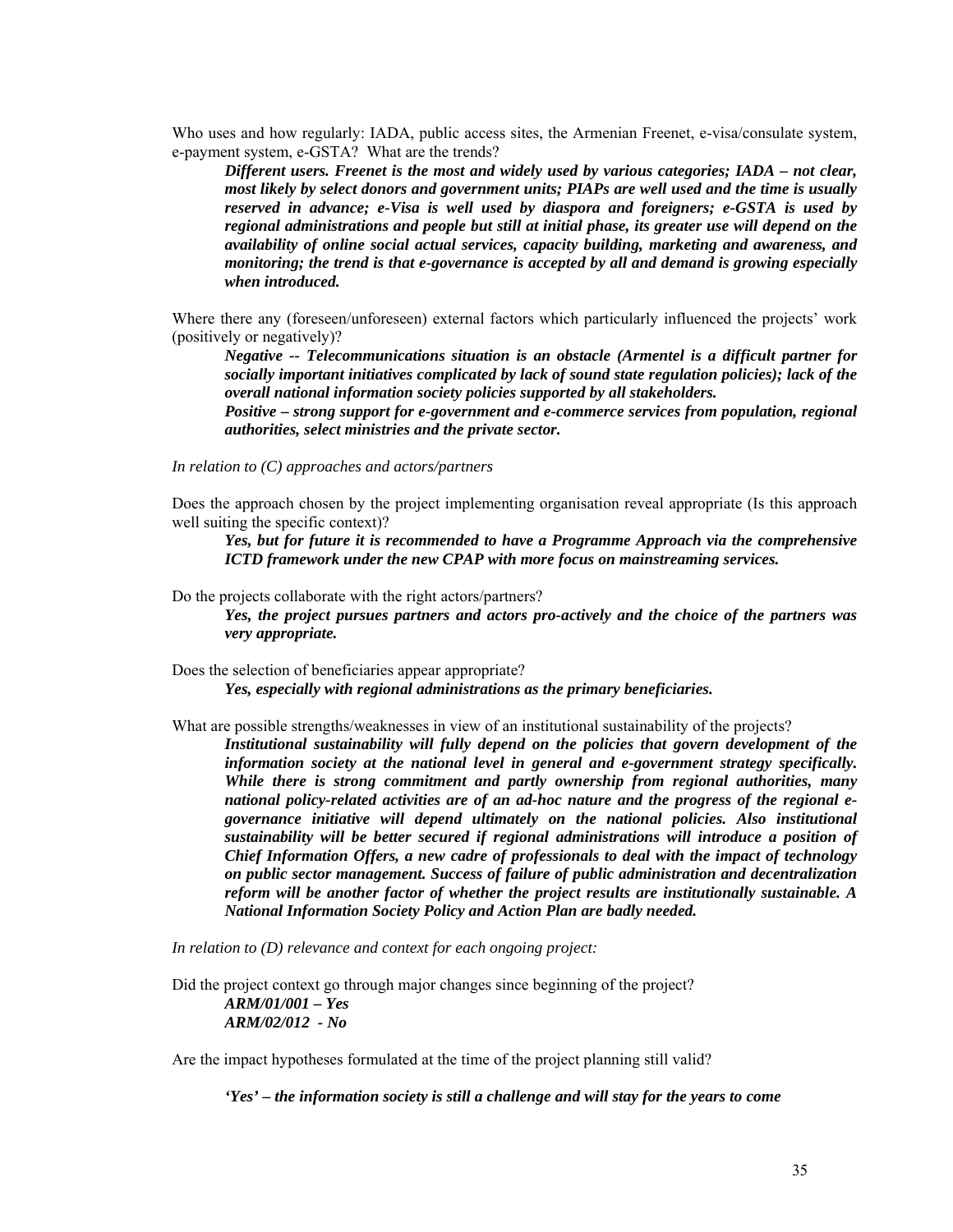Who uses and how regularly: IADA, public access sites, the Armenian Freenet, e-visa/consulate system, e-payment system, e-GSTA? What are the trends?

> ***Different users. Freenet is the most and widely used by various categories; IADA – not clear, most likely by select donors and government units; PIAPs are well used and the time is usually reserved in advance; e-Visa is well used by diaspora and foreigners; e-GSTA is used by regional administrations and people but still at initial phase, its greater use will depend on the availability of online social actual services, capacity building, marketing and awareness, and monitoring; the trend is that e-governance is accepted by all and demand is growing especially when introduced.***

Where there any (foreseen/unforeseen) external factors which particularly influenced the projects' work (positively or negatively)?

> ***Negative -- Telecommunications situation is an obstacle (Armentel is a difficult partner for socially important initiatives complicated by lack of sound state regulation policies); lack of the overall national information society policies supported by all stakeholders.***
>
> ***Positive – strong support for e-government and e-commerce services from population, regional authorities, select ministries and the private sector.***

*In relation to (C) approaches and actors/partners*

Does the approach chosen by the project implementing organisation reveal appropriate (Is this approach well suiting the specific context)?

> ***Yes, but for future it is recommended to have a Programme Approach via the comprehensive ICTD framework under the new CPAP with more focus on mainstreaming services.***

Do the projects collaborate with the right actors/partners?

> ***Yes, the project pursues partners and actors pro-actively and the choice of the partners was very appropriate.***

Does the selection of beneficiaries appear appropriate?

> ***Yes, especially with regional administrations as the primary beneficiaries.***

What are possible strengths/weaknesses in view of an institutional sustainability of the projects?

> ***Institutional sustainability will fully depend on the policies that govern development of the information society at the national level in general and e-government strategy specifically. While there is strong commitment and partly ownership from regional authorities, many national policy-related activities are of an ad-hoc nature and the progress of the regional e-governance initiative will depend ultimately on the national policies. Also institutional sustainability will be better secured if regional administrations will introduce a position of Chief Information Offers, a new cadre of professionals to deal with the impact of technology on public sector management. Success of failure of public administration and decentralization reform will be another factor of whether the project results are institutionally sustainable. A National Information Society Policy and Action Plan are badly needed.***

*In relation to (D) relevance and context for each ongoing project:*

Did the project context go through major changes since beginning of the project?

> ***ARM/01/001 – Yes***
>
> ***ARM/02/012 - No***

Are the impact hypotheses formulated at the time of the project planning still valid?

> ***'Yes' – the information society is still a challenge and will stay for the years to come***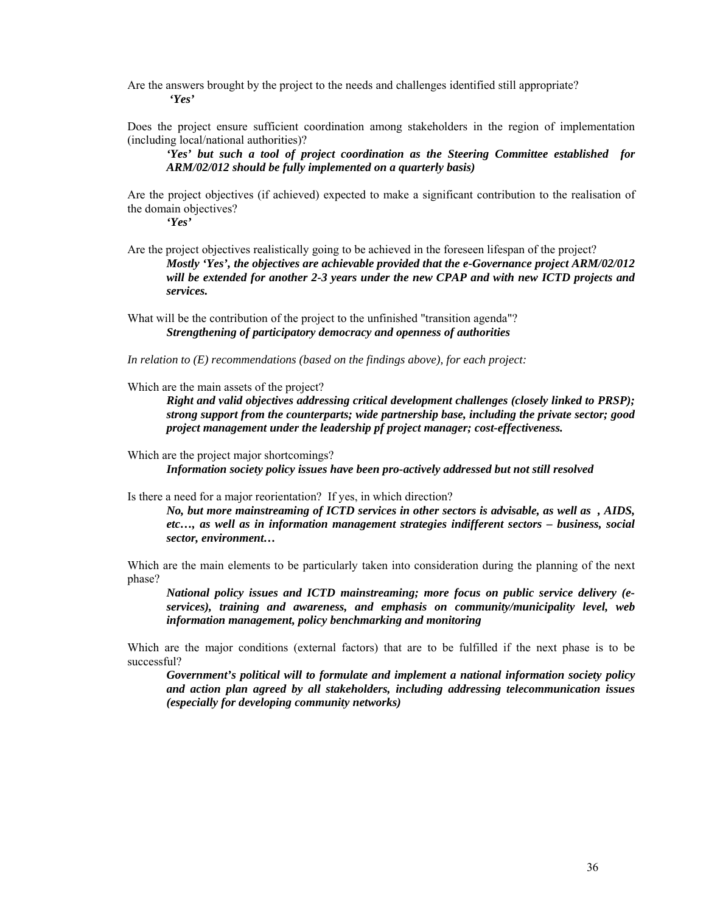Are the answers brought by the project to the needs and challenges identified still appropriate?

***'Yes'***

Does the project ensure sufficient coordination among stakeholders in the region of implementation (including local/national authorities)?

***'Yes' but such a tool of project coordination as the Steering Committee established for ARM/02/012 should be fully implemented on a quarterly basis)***

Are the project objectives (if achieved) expected to make a significant contribution to the realisation of the domain objectives?

***'Yes'***

Are the project objectives realistically going to be achieved in the foreseen lifespan of the project?

***Mostly 'Yes', the objectives are achievable provided that the e-Governance project ARM/02/012 will be extended for another 2-3 years under the new CPAP and with new ICTD projects and services.***

What will be the contribution of the project to the unfinished "transition agenda"?

***Strengthening of participatory democracy and openness of authorities***

*In relation to (E) recommendations (based on the findings above), for each project:*

Which are the main assets of the project?

***Right and valid objectives addressing critical development challenges (closely linked to PRSP); strong support from the counterparts; wide partnership base, including the private sector; good project management under the leadership pf project manager; cost-effectiveness.***

Which are the project major shortcomings?

***Information society policy issues have been pro-actively addressed but not still resolved***

Is there a need for a major reorientation? If yes, in which direction?

***No, but more mainstreaming of ICTD services in other sectors is advisable, as well as , AIDS, etc…, as well as in information management strategies indifferent sectors – business, social sector, environment…***

Which are the main elements to be particularly taken into consideration during the planning of the next phase?

***National policy issues and ICTD mainstreaming; more focus on public service delivery (e-services), training and awareness, and emphasis on community/municipality level, web information management, policy benchmarking and monitoring***

Which are the major conditions (external factors) that are to be fulfilled if the next phase is to be successful?

***Government's political will to formulate and implement a national information society policy and action plan agreed by all stakeholders, including addressing telecommunication issues (especially for developing community networks)***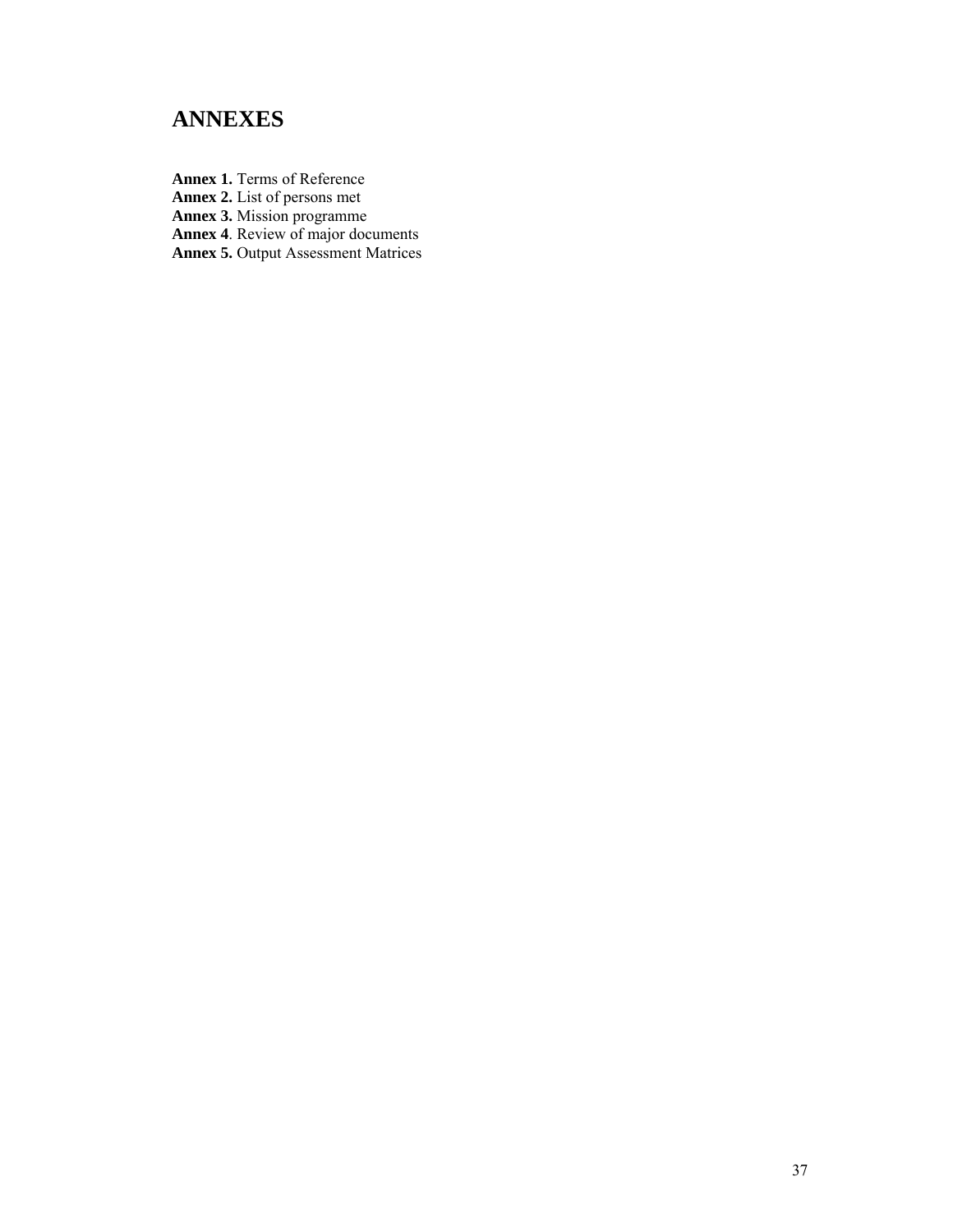# ANNEXES

**Annex 1.** Terms of Reference
**Annex 2.** List of persons met
**Annex 3.** Mission programme
**Annex 4**. Review of major documents
**Annex 5.** Output Assessment Matrices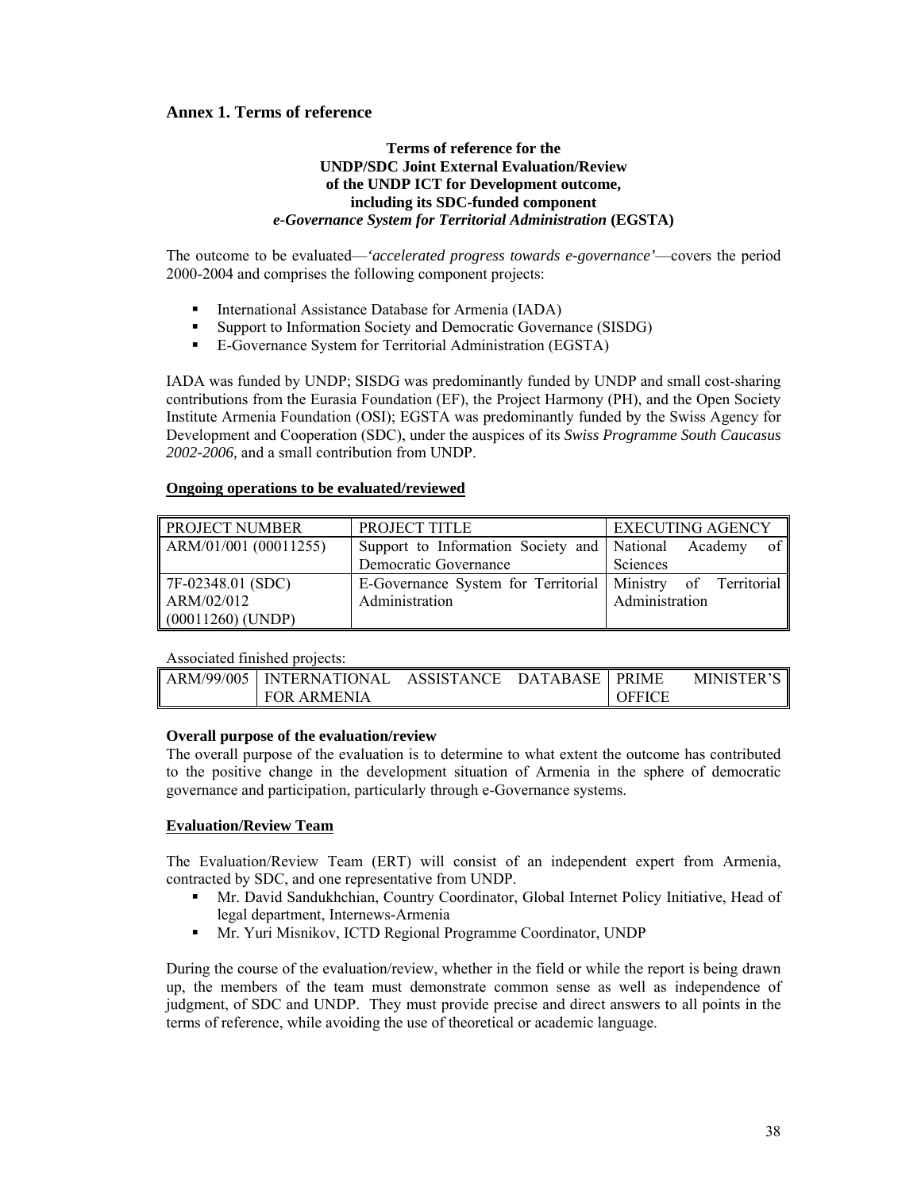## Annex 1. Terms of reference

**Terms of reference for the**
**UNDP/SDC Joint External Evaluation/Review**
**of the UNDP ICT for Development outcome,**
**including its SDC-funded component**
***e-Governance System for Territorial Administration* (EGSTA)**

The outcome to be evaluated—*'accelerated progress towards e-governance'*—covers the period 2000-2004 and comprises the following component projects:

- International Assistance Database for Armenia (IADA)
- Support to Information Society and Democratic Governance (SISDG)
- E-Governance System for Territorial Administration (EGSTA)

IADA was funded by UNDP; SISDG was predominantly funded by UNDP and small cost-sharing contributions from the Eurasia Foundation (EF), the Project Harmony (PH), and the Open Society Institute Armenia Foundation (OSI); EGSTA was predominantly funded by the Swiss Agency for Development and Cooperation (SDC), under the auspices of its *Swiss Programme South Caucasus 2002-2006,* and a small contribution from UNDP.

**Ongoing operations to be evaluated/reviewed**

| PROJECT NUMBER | PROJECT TITLE | EXECUTING AGENCY |
|---|---|---|
| ARM/01/001 (00011255) | Support to Information Society and Democratic Governance | National Academy of Sciences |
| 7F-02348.01 (SDC) ARM/02/012 (00011260) (UNDP) | E-Governance System for Territorial Administration | Ministry of Territorial Administration |

Associated finished projects:

| | | |
|---|---|---|
| ARM/99/005 | INTERNATIONAL ASSISTANCE DATABASE FOR ARMENIA | PRIME MINISTER'S OFFICE |

**Overall purpose of the evaluation/review**

The overall purpose of the evaluation is to determine to what extent the outcome has contributed to the positive change in the development situation of Armenia in the sphere of democratic governance and participation, particularly through e-Governance systems.

**Evaluation/Review Team**

The Evaluation/Review Team (ERT) will consist of an independent expert from Armenia, contracted by SDC, and one representative from UNDP.

- Mr. David Sandukhchian, Country Coordinator, Global Internet Policy Initiative, Head of legal department, Internews-Armenia
- Mr. Yuri Misnikov, ICTD Regional Programme Coordinator, UNDP

During the course of the evaluation/review, whether in the field or while the report is being drawn up, the members of the team must demonstrate common sense as well as independence of judgment, of SDC and UNDP. They must provide precise and direct answers to all points in the terms of reference, while avoiding the use of theoretical or academic language.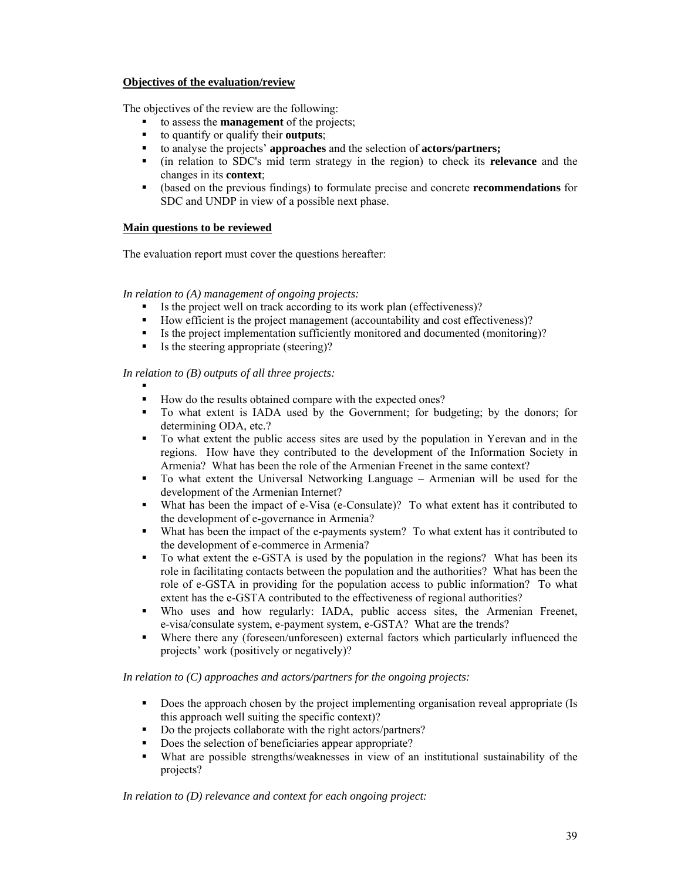**Objectives of the evaluation/review**

The objectives of the review are the following:

- to assess the **management** of the projects;
- to quantify or qualify their **outputs**;
- to analyse the projects' **approaches** and the selection of **actors/partners;**
- (in relation to SDC's mid term strategy in the region) to check its **relevance** and the changes in its **context**;
- (based on the previous findings) to formulate precise and concrete **recommendations** for SDC and UNDP in view of a possible next phase.

**Main questions to be reviewed**

The evaluation report must cover the questions hereafter:

*In relation to (A) management of ongoing projects:*

- Is the project well on track according to its work plan (effectiveness)?
- How efficient is the project management (accountability and cost effectiveness)?
- Is the project implementation sufficiently monitored and documented (monitoring)?
- Is the steering appropriate (steering)?

*In relation to (B) outputs of all three projects:*

- 
- How do the results obtained compare with the expected ones?
- To what extent is IADA used by the Government; for budgeting; by the donors; for determining ODA, etc.?
- To what extent the public access sites are used by the population in Yerevan and in the regions. How have they contributed to the development of the Information Society in Armenia? What has been the role of the Armenian Freenet in the same context?
- To what extent the Universal Networking Language – Armenian will be used for the development of the Armenian Internet?
- What has been the impact of e-Visa (e-Consulate)? To what extent has it contributed to the development of e-governance in Armenia?
- What has been the impact of the e-payments system? To what extent has it contributed to the development of e-commerce in Armenia?
- To what extent the e-GSTA is used by the population in the regions? What has been its role in facilitating contacts between the population and the authorities? What has been the role of e-GSTA in providing for the population access to public information? To what extent has the e-GSTA contributed to the effectiveness of regional authorities?
- Who uses and how regularly: IADA, public access sites, the Armenian Freenet, e-visa/consulate system, e-payment system, e-GSTA? What are the trends?
- Where there any (foreseen/unforeseen) external factors which particularly influenced the projects' work (positively or negatively)?

*In relation to (C) approaches and actors/partners for the ongoing projects:*

- Does the approach chosen by the project implementing organisation reveal appropriate (Is this approach well suiting the specific context)?
- Do the projects collaborate with the right actors/partners?
- Does the selection of beneficiaries appear appropriate?
- What are possible strengths/weaknesses in view of an institutional sustainability of the projects?

*In relation to (D) relevance and context for each ongoing project:*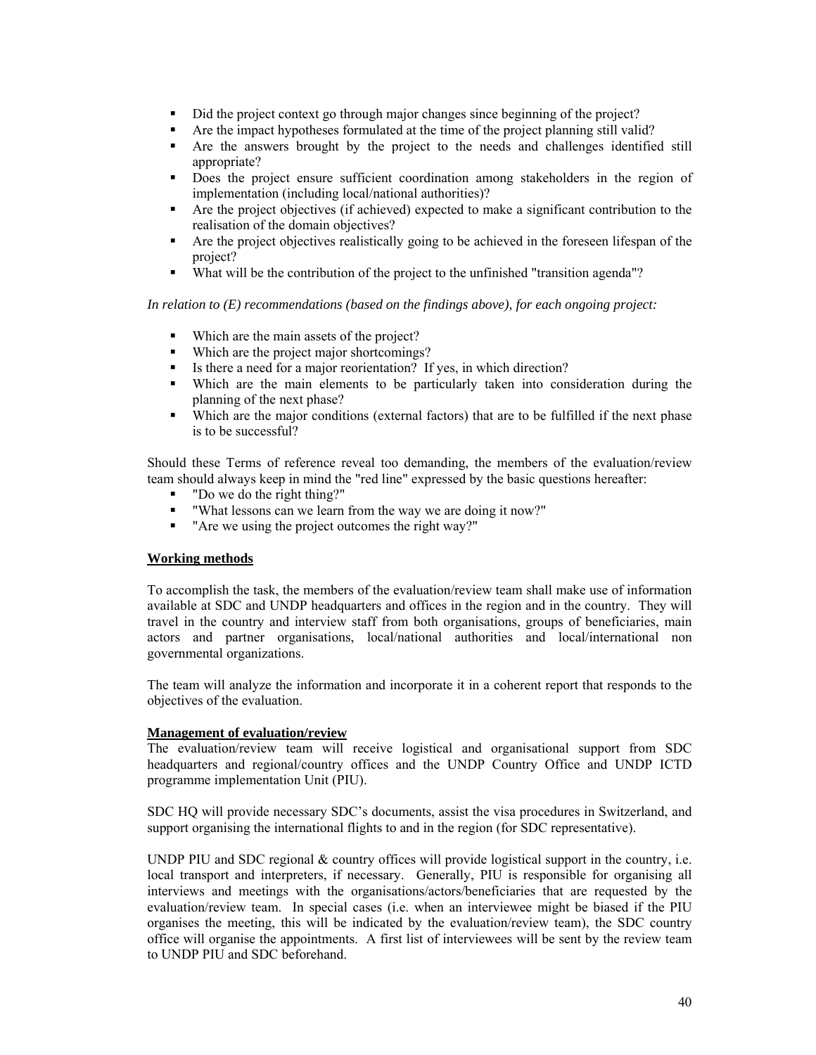- Did the project context go through major changes since beginning of the project?
- Are the impact hypotheses formulated at the time of the project planning still valid?
- Are the answers brought by the project to the needs and challenges identified still appropriate?
- Does the project ensure sufficient coordination among stakeholders in the region of implementation (including local/national authorities)?
- Are the project objectives (if achieved) expected to make a significant contribution to the realisation of the domain objectives?
- Are the project objectives realistically going to be achieved in the foreseen lifespan of the project?
- What will be the contribution of the project to the unfinished "transition agenda"?

*In relation to (E) recommendations (based on the findings above), for each ongoing project:*

- Which are the main assets of the project?
- Which are the project major shortcomings?
- Is there a need for a major reorientation? If yes, in which direction?
- Which are the main elements to be particularly taken into consideration during the planning of the next phase?
- Which are the major conditions (external factors) that are to be fulfilled if the next phase is to be successful?

Should these Terms of reference reveal too demanding, the members of the evaluation/review team should always keep in mind the "red line" expressed by the basic questions hereafter:

- "Do we do the right thing?"
- "What lessons can we learn from the way we are doing it now?"
- "Are we using the project outcomes the right way?"

**Working methods**

To accomplish the task, the members of the evaluation/review team shall make use of information available at SDC and UNDP headquarters and offices in the region and in the country. They will travel in the country and interview staff from both organisations, groups of beneficiaries, main actors and partner organisations, local/national authorities and local/international non governmental organizations.

The team will analyze the information and incorporate it in a coherent report that responds to the objectives of the evaluation.

**Management of evaluation/review**

The evaluation/review team will receive logistical and organisational support from SDC headquarters and regional/country offices and the UNDP Country Office and UNDP ICTD programme implementation Unit (PIU).

SDC HQ will provide necessary SDC's documents, assist the visa procedures in Switzerland, and support organising the international flights to and in the region (for SDC representative).

UNDP PIU and SDC regional & country offices will provide logistical support in the country, i.e. local transport and interpreters, if necessary. Generally, PIU is responsible for organising all interviews and meetings with the organisations/actors/beneficiaries that are requested by the evaluation/review team. In special cases (i.e. when an interviewee might be biased if the PIU organises the meeting, this will be indicated by the evaluation/review team), the SDC country office will organise the appointments. A first list of interviewees will be sent by the review team to UNDP PIU and SDC beforehand.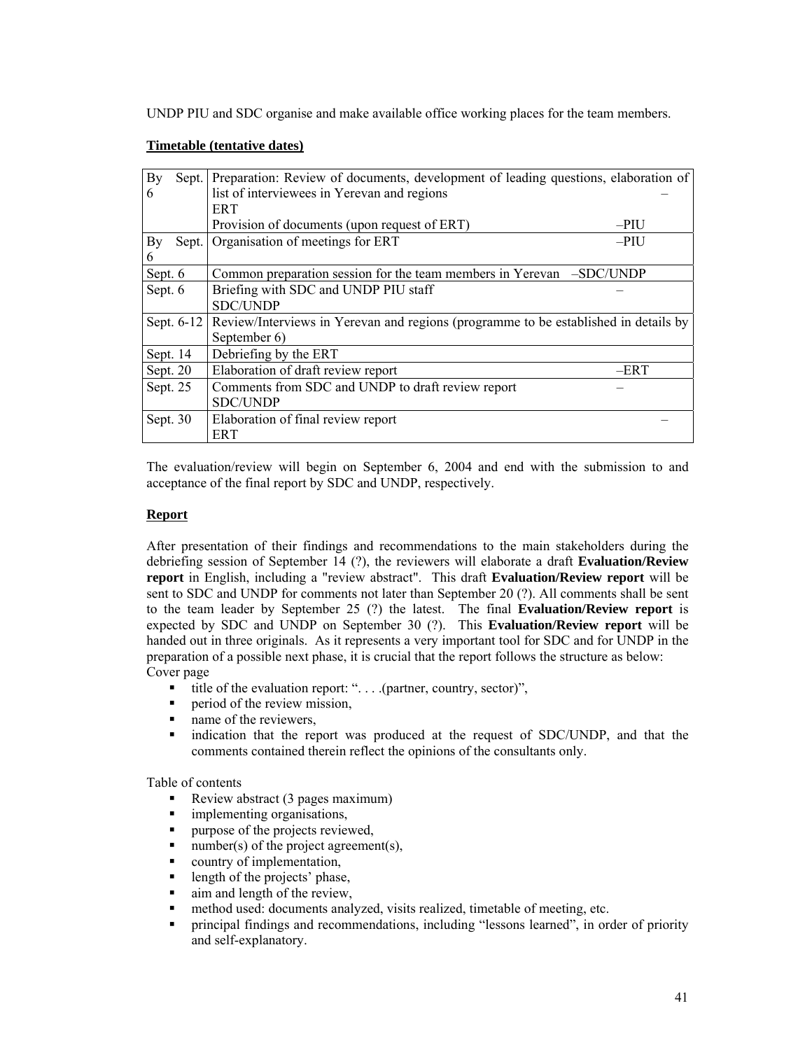UNDP PIU and SDC organise and make available office working places for the team members.

**Timetable (tentative dates)**

| | |
|---|---|
| By Sept. 6 | Preparation: Review of documents, development of leading questions, elaboration of list of interviewees in Yerevan and regions – ERT<br>Provision of documents (upon request of ERT) –PIU |
| By Sept. 6 | Organisation of meetings for ERT –PIU |
| Sept. 6 | Common preparation session for the team members in Yerevan –SDC/UNDP |
| Sept. 6 | Briefing with SDC and UNDP PIU staff – SDC/UNDP |
| Sept. 6-12 | Review/Interviews in Yerevan and regions (programme to be established in details by September 6) |
| Sept. 14 | Debriefing by the ERT |
| Sept. 20 | Elaboration of draft review report –ERT |
| Sept. 25 | Comments from SDC and UNDP to draft review report – SDC/UNDP |
| Sept. 30 | Elaboration of final review report – ERT |

The evaluation/review will begin on September 6, 2004 and end with the submission to and acceptance of the final report by SDC and UNDP, respectively.

**Report**

After presentation of their findings and recommendations to the main stakeholders during the debriefing session of September 14 (?), the reviewers will elaborate a draft **Evaluation/Review report** in English, including a "review abstract". This draft **Evaluation/Review report** will be sent to SDC and UNDP for comments not later than September 20 (?). All comments shall be sent to the team leader by September 25 (?) the latest. The final **Evaluation/Review report** is expected by SDC and UNDP on September 30 (?). This **Evaluation/Review report** will be handed out in three originals. As it represents a very important tool for SDC and for UNDP in the preparation of a possible next phase, it is crucial that the report follows the structure as below:

Cover page

- title of the evaluation report: ". . . .(partner, country, sector)",
- period of the review mission,
- name of the reviewers,
- indication that the report was produced at the request of SDC/UNDP, and that the comments contained therein reflect the opinions of the consultants only.

Table of contents

- Review abstract (3 pages maximum)
- implementing organisations,
- purpose of the projects reviewed,
- number(s) of the project agreement(s),
- country of implementation,
- length of the projects' phase,
- aim and length of the review,
- method used: documents analyzed, visits realized, timetable of meeting, etc.
- principal findings and recommendations, including "lessons learned", in order of priority and self-explanatory.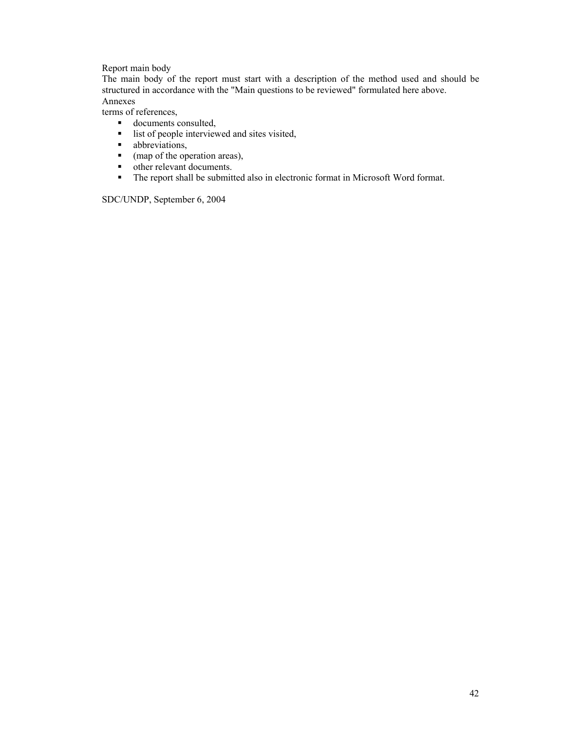Report main body

The main body of the report must start with a description of the method used and should be structured in accordance with the "Main questions to be reviewed" formulated here above.

Annexes

terms of references,

- documents consulted,
- list of people interviewed and sites visited,
- abbreviations,
- (map of the operation areas),
- other relevant documents.
- The report shall be submitted also in electronic format in Microsoft Word format.

SDC/UNDP, September 6, 2004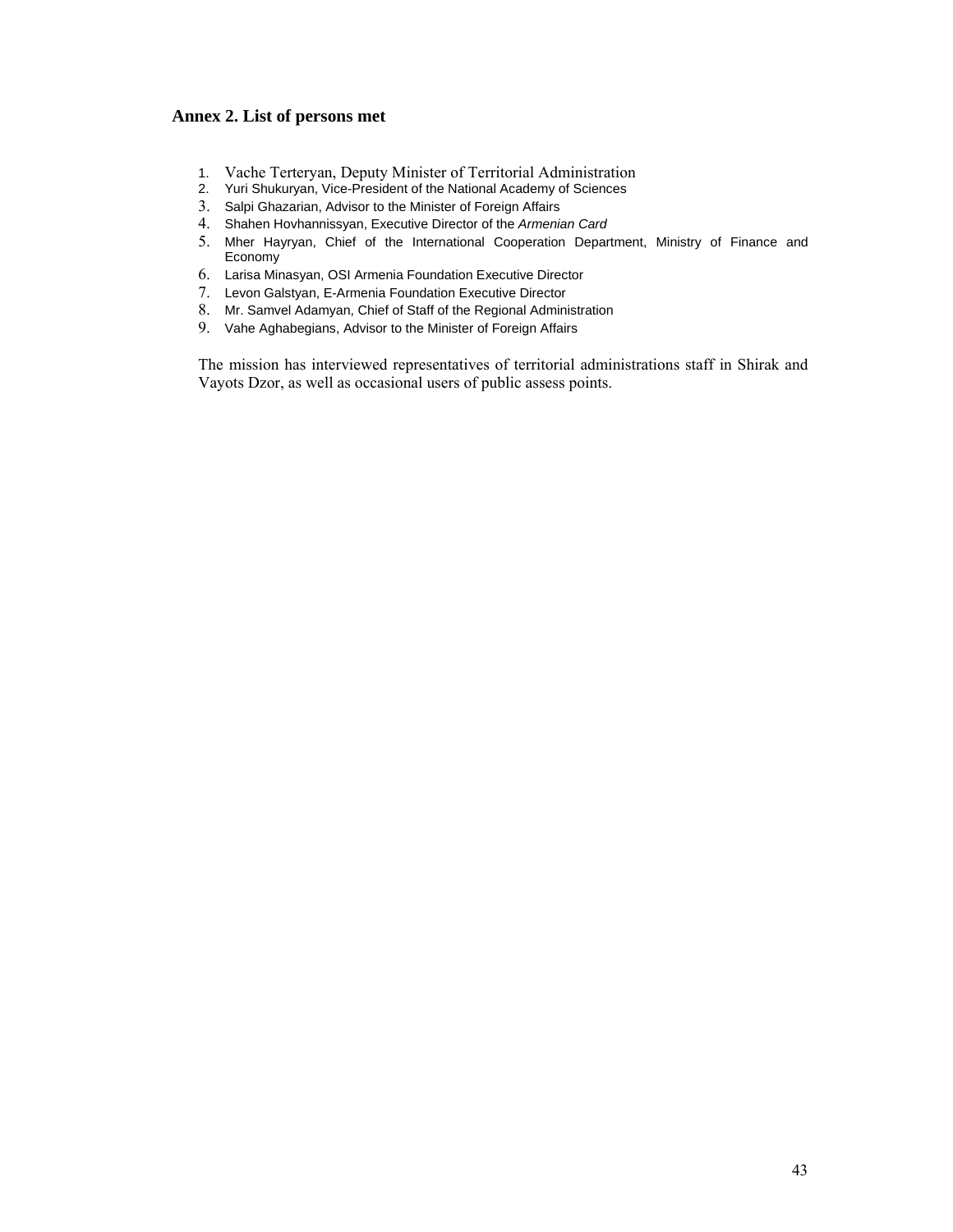## Annex 2. List of persons met

1. Vache Terteryan, Deputy Minister of Territorial Administration
2. Yuri Shukuryan, Vice-President of the National Academy of Sciences
3. Salpi Ghazarian, Advisor to the Minister of Foreign Affairs
4. Shahen Hovhannissyan, Executive Director of the *Armenian Card*
5. Mher Hayryan, Chief of the International Cooperation Department, Ministry of Finance and Economy
6. Larisa Minasyan, OSI Armenia Foundation Executive Director
7. Levon Galstyan, E-Armenia Foundation Executive Director
8. Mr. Samvel Adamyan, Chief of Staff of the Regional Administration
9. Vahe Aghabegians, Advisor to the Minister of Foreign Affairs

The mission has interviewed representatives of territorial administrations staff in Shirak and Vayots Dzor, as well as occasional users of public assess points.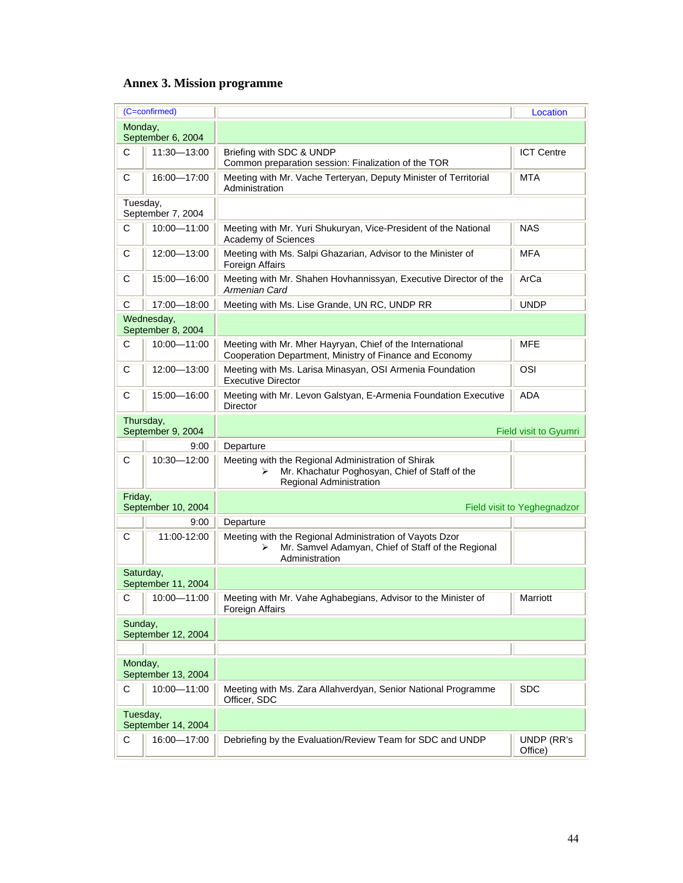## Annex 3. Mission programme

| (C=confirmed) | | | Location |
|---|---|---|---|
| Monday, September 6, 2004 | | | |
| C | 11:30—13:00 | Briefing with SDC & UNDP<br>Common preparation session: Finalization of the TOR | ICT Centre |
| C | 16:00—17:00 | Meeting with Mr. Vache Terteryan, Deputy Minister of Territorial Administration | MTA |
| Tuesday, September 7, 2004 | | | |
| C | 10:00—11:00 | Meeting with Mr. Yuri Shukuryan, Vice-President of the National Academy of Sciences | NAS |
| C | 12:00—13:00 | Meeting with Ms. Salpi Ghazarian, Advisor to the Minister of Foreign Affairs | MFA |
| C | 15:00—16:00 | Meeting with Mr. Shahen Hovhannissyan, Executive Director of the *Armenian Card* | ArCa |
| C | 17:00—18:00 | Meeting with Ms. Lise Grande, UN RC, UNDP RR | UNDP |
| Wednesday, September 8, 2004 | | | |
| C | 10:00—11:00 | Meeting with Mr. Mher Hayryan, Chief of the International Cooperation Department, Ministry of Finance and Economy | MFE |
| C | 12:00—13:00 | Meeting with Ms. Larisa Minasyan, OSI Armenia Foundation Executive Director | OSI |
| C | 15:00—16:00 | Meeting with Mr. Levon Galstyan, E-Armenia Foundation Executive Director | ADA |
| Thursday, September 9, 2004 | | Field visit to Gyumri | |
| | 9:00 | Departure | |
| C | 10:30—12:00 | Meeting with the Regional Administration of Shirak<br>➢ Mr. Khachatur Poghosyan, Chief of Staff of the Regional Administration | |
| Friday, September 10, 2004 | | Field visit to Yeghegnadzor | |
| | 9:00 | Departure | |
| C | 11:00-12:00 | Meeting with the Regional Administration of Vayots Dzor<br>➢ Mr. Samvel Adamyan, Chief of Staff of the Regional Administration | |
| Saturday, September 11, 2004 | | | |
| C | 10:00—11:00 | Meeting with Mr. Vahe Aghabegians, Advisor to the Minister of Foreign Affairs | Marriott |
| Sunday, September 12, 2004 | | | |
| | | | |
| Monday, September 13, 2004 | | | |
| C | 10:00—11:00 | Meeting with Ms. Zara Allahverdyan, Senior National Programme Officer, SDC | SDC |
| Tuesday, September 14, 2004 | | | |
| C | 16:00—17:00 | Debriefing by the Evaluation/Review Team for SDC and UNDP | UNDP (RR's Office) |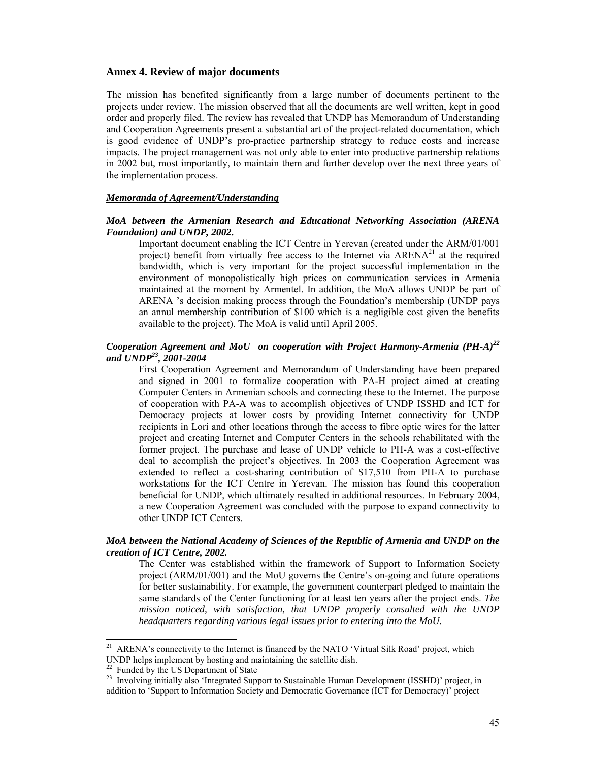## Annex 4. Review of major documents

The mission has benefited significantly from a large number of documents pertinent to the projects under review. The mission observed that all the documents are well written, kept in good order and properly filed. The review has revealed that UNDP has Memorandum of Understanding and Cooperation Agreements present a substantial art of the project-related documentation, which is good evidence of UNDP's pro-practice partnership strategy to reduce costs and increase impacts. The project management was not only able to enter into productive partnership relations in 2002 but, most importantly, to maintain them and further develop over the next three years of the implementation process.

***Memoranda of Agreement/Understanding***

***MoA between the Armenian Research and Educational Networking Association (ARENA Foundation) and UNDP, 2002.***

Important document enabling the ICT Centre in Yerevan (created under the ARM/01/001 project) benefit from virtually free access to the Internet via ARENA[21] at the required bandwidth, which is very important for the project successful implementation in the environment of monopolistically high prices on communication services in Armenia maintained at the moment by Armentel. In addition, the MoA allows UNDP be part of ARENA 's decision making process through the Foundation's membership (UNDP pays an annul membership contribution of $100 which is a negligible cost given the benefits available to the project). The MoA is valid until April 2005.

***Cooperation Agreement and MoU on cooperation with Project Harmony-Armenia (PH-A)[22] and UNDP[23], 2001-2004***

First Cooperation Agreement and Memorandum of Understanding have been prepared and signed in 2001 to formalize cooperation with PA-H project aimed at creating Computer Centers in Armenian schools and connecting these to the Internet. The purpose of cooperation with PA-A was to accomplish objectives of UNDP ISSHD and ICT for Democracy projects at lower costs by providing Internet connectivity for UNDP recipients in Lori and other locations through the access to fibre optic wires for the latter project and creating Internet and Computer Centers in the schools rehabilitated with the former project. The purchase and lease of UNDP vehicle to PH-A was a cost-effective deal to accomplish the project's objectives. In 2003 the Cooperation Agreement was extended to reflect a cost-sharing contribution of $17,510 from PH-A to purchase workstations for the ICT Centre in Yerevan. The mission has found this cooperation beneficial for UNDP, which ultimately resulted in additional resources. In February 2004, a new Cooperation Agreement was concluded with the purpose to expand connectivity to other UNDP ICT Centers.

***MoA between the National Academy of Sciences of the Republic of Armenia and UNDP on the creation of ICT Centre, 2002.***

The Center was established within the framework of Support to Information Society project (ARM/01/001) and the MoU governs the Centre's on-going and future operations for better sustainability. For example, the government counterpart pledged to maintain the same standards of the Center functioning for at least ten years after the project ends. *The mission noticed, with satisfaction, that UNDP properly consulted with the UNDP headquarters regarding various legal issues prior to entering into the MoU.*

---

[21] ARENA's connectivity to the Internet is financed by the NATO 'Virtual Silk Road' project, which UNDP helps implement by hosting and maintaining the satellite dish.

[22] Funded by the US Department of State

[23] Involving initially also 'Integrated Support to Sustainable Human Development (ISSHD)' project, in addition to 'Support to Information Society and Democratic Governance (ICT for Democracy)' project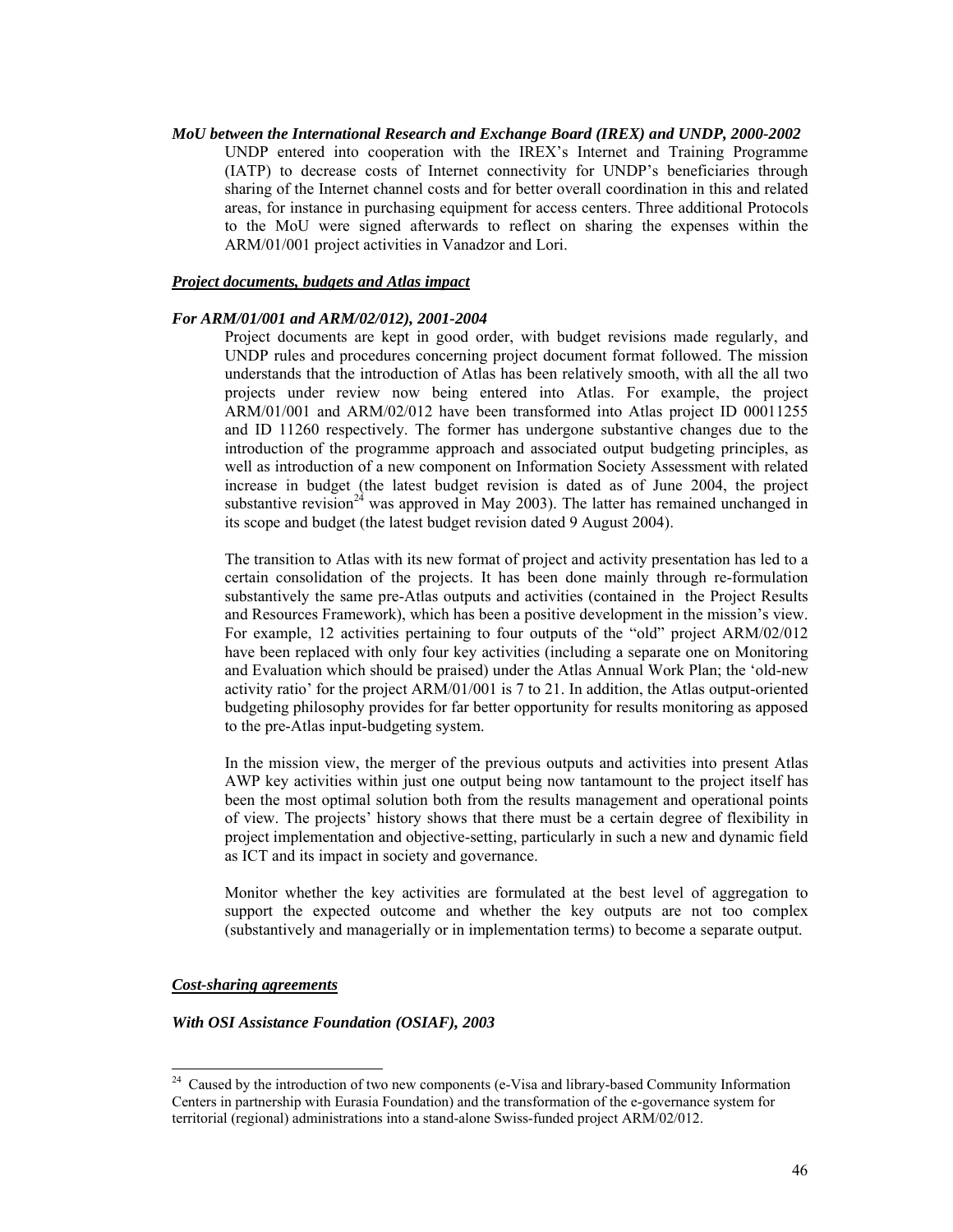***MoU between the International Research and Exchange Board (IREX) and UNDP, 2000-2002***

UNDP entered into cooperation with the IREX's Internet and Training Programme (IATP) to decrease costs of Internet connectivity for UNDP's beneficiaries through sharing of the Internet channel costs and for better overall coordination in this and related areas, for instance in purchasing equipment for access centers. Three additional Protocols to the MoU were signed afterwards to reflect on sharing the expenses within the ARM/01/001 project activities in Vanadzor and Lori.

***<u>Project documents, budgets and Atlas impact</u>***

***For ARM/01/001 and ARM/02/012), 2001-2004***

Project documents are kept in good order, with budget revisions made regularly, and UNDP rules and procedures concerning project document format followed. The mission understands that the introduction of Atlas has been relatively smooth, with all the all two projects under review now being entered into Atlas. For example, the project ARM/01/001 and ARM/02/012 have been transformed into Atlas project ID 00011255 and ID 11260 respectively. The former has undergone substantive changes due to the introduction of the programme approach and associated output budgeting principles, as well as introduction of a new component on Information Society Assessment with related increase in budget (the latest budget revision is dated as of June 2004, the project substantive revision[24] was approved in May 2003). The latter has remained unchanged in its scope and budget (the latest budget revision dated 9 August 2004).

The transition to Atlas with its new format of project and activity presentation has led to a certain consolidation of the projects. It has been done mainly through re-formulation substantively the same pre-Atlas outputs and activities (contained in the Project Results and Resources Framework), which has been a positive development in the mission's view. For example, 12 activities pertaining to four outputs of the "old" project ARM/02/012 have been replaced with only four key activities (including a separate one on Monitoring and Evaluation which should be praised) under the Atlas Annual Work Plan; the 'old-new activity ratio' for the project ARM/01/001 is 7 to 21. In addition, the Atlas output-oriented budgeting philosophy provides for far better opportunity for results monitoring as apposed to the pre-Atlas input-budgeting system.

In the mission view, the merger of the previous outputs and activities into present Atlas AWP key activities within just one output being now tantamount to the project itself has been the most optimal solution both from the results management and operational points of view. The projects' history shows that there must be a certain degree of flexibility in project implementation and objective-setting, particularly in such a new and dynamic field as ICT and its impact in society and governance.

Monitor whether the key activities are formulated at the best level of aggregation to support the expected outcome and whether the key outputs are not too complex (substantively and managerially or in implementation terms) to become a separate output.

***<u>Cost-sharing agreements</u>***

***With OSI Assistance Foundation (OSIAF), 2003***

---

[24] Caused by the introduction of two new components (e-Visa and library-based Community Information Centers in partnership with Eurasia Foundation) and the transformation of the e-governance system for territorial (regional) administrations into a stand-alone Swiss-funded project ARM/02/012.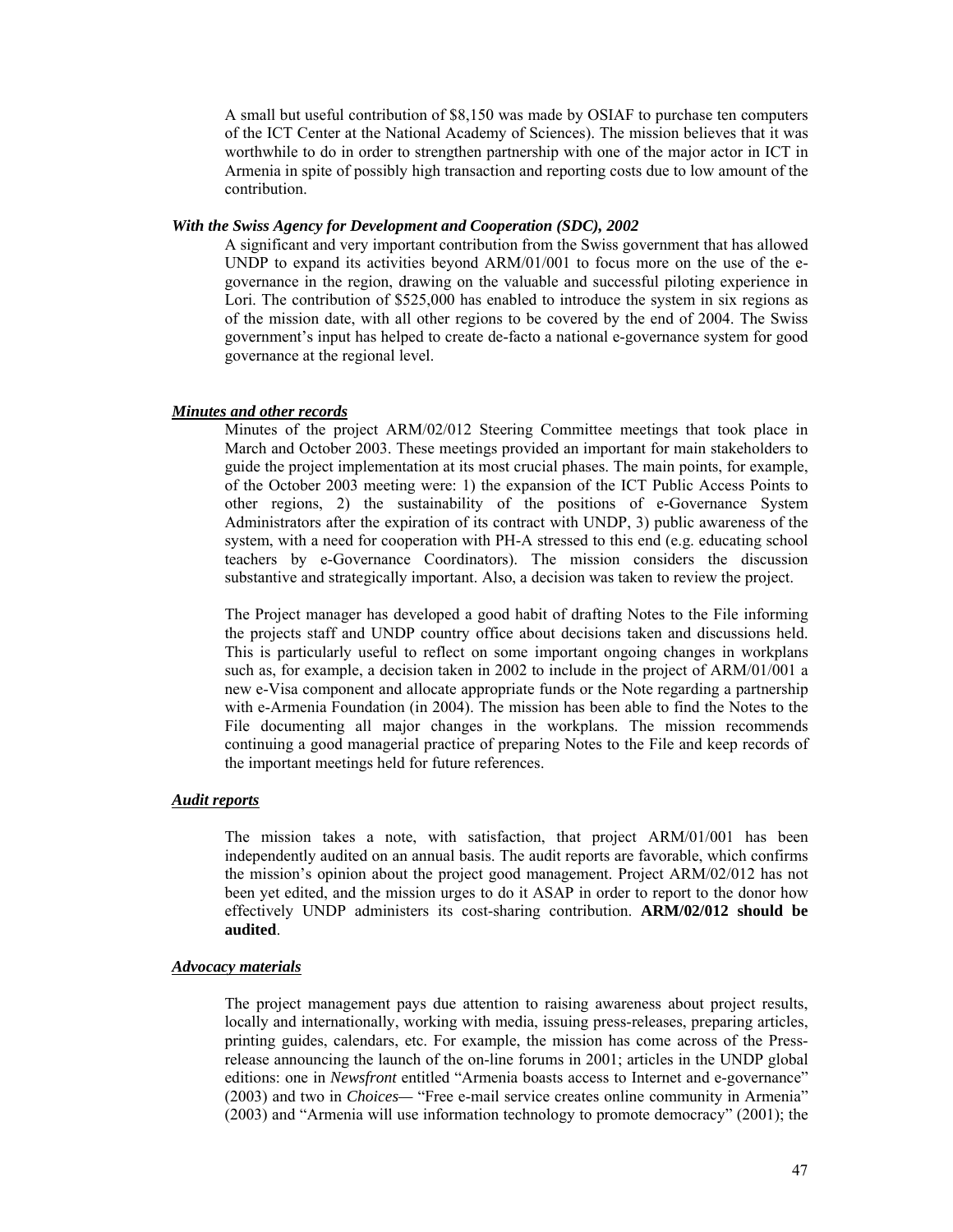A small but useful contribution of $8,150 was made by OSIAF to purchase ten computers of the ICT Center at the National Academy of Sciences). The mission believes that it was worthwhile to do in order to strengthen partnership with one of the major actor in ICT in Armenia in spite of possibly high transaction and reporting costs due to low amount of the contribution.

***With the Swiss Agency for Development and Cooperation (SDC), 2002***

A significant and very important contribution from the Swiss government that has allowed UNDP to expand its activities beyond ARM/01/001 to focus more on the use of the e-governance in the region, drawing on the valuable and successful piloting experience in Lori. The contribution of $525,000 has enabled to introduce the system in six regions as of the mission date, with all other regions to be covered by the end of 2004. The Swiss government's input has helped to create de-facto a national e-governance system for good governance at the regional level.

***<u>Minutes and other records</u>***

Minutes of the project ARM/02/012 Steering Committee meetings that took place in March and October 2003. These meetings provided an important for main stakeholders to guide the project implementation at its most crucial phases. The main points, for example, of the October 2003 meeting were: 1) the expansion of the ICT Public Access Points to other regions, 2) the sustainability of the positions of e-Governance System Administrators after the expiration of its contract with UNDP, 3) public awareness of the system, with a need for cooperation with PH-A stressed to this end (e.g. educating school teachers by e-Governance Coordinators). The mission considers the discussion substantive and strategically important. Also, a decision was taken to review the project.

The Project manager has developed a good habit of drafting Notes to the File informing the projects staff and UNDP country office about decisions taken and discussions held. This is particularly useful to reflect on some important ongoing changes in workplans such as, for example, a decision taken in 2002 to include in the project of ARM/01/001 a new e-Visa component and allocate appropriate funds or the Note regarding a partnership with e-Armenia Foundation (in 2004). The mission has been able to find the Notes to the File documenting all major changes in the workplans. The mission recommends continuing a good managerial practice of preparing Notes to the File and keep records of the important meetings held for future references.

***<u>Audit reports</u>***

The mission takes a note, with satisfaction, that project ARM/01/001 has been independently audited on an annual basis. The audit reports are favorable, which confirms the mission's opinion about the project good management. Project ARM/02/012 has not been yet edited, and the mission urges to do it ASAP in order to report to the donor how effectively UNDP administers its cost-sharing contribution. **ARM/02/012 should be audited**.

***<u>Advocacy materials</u>***

The project management pays due attention to raising awareness about project results, locally and internationally, working with media, issuing press-releases, preparing articles, printing guides, calendars, etc. For example, the mission has come across of the Press-release announcing the launch of the on-line forums in 2001; articles in the UNDP global editions: one in *Newsfront* entitled "Armenia boasts access to Internet and e-governance" (2003) and two in *Choices—* "Free e-mail service creates online community in Armenia" (2003) and "Armenia will use information technology to promote democracy" (2001); the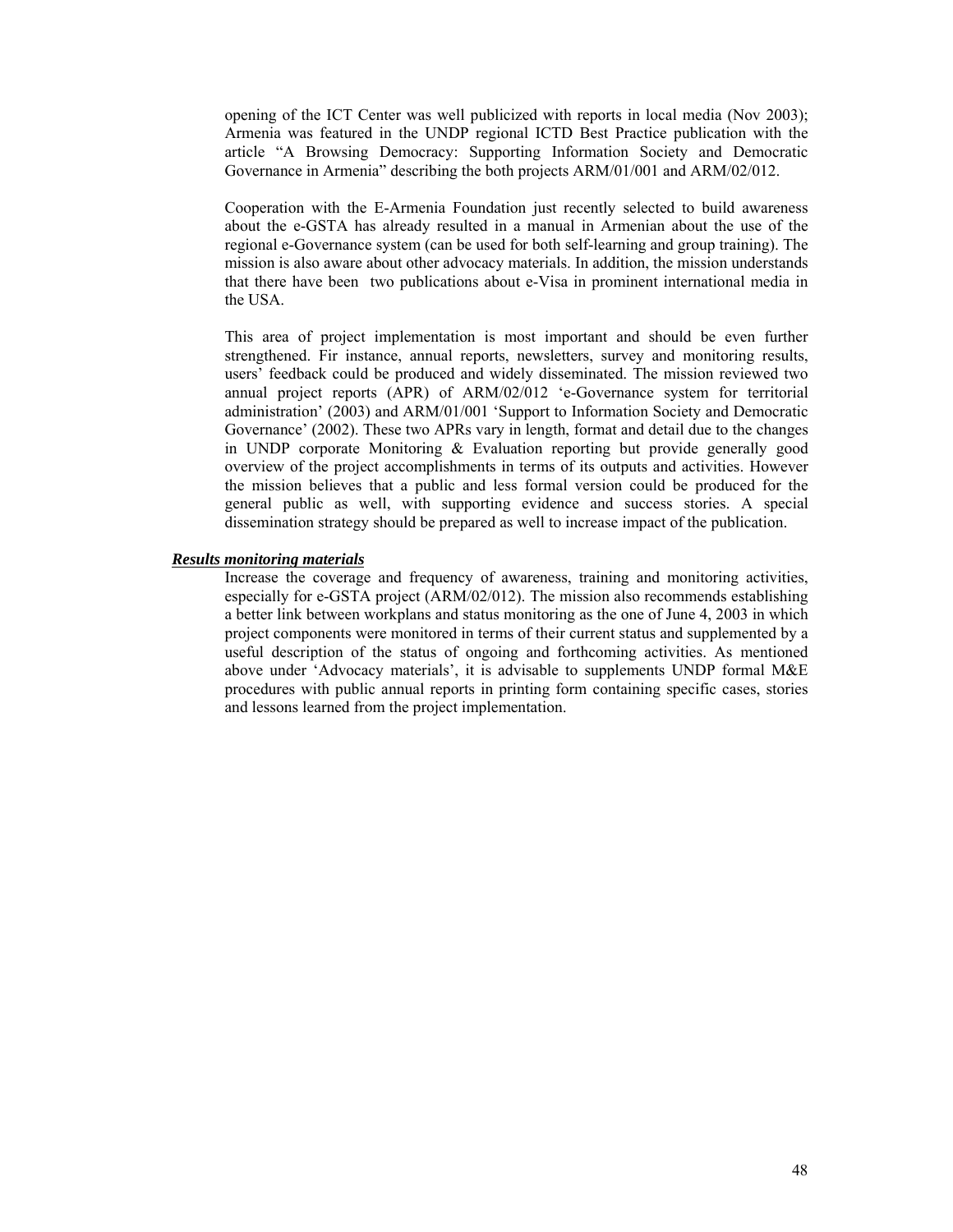opening of the ICT Center was well publicized with reports in local media (Nov 2003); Armenia was featured in the UNDP regional ICTD Best Practice publication with the article "A Browsing Democracy: Supporting Information Society and Democratic Governance in Armenia" describing the both projects ARM/01/001 and ARM/02/012.

Cooperation with the E-Armenia Foundation just recently selected to build awareness about the e-GSTA has already resulted in a manual in Armenian about the use of the regional e-Governance system (can be used for both self-learning and group training). The mission is also aware about other advocacy materials. In addition, the mission understands that there have been two publications about e-Visa in prominent international media in the USA.

This area of project implementation is most important and should be even further strengthened. Fir instance, annual reports, newsletters, survey and monitoring results, users' feedback could be produced and widely disseminated. The mission reviewed two annual project reports (APR) of ARM/02/012 'e-Governance system for territorial administration' (2003) and ARM/01/001 'Support to Information Society and Democratic Governance' (2002). These two APRs vary in length, format and detail due to the changes in UNDP corporate Monitoring & Evaluation reporting but provide generally good overview of the project accomplishments in terms of its outputs and activities. However the mission believes that a public and less formal version could be produced for the general public as well, with supporting evidence and success stories. A special dissemination strategy should be prepared as well to increase impact of the publication.

***Results monitoring materials***

Increase the coverage and frequency of awareness, training and monitoring activities, especially for e-GSTA project (ARM/02/012). The mission also recommends establishing a better link between workplans and status monitoring as the one of June 4, 2003 in which project components were monitored in terms of their current status and supplemented by a useful description of the status of ongoing and forthcoming activities. As mentioned above under 'Advocacy materials', it is advisable to supplements UNDP formal M&E procedures with public annual reports in printing form containing specific cases, stories and lessons learned from the project implementation.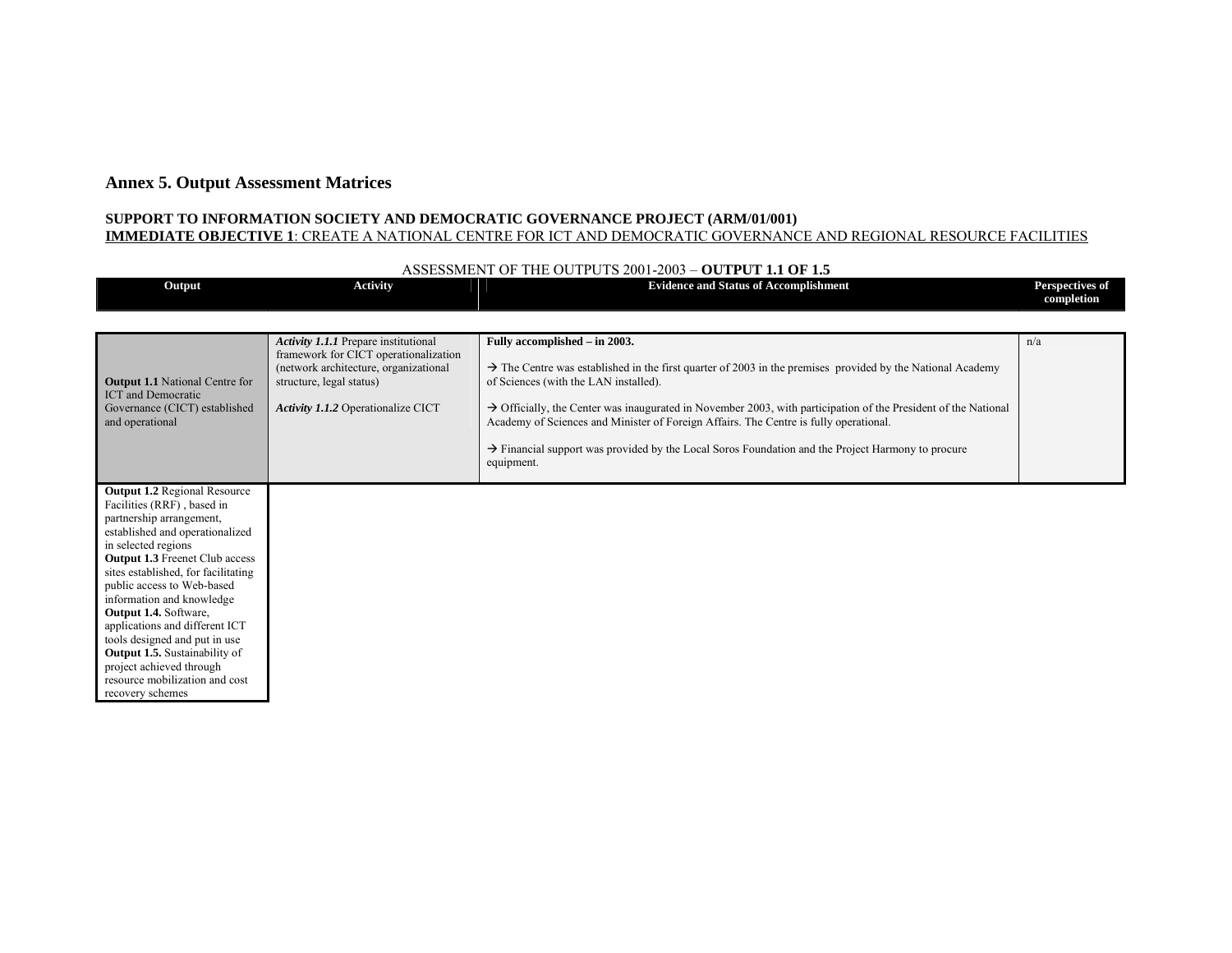## Annex 5. Output Assessment Matrices

**SUPPORT TO INFORMATION SOCIETY AND DEMOCRATIC GOVERNANCE PROJECT (ARM/01/001)**
**IMMEDIATE OBJECTIVE 1**: CREATE A NATIONAL CENTRE FOR ICT AND DEMOCRATIC GOVERNANCE AND REGIONAL RESOURCE FACILITIES

ASSESSMENT OF THE OUTPUTS 2001-2003 – **OUTPUT 1.1 OF 1.5**

| Output | Activity | Evidence and Status of Accomplishment | Perspectives of completion |
|---|---|---|---|
| **Output 1.1** National Centre for ICT and Democratic Governance (CICT) established and operational | ***Activity 1.1.1*** Prepare institutional framework for CICT operationalization (network architecture, organizational structure, legal status)<br><br>***Activity 1.1.2*** Operationalize CICT | **Fully accomplished – in 2003.**<br><br>→ The Centre was established in the first quarter of 2003 in the premises provided by the National Academy of Sciences (with the LAN installed).<br><br>→ Officially, the Center was inaugurated in November 2003, with participation of the President of the National Academy of Sciences and Minister of Foreign Affairs. The Centre is fully operational.<br><br>→ Financial support was provided by the Local Soros Foundation and the Project Harmony to procure equipment. | n/a |
| **Output 1.2** Regional Resource Facilities (RRF) , based in partnership arrangement, established and operationalized in selected regions<br>**Output 1.3** Freenet Club access sites established, for facilitating public access to Web-based information and knowledge<br>**Output 1.4.** Software, applications and different ICT tools designed and put in use<br>**Output 1.5.** Sustainability of project achieved through resource mobilization and cost recovery schemes | | | |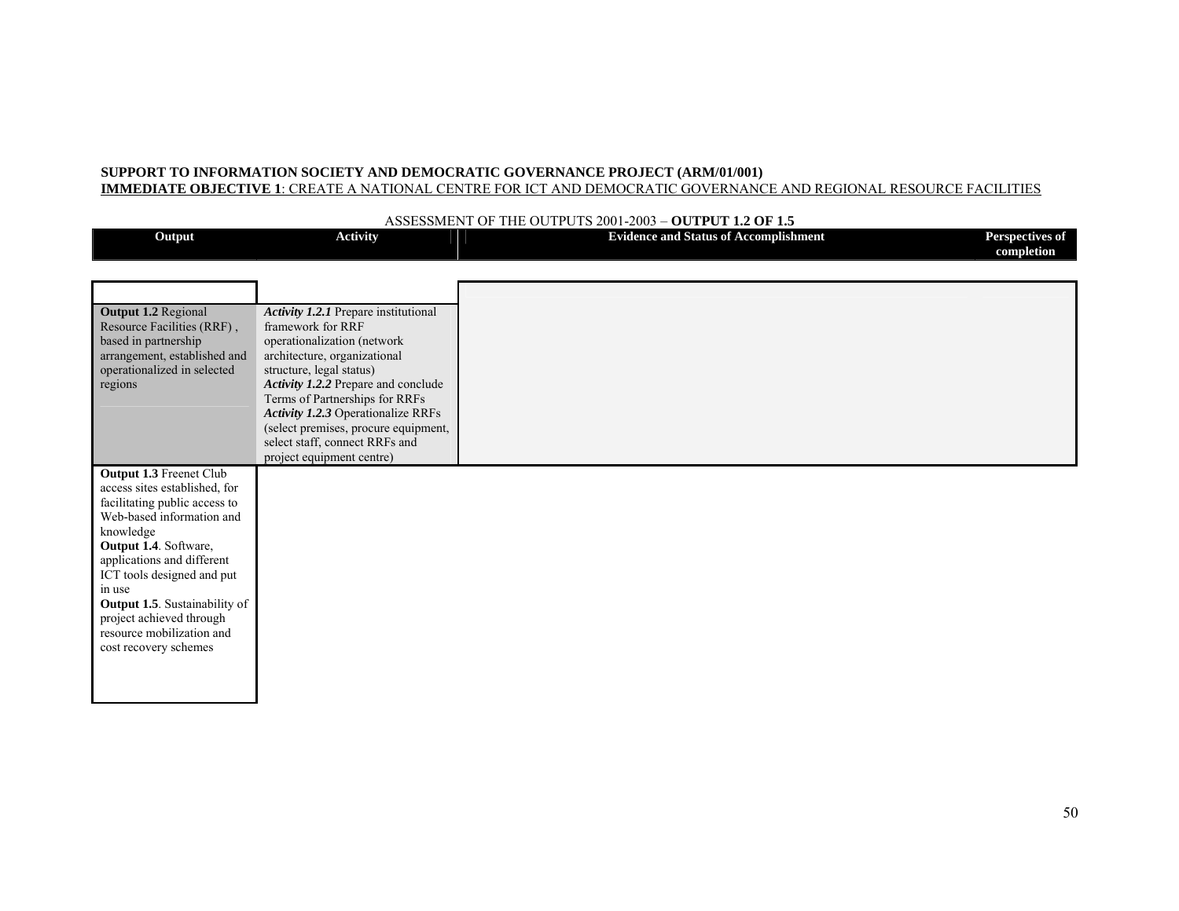**SUPPORT TO INFORMATION SOCIETY AND DEMOCRATIC GOVERNANCE PROJECT (ARM/01/001)**

**IMMEDIATE OBJECTIVE 1**: CREATE A NATIONAL CENTRE FOR ICT AND DEMOCRATIC GOVERNANCE AND REGIONAL RESOURCE FACILITIES

ASSESSMENT OF THE OUTPUTS 2001-2003 – **OUTPUT 1.2 OF 1.5**

| Output | Activity | Evidence and Status of Accomplishment | Perspectives of completion |
|---|---|---|---|
| **Output 1.2** Regional Resource Facilities (RRF) , based in partnership arrangement, established and operationalized in selected regions | ***Activity 1.2.1*** Prepare institutional framework for RRF operationalization (network architecture, organizational structure, legal status)<br>***Activity 1.2.2*** Prepare and conclude Terms of Partnerships for RRFs<br>***Activity 1.2.3*** Operationalize RRFs (select premises, procure equipment, select staff, connect RRFs and project equipment centre) | | |
| **Output 1.3** Freenet Club access sites established, for facilitating public access to Web-based information and knowledge<br>**Output 1.4**. Software, applications and different ICT tools designed and put in use<br>**Output 1.5**. Sustainability of project achieved through resource mobilization and cost recovery schemes | | | |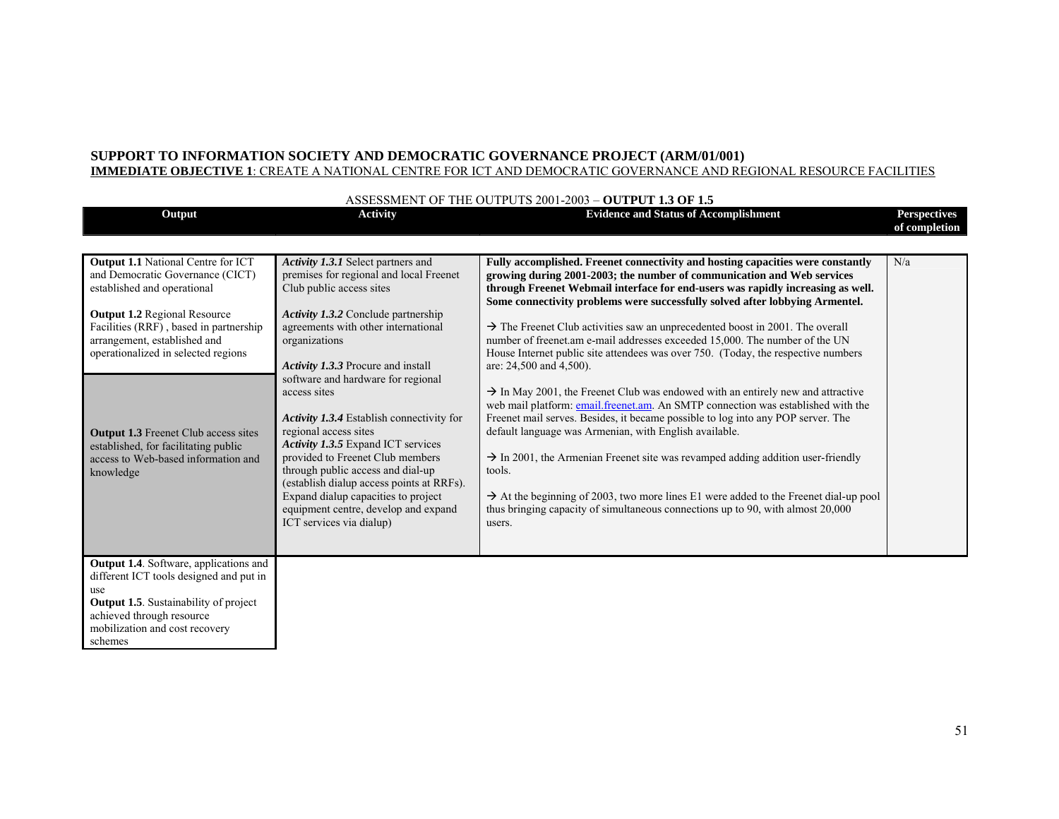**SUPPORT TO INFORMATION SOCIETY AND DEMOCRATIC GOVERNANCE PROJECT (ARM/01/001)**

**IMMEDIATE OBJECTIVE 1**: CREATE A NATIONAL CENTRE FOR ICT AND DEMOCRATIC GOVERNANCE AND REGIONAL RESOURCE FACILITIES

ASSESSMENT OF THE OUTPUTS 2001-2003 – **OUTPUT 1.3 OF 1.5**

| Output | Activity | Evidence and Status of Accomplishment | Perspectives of completion |
|---|---|---|---|
| **Output 1.1** National Centre for ICT and Democratic Governance (CICT) established and operational<br><br>**Output 1.2** Regional Resource Facilities (RRF) , based in partnership arrangement, established and operationalized in selected regions<br><br>**Output 1.3** Freenet Club access sites established, for facilitating public access to Web-based information and knowledge | ***Activity 1.3.1*** Select partners and premises for regional and local Freenet Club public access sites<br><br>***Activity 1.3.2*** Conclude partnership agreements with other international organizations<br><br>***Activity 1.3.3*** Procure and install software and hardware for regional access sites<br><br>***Activity 1.3.4*** Establish connectivity for regional access sites<br>***Activity 1.3.5*** Expand ICT services provided to Freenet Club members through public access and dial-up (establish dialup access points at RRFs). Expand dialup capacities to project equipment centre, develop and expand ICT services via dialup) | **Fully accomplished. Freenet connectivity and hosting capacities were constantly growing during 2001-2003; the number of communication and Web services through Freenet Webmail interface for end-users was rapidly increasing as well. Some connectivity problems were successfully solved after lobbying Armentel.**<br><br>→ The Freenet Club activities saw an unprecedented boost in 2001. The overall number of freenet.am e-mail addresses exceeded 15,000. The number of the UN House Internet public site attendees was over 750. (Today, the respective numbers are: 24,500 and 4,500).<br><br>→ In May 2001, the Freenet Club was endowed with an entirely new and attractive web mail platform: email.freenet.am. An SMTP connection was established with the Freenet mail serves. Besides, it became possible to log into any POP server. The default language was Armenian, with English available.<br><br>→ In 2001, the Armenian Freenet site was revamped adding addition user-friendly tools.<br><br>→ At the beginning of 2003, two more lines E1 were added to the Freenet dial-up pool thus bringing capacity of simultaneous connections up to 90, with almost 20,000 users. | N/a |
| **Output 1.4**. Software, applications and different ICT tools designed and put in use<br>**Output 1.5**. Sustainability of project achieved through resource mobilization and cost recovery schemes | | | |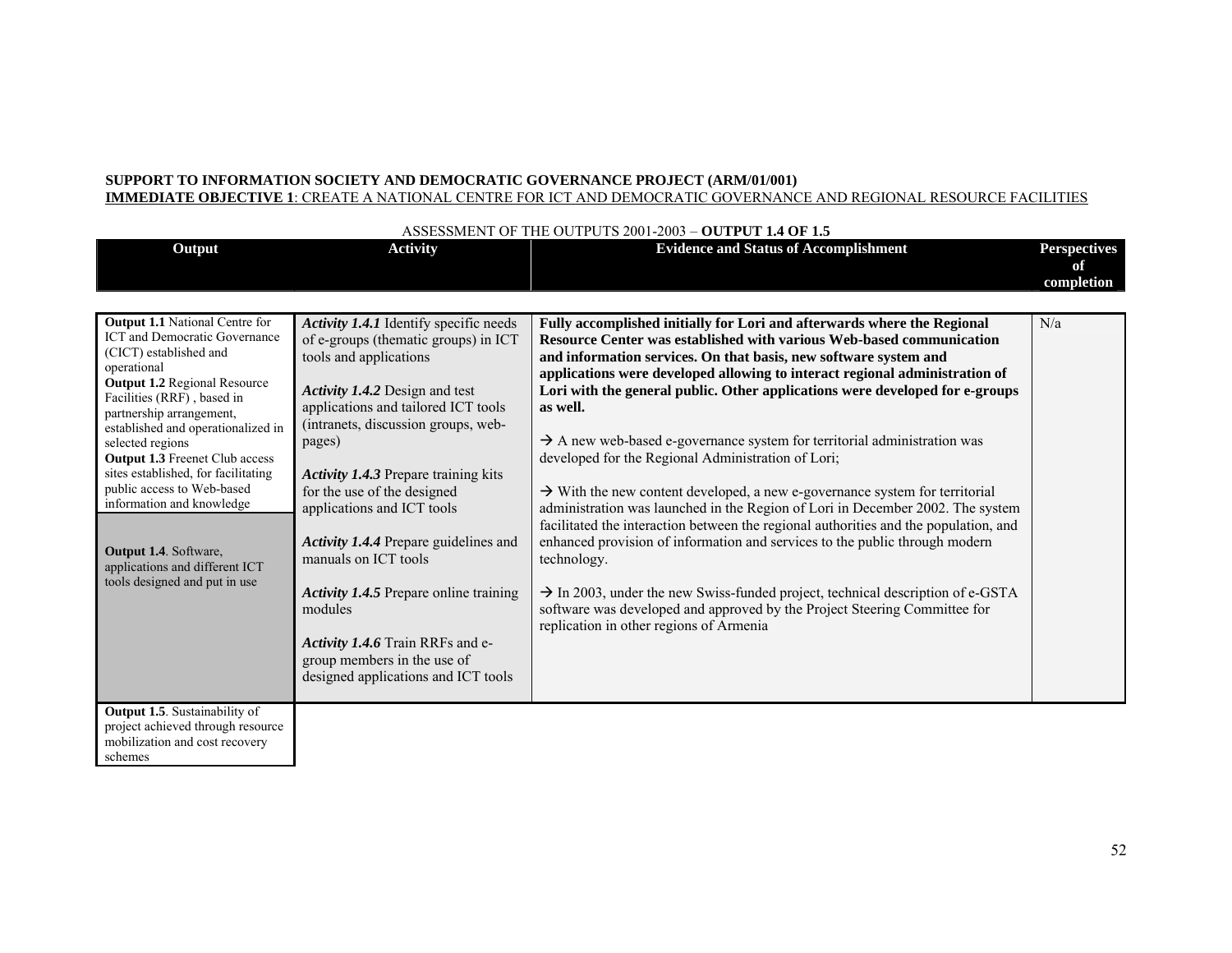**SUPPORT TO INFORMATION SOCIETY AND DEMOCRATIC GOVERNANCE PROJECT (ARM/01/001)**
**IMMEDIATE OBJECTIVE 1**: CREATE A NATIONAL CENTRE FOR ICT AND DEMOCRATIC GOVERNANCE AND REGIONAL RESOURCE FACILITIES

ASSESSMENT OF THE OUTPUTS 2001-2003 – **OUTPUT 1.4 OF 1.5**

| Output | Activity | Evidence and Status of Accomplishment | Perspectives of completion |
|---|---|---|---|
| **Output 1.1** National Centre for ICT and Democratic Governance (CICT) established and operational<br>**Output 1.2** Regional Resource Facilities (RRF) , based in partnership arrangement, established and operationalized in selected regions<br>**Output 1.3** Freenet Club access sites established, for facilitating public access to Web-based information and knowledge<br><br>**Output 1.4**. Software, applications and different ICT tools designed and put in use | ***Activity 1.4.1*** Identify specific needs of e-groups (thematic groups) in ICT tools and applications<br><br>***Activity 1.4.2*** Design and test applications and tailored ICT tools (intranets, discussion groups, web-pages)<br><br>***Activity 1.4.3*** Prepare training kits for the use of the designed applications and ICT tools<br><br>***Activity 1.4.4*** Prepare guidelines and manuals on ICT tools<br><br>***Activity 1.4.5*** Prepare online training modules<br><br>***Activity 1.4.6*** Train RRFs and e-group members in the use of designed applications and ICT tools | **Fully accomplished initially for Lori and afterwards where the Regional Resource Center was established with various Web-based communication and information services. On that basis, new software system and applications were developed allowing to interact regional administration of Lori with the general public. Other applications were developed for e-groups as well.**<br><br>→ A new web-based e-governance system for territorial administration was developed for the Regional Administration of Lori;<br><br>→ With the new content developed, a new e-governance system for territorial administration was launched in the Region of Lori in December 2002. The system facilitated the interaction between the regional authorities and the population, and enhanced provision of information and services to the public through modern technology.<br><br>→ In 2003, under the new Swiss-funded project, technical description of e-GSTA software was developed and approved by the Project Steering Committee for replication in other regions of Armenia | N/a |
| **Output 1.5**. Sustainability of project achieved through resource mobilization and cost recovery schemes | | | |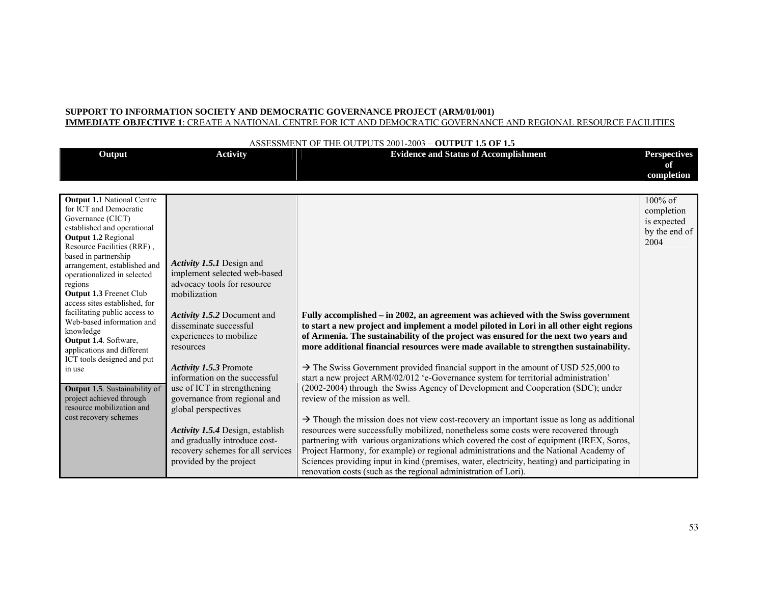**SUPPORT TO INFORMATION SOCIETY AND DEMOCRATIC GOVERNANCE PROJECT (ARM/01/001)**
**IMMEDIATE OBJECTIVE 1**: CREATE A NATIONAL CENTRE FOR ICT AND DEMOCRATIC GOVERNANCE AND REGIONAL RESOURCE FACILITIES

ASSESSMENT OF THE OUTPUTS 2001-2003 – **OUTPUT 1.5 OF 1.5**

| Output | Activity | Evidence and Status of Accomplishment | Perspectives of completion |
|---|---|---|---|
| **Output 1.**1 National Centre for ICT and Democratic Governance (CICT) established and operational<br>**Output 1.2** Regional Resource Facilities (RRF), based in partnership arrangement, established and operationalized in selected regions<br>**Output 1.3** Freenet Club access sites established, for facilitating public access to Web-based information and knowledge<br>**Output 1.4**. Software, applications and different ICT tools designed and put in use<br><br>**Output 1.5**. Sustainability of project achieved through resource mobilization and cost recovery schemes | ***Activity 1.5.1*** Design and implement selected web-based advocacy tools for resource mobilization<br><br>***Activity 1.5.2*** Document and disseminate successful experiences to mobilize resources<br><br>***Activity 1.5.3*** Promote information on the successful use of ICT in strengthening governance from regional and global perspectives<br><br>***Activity 1.5.4*** Design, establish and gradually introduce cost-recovery schemes for all services provided by the project | **Fully accomplished – in 2002, an agreement was achieved with the Swiss government to start a new project and implement a model piloted in Lori in all other eight regions of Armenia. The sustainability of the project was ensured for the next two years and more additional financial resources were made available to strengthen sustainability.**<br><br>→ The Swiss Government provided financial support in the amount of USD 525,000 to start a new project ARM/02/012 'e-Governance system for territorial administration' (2002-2004) through the Swiss Agency of Development and Cooperation (SDC); under review of the mission as well.<br><br>→ Though the mission does not view cost-recovery an important issue as long as additional resources were successfully mobilized, nonetheless some costs were recovered through partnering with various organizations which covered the cost of equipment (IREX, Soros, Project Harmony, for example) or regional administrations and the National Academy of Sciences providing input in kind (premises, water, electricity, heating) and participating in renovation costs (such as the regional administration of Lori). | 100% of completion is expected by the end of 2004 |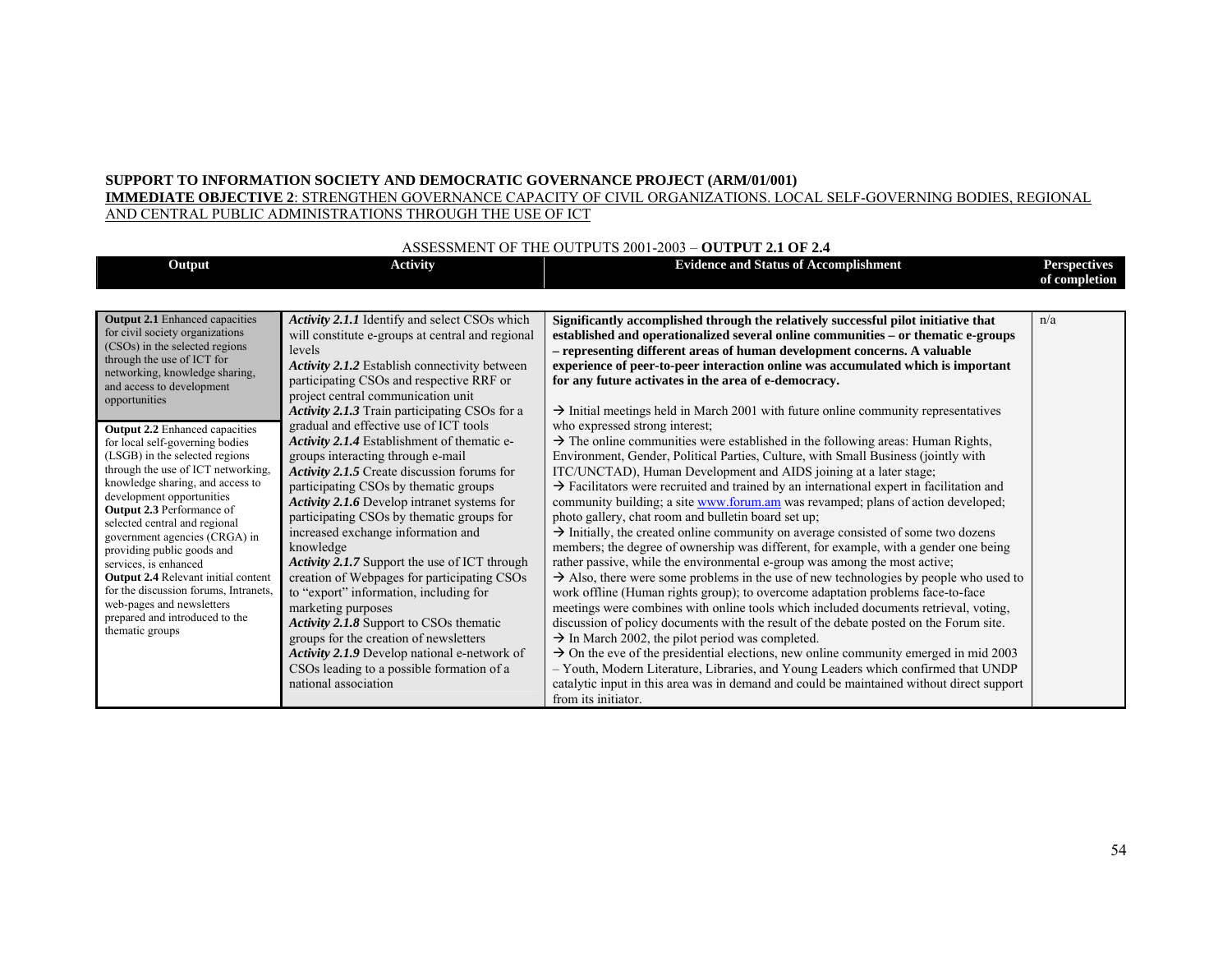**SUPPORT TO INFORMATION SOCIETY AND DEMOCRATIC GOVERNANCE PROJECT (ARM/01/001)**

**IMMEDIATE OBJECTIVE 2**: STRENGTHEN GOVERNANCE CAPACITY OF CIVIL ORGANIZATIONS. LOCAL SELF-GOVERNING BODIES, REGIONAL AND CENTRAL PUBLIC ADMINISTRATIONS THROUGH THE USE OF ICT

ASSESSMENT OF THE OUTPUTS 2001-2003 – **OUTPUT 2.1 OF 2.4**

| Output | Activity | Evidence and Status of Accomplishment | Perspectives of completion |
|---|---|---|---|
| **Output 2.1** Enhanced capacities for civil society organizations (CSOs) in the selected regions through the use of ICT for networking, knowledge sharing, and access to development opportunities<br><br>**Output 2.2** Enhanced capacities for local self-governing bodies (LSGB) in the selected regions through the use of ICT networking, knowledge sharing, and access to development opportunities<br>**Output 2.3** Performance of selected central and regional government agencies (CRGA) in providing public goods and services, is enhanced<br>**Output 2.4** Relevant initial content for the discussion forums, Intranets, web-pages and newsletters prepared and introduced to the thematic groups | ***Activity 2.1.1*** Identify and select CSOs which will constitute e-groups at central and regional levels<br>***Activity 2.1.2*** Establish connectivity between participating CSOs and respective RRF or project central communication unit<br>***Activity 2.1.3*** Train participating CSOs for a gradual and effective use of ICT tools<br>***Activity 2.1.4*** Establishment of thematic e-groups interacting through e-mail<br>***Activity 2.1.5*** Create discussion forums for participating CSOs by thematic groups<br>***Activity 2.1.6*** Develop intranet systems for participating CSOs by thematic groups for increased exchange information and knowledge<br>***Activity 2.1.7*** Support the use of ICT through creation of Webpages for participating CSOs to "export" information, including for marketing purposes<br>***Activity 2.1.8*** Support to CSOs thematic groups for the creation of newsletters<br>***Activity 2.1.9*** Develop national e-network of CSOs leading to a possible formation of a national association | **Significantly accomplished through the relatively successful pilot initiative that established and operationalized several online communities – or thematic e-groups – representing different areas of human development concerns. A valuable experience of peer-to-peer interaction online was accumulated which is important for any future activates in the area of e-democracy.**<br><br>→ Initial meetings held in March 2001 with future online community representatives who expressed strong interest;<br>→ The online communities were established in the following areas: Human Rights, Environment, Gender, Political Parties, Culture, with Small Business (jointly with ITC/UNCTAD), Human Development and AIDS joining at a later stage;<br>→ Facilitators were recruited and trained by an international expert in facilitation and community building; a site www.forum.am was revamped; plans of action developed; photo gallery, chat room and bulletin board set up;<br>→ Initially, the created online community on average consisted of some two dozens members; the degree of ownership was different, for example, with a gender one being rather passive, while the environmental e-group was among the most active;<br>→ Also, there were some problems in the use of new technologies by people who used to work offline (Human rights group); to overcome adaptation problems face-to-face meetings were combines with online tools which included documents retrieval, voting, discussion of policy documents with the result of the debate posted on the Forum site.<br>→ In March 2002, the pilot period was completed.<br>→ On the eve of the presidential elections, new online community emerged in mid 2003 – Youth, Modern Literature, Libraries, and Young Leaders which confirmed that UNDP catalytic input in this area was in demand and could be maintained without direct support from its initiator. | n/a |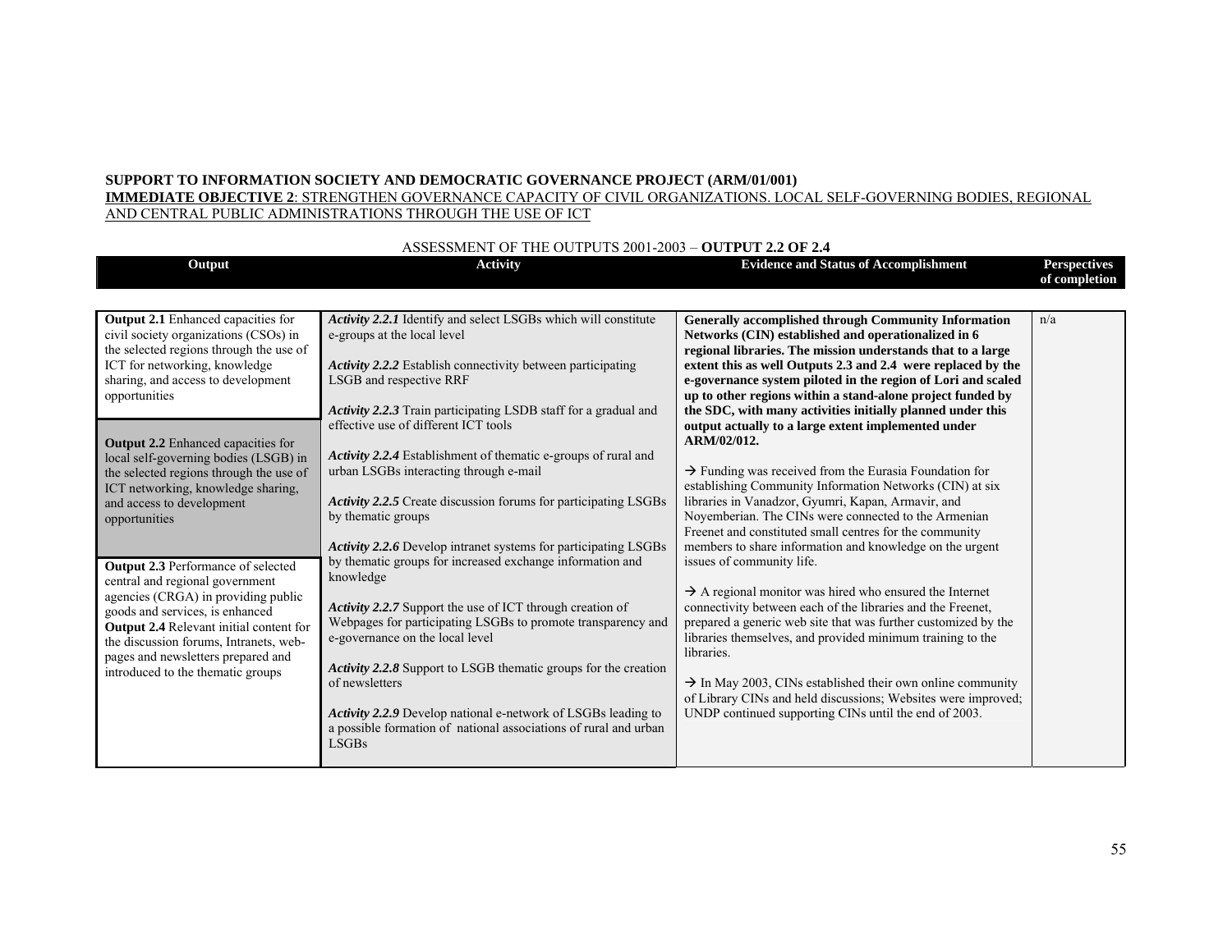**SUPPORT TO INFORMATION SOCIETY AND DEMOCRATIC GOVERNANCE PROJECT (ARM/01/001)**

**IMMEDIATE OBJECTIVE 2**: STRENGTHEN GOVERNANCE CAPACITY OF CIVIL ORGANIZATIONS. LOCAL SELF-GOVERNING BODIES, REGIONAL AND CENTRAL PUBLIC ADMINISTRATIONS THROUGH THE USE OF ICT

ASSESSMENT OF THE OUTPUTS 2001-2003 – **OUTPUT 2.2 OF 2.4**

| Output | Activity | Evidence and Status of Accomplishment | Perspectives of completion |
|---|---|---|---|
| **Output 2.1** Enhanced capacities for civil society organizations (CSOs) in the selected regions through the use of ICT for networking, knowledge sharing, and access to development opportunities<br><br>**Output 2.2** Enhanced capacities for local self-governing bodies (LSGB) in the selected regions through the use of ICT networking, knowledge sharing, and access to development opportunities<br><br>**Output 2.3** Performance of selected central and regional government agencies (CRGA) in providing public goods and services, is enhanced<br>**Output 2.4** Relevant initial content for the discussion forums, Intranets, web-pages and newsletters prepared and introduced to the thematic groups | ***Activity 2.2.1*** Identify and select LSGBs which will constitute e-groups at the local level<br><br>***Activity 2.2.2*** Establish connectivity between participating LSGB and respective RRF<br><br>***Activity 2.2.3*** Train participating LSDB staff for a gradual and effective use of different ICT tools<br><br>***Activity 2.2.4*** Establishment of thematic e-groups of rural and urban LSGBs interacting through e-mail<br><br>***Activity 2.2.5*** Create discussion forums for participating LSGBs by thematic groups<br><br>***Activity 2.2.6*** Develop intranet systems for participating LSGBs by thematic groups for increased exchange information and knowledge<br><br>***Activity 2.2.7*** Support the use of ICT through creation of Webpages for participating LSGBs to promote transparency and e-governance on the local level<br><br>***Activity 2.2.8*** Support to LSGB thematic groups for the creation of newsletters<br><br>***Activity 2.2.9*** Develop national e-network of LSGBs leading to a possible formation of national associations of rural and urban LSGBs | **Generally accomplished through Community Information Networks (CIN) established and operationalized in 6 regional libraries. The mission understands that to a large extent this as well Outputs 2.3 and 2.4 were replaced by the e-governance system piloted in the region of Lori and scaled up to other regions within a stand-alone project funded by the SDC, with many activities initially planned under this output actually to a large extent implemented under ARM/02/012.**<br><br>→ Funding was received from the Eurasia Foundation for establishing Community Information Networks (CIN) at six libraries in Vanadzor, Gyumri, Kapan, Armavir, and Noyemberian. The CINs were connected to the Armenian Freenet and constituted small centres for the community members to share information and knowledge on the urgent issues of community life.<br><br>→ A regional monitor was hired who ensured the Internet connectivity between each of the libraries and the Freenet, prepared a generic web site that was further customized by the libraries themselves, and provided minimum training to the libraries.<br><br>→ In May 2003, CINs established their own online community of Library CINs and held discussions; Websites were improved; UNDP continued supporting CINs until the end of 2003. | n/a |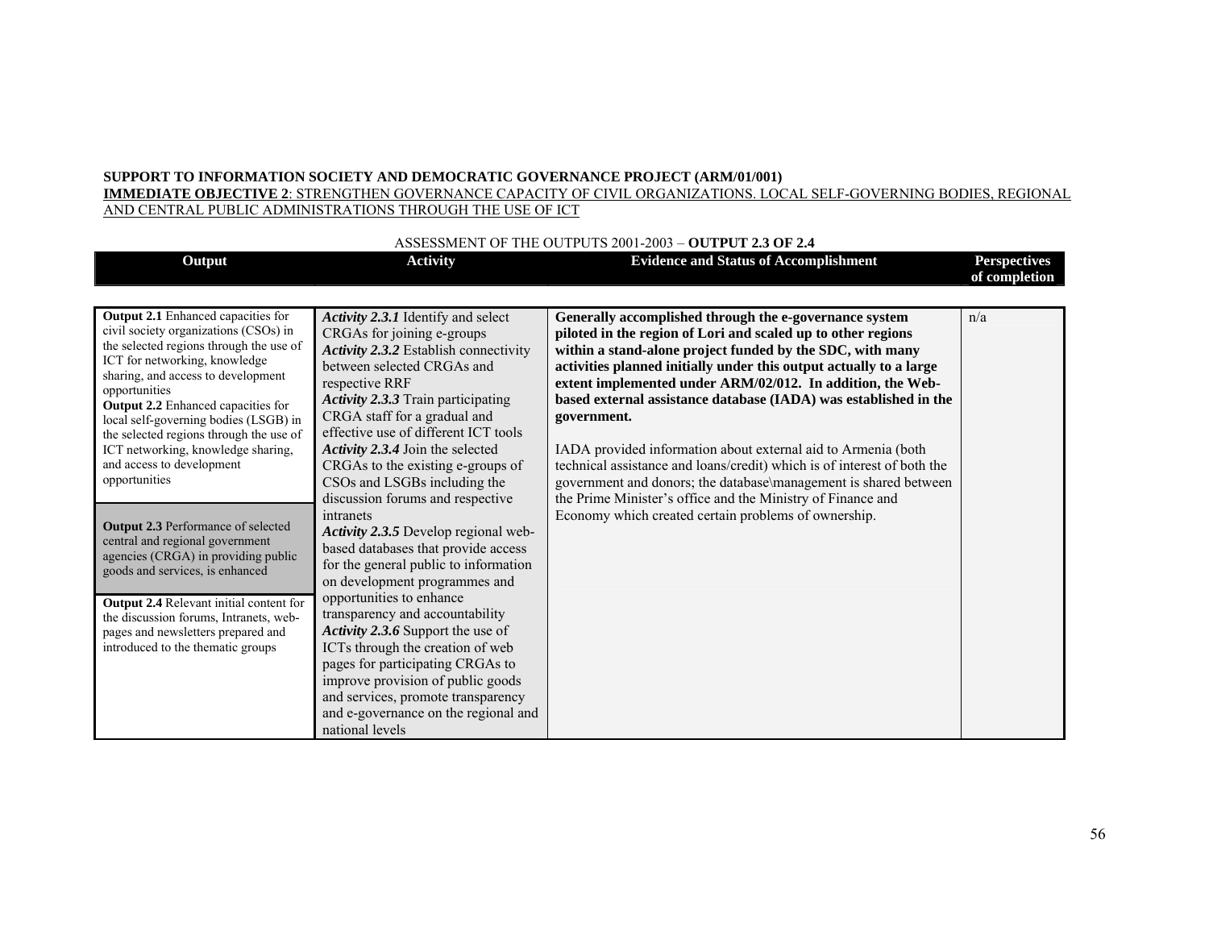**SUPPORT TO INFORMATION SOCIETY AND DEMOCRATIC GOVERNANCE PROJECT (ARM/01/001)**
**IMMEDIATE OBJECTIVE 2**: STRENGTHEN GOVERNANCE CAPACITY OF CIVIL ORGANIZATIONS. LOCAL SELF-GOVERNING BODIES, REGIONAL AND CENTRAL PUBLIC ADMINISTRATIONS THROUGH THE USE OF ICT

ASSESSMENT OF THE OUTPUTS 2001-2003 – **OUTPUT 2.3 OF 2.4**

| Output | Activity | Evidence and Status of Accomplishment | Perspectives of completion |
|---|---|---|---|
| **Output 2.1** Enhanced capacities for civil society organizations (CSOs) in the selected regions through the use of ICT for networking, knowledge sharing, and access to development opportunities<br>**Output 2.2** Enhanced capacities for local self-governing bodies (LSGB) in the selected regions through the use of ICT networking, knowledge sharing, and access to development opportunities<br><br>**Output 2.3** Performance of selected central and regional government agencies (CRGA) in providing public goods and services, is enhanced<br><br>**Output 2.4** Relevant initial content for the discussion forums, Intranets, web-pages and newsletters prepared and introduced to the thematic groups | ***Activity 2.3.1*** Identify and select CRGAs for joining e-groups<br>***Activity 2.3.2*** Establish connectivity between selected CRGAs and respective RRF<br>***Activity 2.3.3*** Train participating CRGA staff for a gradual and effective use of different ICT tools<br>***Activity 2.3.4*** Join the selected CRGAs to the existing e-groups of CSOs and LSGBs including the discussion forums and respective intranets<br>***Activity 2.3.5*** Develop regional web-based databases that provide access for the general public to information on development programmes and opportunities to enhance transparency and accountability<br>***Activity 2.3.6*** Support the use of ICTs through the creation of web pages for participating CRGAs to improve provision of public goods and services, promote transparency and e-governance on the regional and national levels | **Generally accomplished through the e-governance system piloted in the region of Lori and scaled up to other regions within a stand-alone project funded by the SDC, with many activities planned initially under this output actually to a large extent implemented under ARM/02/012. In addition, the Web-based external assistance database (IADA) was established in the government.**<br><br>IADA provided information about external aid to Armenia (both technical assistance and loans/credit) which is of interest of both the government and donors; the database\management is shared between the Prime Minister's office and the Ministry of Finance and Economy which created certain problems of ownership. | n/a |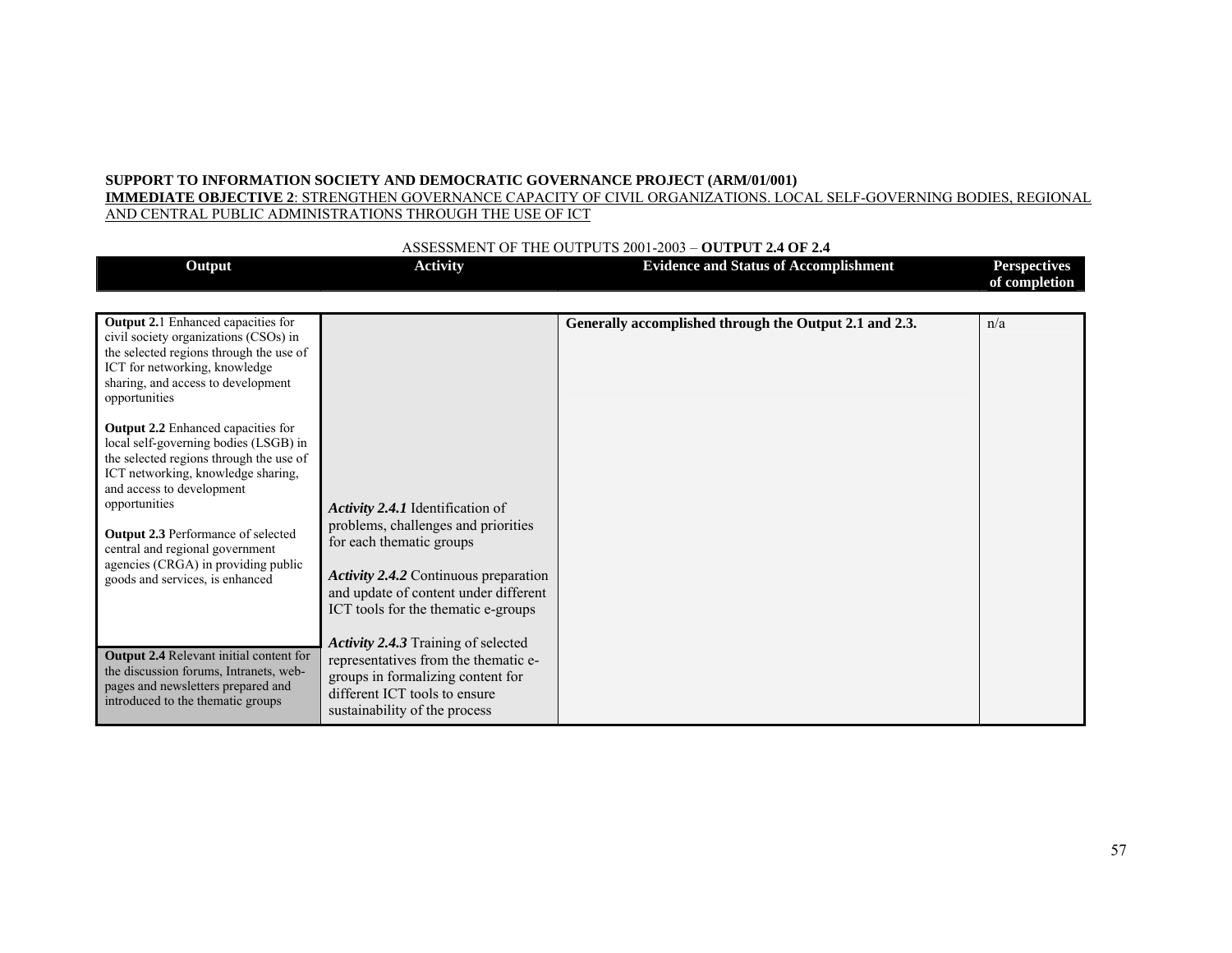**SUPPORT TO INFORMATION SOCIETY AND DEMOCRATIC GOVERNANCE PROJECT (ARM/01/001)**

**IMMEDIATE OBJECTIVE 2**: STRENGTHEN GOVERNANCE CAPACITY OF CIVIL ORGANIZATIONS. LOCAL SELF-GOVERNING BODIES, REGIONAL AND CENTRAL PUBLIC ADMINISTRATIONS THROUGH THE USE OF ICT

ASSESSMENT OF THE OUTPUTS 2001-2003 – **OUTPUT 2.4 OF 2.4**

| Output | Activity | Evidence and Status of Accomplishment | Perspectives of completion |
|---|---|---|---|
| **Output 2.**1 Enhanced capacities for civil society organizations (CSOs) in the selected regions through the use of ICT for networking, knowledge sharing, and access to development opportunities<br><br>**Output 2.2** Enhanced capacities for local self-governing bodies (LSGB) in the selected regions through the use of ICT networking, knowledge sharing, and access to development opportunities<br><br>**Output 2.3** Performance of selected central and regional government agencies (CRGA) in providing public goods and services, is enhanced<br><br>**Output 2.4** Relevant initial content for the discussion forums, Intranets, web-pages and newsletters prepared and introduced to the thematic groups | ***Activity 2.4.1*** Identification of problems, challenges and priorities for each thematic groups<br><br>***Activity 2.4.2*** Continuous preparation and update of content under different ICT tools for the thematic e-groups<br><br>***Activity 2.4.3*** Training of selected representatives from the thematic e-groups in formalizing content for different ICT tools to ensure sustainability of the process | **Generally accomplished through the Output 2.1 and 2.3.** | n/a |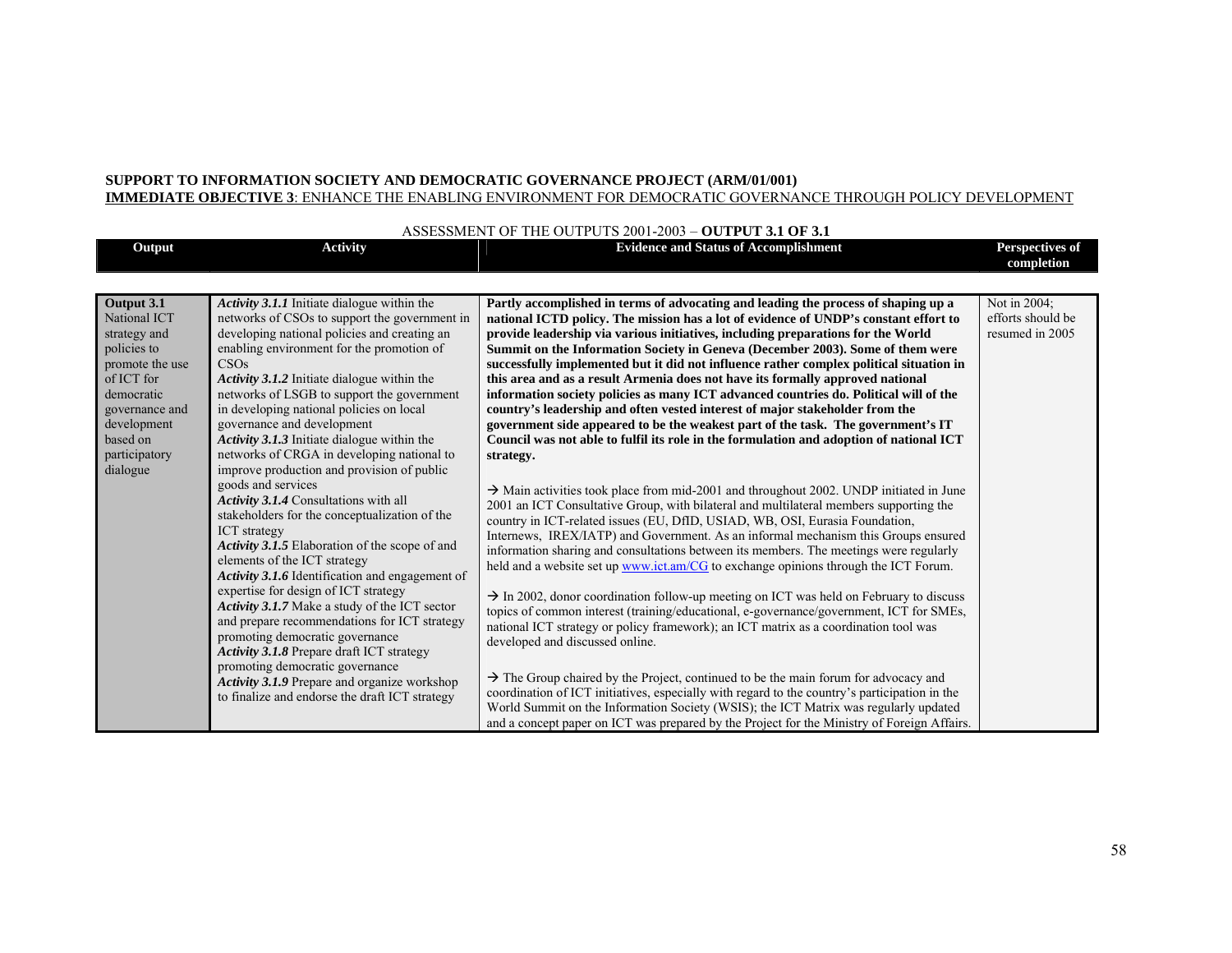**SUPPORT TO INFORMATION SOCIETY AND DEMOCRATIC GOVERNANCE PROJECT (ARM/01/001)**

**IMMEDIATE OBJECTIVE 3**: ENHANCE THE ENABLING ENVIRONMENT FOR DEMOCRATIC GOVERNANCE THROUGH POLICY DEVELOPMENT

ASSESSMENT OF THE OUTPUTS 2001-2003 – **OUTPUT 3.1 OF 3.1**

| Output | Activity | Evidence and Status of Accomplishment | Perspectives of completion |
|---|---|---|---|
| **Output 3.1** National ICT strategy and policies to promote the use of ICT for democratic governance and development based on participatory dialogue | ***Activity 3.1.1*** Initiate dialogue within the networks of CSOs to support the government in developing national policies and creating an enabling environment for the promotion of CSOs<br>***Activity 3.1.2*** Initiate dialogue within the networks of LSGB to support the government in developing national policies on local governance and development<br>***Activity 3.1.3*** Initiate dialogue within the networks of CRGA in developing national to improve production and provision of public goods and services<br>***Activity 3.1.4*** Consultations with all stakeholders for the conceptualization of the ICT strategy<br>***Activity 3.1.5*** Elaboration of the scope of and elements of the ICT strategy<br>***Activity 3.1.6*** Identification and engagement of expertise for design of ICT strategy<br>***Activity 3.1.7*** Make a study of the ICT sector and prepare recommendations for ICT strategy promoting democratic governance<br>***Activity 3.1.8*** Prepare draft ICT strategy promoting democratic governance<br>***Activity 3.1.9*** Prepare and organize workshop to finalize and endorse the draft ICT strategy | **Partly accomplished in terms of advocating and leading the process of shaping up a national ICTD policy. The mission has a lot of evidence of UNDP's constant effort to provide leadership via various initiatives, including preparations for the World Summit on the Information Society in Geneva (December 2003). Some of them were successfully implemented but it did not influence rather complex political situation in this area and as a result Armenia does not have its formally approved national information society policies as many ICT advanced countries do. Political will of the country's leadership and often vested interest of major stakeholder from the government side appeared to be the weakest part of the task. The government's IT Council was not able to fulfil its role in the formulation and adoption of national ICT strategy.**<br><br>→ Main activities took place from mid-2001 and throughout 2002. UNDP initiated in June 2001 an ICT Consultative Group, with bilateral and multilateral members supporting the country in ICT-related issues (EU, DfID, USIAD, WB, OSI, Eurasia Foundation, Internews, IREX/IATP) and Government. As an informal mechanism this Groups ensured information sharing and consultations between its members. The meetings were regularly held and a website set up www.ict.am/CG to exchange opinions through the ICT Forum.<br><br>→ In 2002, donor coordination follow-up meeting on ICT was held on February to discuss topics of common interest (training/educational, e-governance/government, ICT for SMEs, national ICT strategy or policy framework); an ICT matrix as a coordination tool was developed and discussed online.<br><br>→ The Group chaired by the Project, continued to be the main forum for advocacy and coordination of ICT initiatives, especially with regard to the country's participation in the World Summit on the Information Society (WSIS); the ICT Matrix was regularly updated and a concept paper on ICT was prepared by the Project for the Ministry of Foreign Affairs. | Not in 2004; efforts should be resumed in 2005 |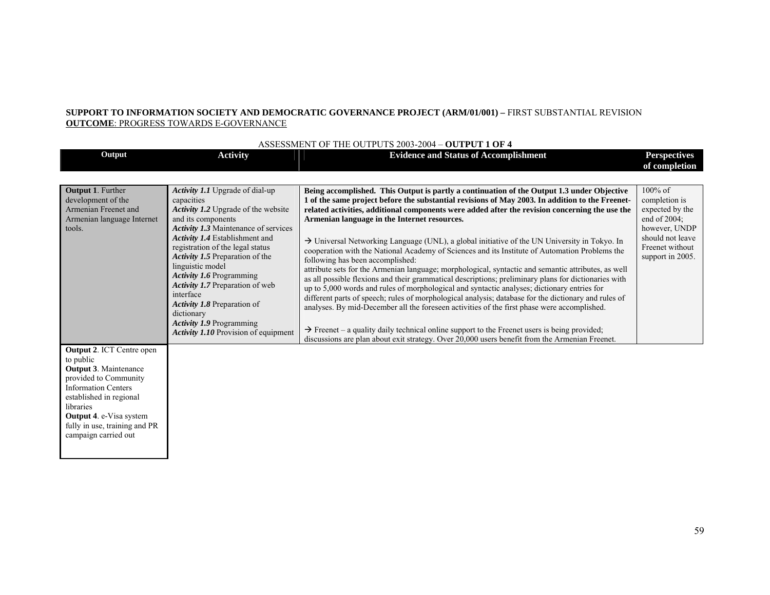**SUPPORT TO INFORMATION SOCIETY AND DEMOCRATIC GOVERNANCE PROJECT (ARM/01/001) –** FIRST SUBSTANTIAL REVISION
**OUTCOME**: PROGRESS TOWARDS E-GOVERNANCE

ASSESSMENT OF THE OUTPUTS 2003-2004 – **OUTPUT 1 OF 4**

| Output | Activity | Evidence and Status of Accomplishment | Perspectives of completion |
|---|---|---|---|
| **Output 1**. Further development of the Armenian Freenet and Armenian language Internet tools. | *Activity 1.1* Upgrade of dial-up capacities<br>*Activity 1.2* Upgrade of the website and its components<br>*Activity 1.3* Maintenance of services<br>*Activity 1.4* Establishment and registration of the legal status<br>*Activity 1.5* Preparation of the linguistic model<br>*Activity 1.6* Programming<br>*Activity 1.7* Preparation of web interface<br>*Activity 1.8* Preparation of dictionary<br>*Activity 1.9* Programming<br>*Activity 1.10* Provision of equipment | **Being accomplished. This Output is partly a continuation of the Output 1.3 under Objective 1 of the same project before the substantial revisions of May 2003. In addition to the Freenet-related activities, additional components were added after the revision concerning the use the Armenian language in the Internet resources.**<br><br>→ Universal Networking Language (UNL), a global initiative of the UN University in Tokyo. In cooperation with the National Academy of Sciences and its Institute of Automation Problems the following has been accomplished:<br>attribute sets for the Armenian language; morphological, syntactic and semantic attributes, as well as all possible flexions and their grammatical descriptions; preliminary plans for dictionaries with up to 5,000 words and rules of morphological and syntactic analyses; dictionary entries for different parts of speech; rules of morphological analysis; database for the dictionary and rules of analyses. By mid-December all the foreseen activities of the first phase were accomplished.<br><br>→ Freenet – a quality daily technical online support to the Freenet users is being provided; discussions are plan about exit strategy. Over 20,000 users benefit from the Armenian Freenet. | 100% of completion is expected by the end of 2004; however, UNDP should not leave Freenet without support in 2005. |
| **Output 2**. ICT Centre open to public<br>**Output 3**. Maintenance provided to Community Information Centers established in regional libraries<br>**Output 4**. e-Visa system fully in use, training and PR campaign carried out | | | |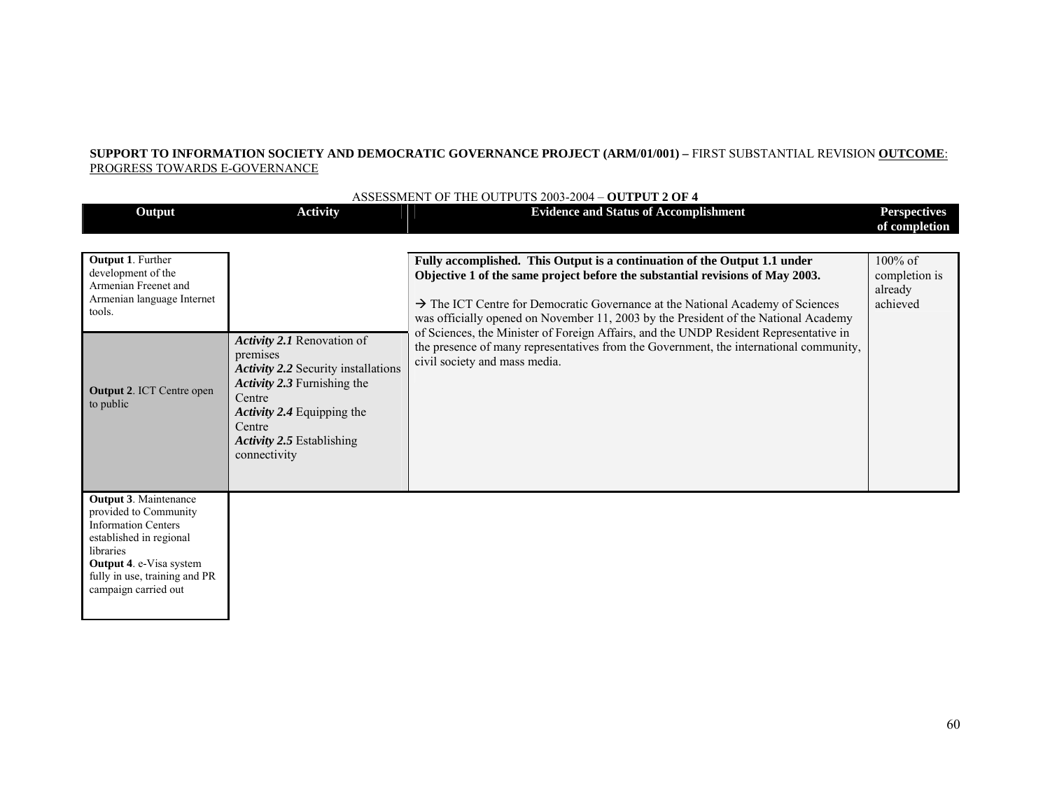**SUPPORT TO INFORMATION SOCIETY AND DEMOCRATIC GOVERNANCE PROJECT (ARM/01/001) –** FIRST SUBSTANTIAL REVISION **OUTCOME**: PROGRESS TOWARDS E-GOVERNANCE

ASSESSMENT OF THE OUTPUTS 2003-2004 – **OUTPUT 2 OF 4**

| Output | Activity | Evidence and Status of Accomplishment | Perspectives of completion |
|---|---|---|---|
| **Output 1**. Further development of the Armenian Freenet and Armenian language Internet tools. | | | |
| **Output 2**. ICT Centre open to public | ***Activity 2.1*** Renovation of premises<br>***Activity 2.2*** Security installations<br>***Activity 2.3*** Furnishing the Centre<br>***Activity 2.4*** Equipping the Centre<br>***Activity 2.5*** Establishing connectivity | **Fully accomplished. This Output is a continuation of the Output 1.1 under Objective 1 of the same project before the substantial revisions of May 2003.**<br><br>→ The ICT Centre for Democratic Governance at the National Academy of Sciences was officially opened on November 11, 2003 by the President of the National Academy of Sciences, the Minister of Foreign Affairs, and the UNDP Resident Representative in the presence of many representatives from the Government, the international community, civil society and mass media. | 100% of completion is already achieved |
| **Output 3**. Maintenance provided to Community Information Centers established in regional libraries<br>**Output 4**. e-Visa system fully in use, training and PR campaign carried out | | | |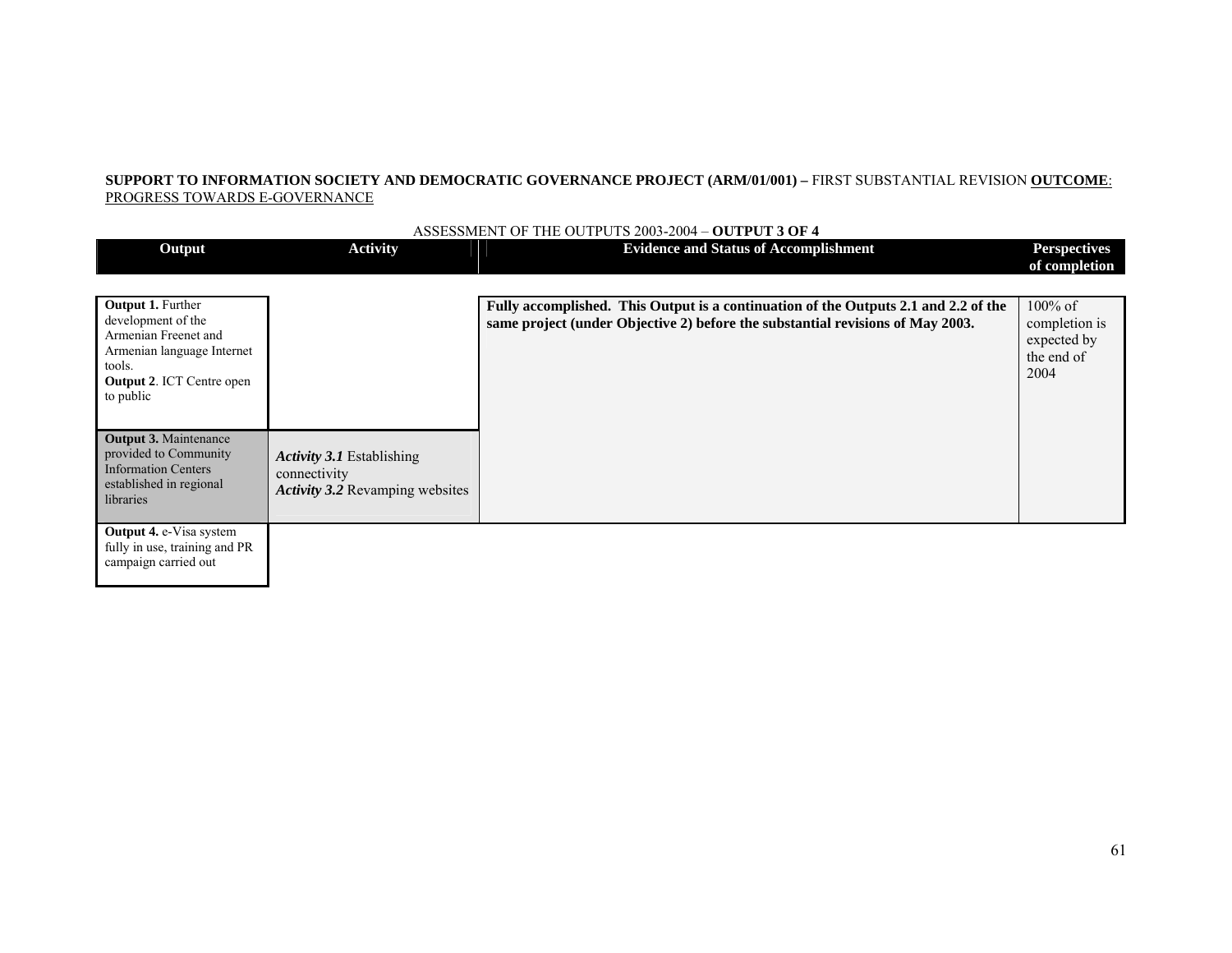**SUPPORT TO INFORMATION SOCIETY AND DEMOCRATIC GOVERNANCE PROJECT (ARM/01/001) –** FIRST SUBSTANTIAL REVISION **OUTCOME**: PROGRESS TOWARDS E-GOVERNANCE

ASSESSMENT OF THE OUTPUTS 2003-2004 – **OUTPUT 3 OF 4**

| Output | Activity | Evidence and Status of Accomplishment | Perspectives of completion |
|---|---|---|---|
| **Output 1.** Further development of the Armenian Freenet and Armenian language Internet tools.<br>**Output 2**. ICT Centre open to public | | | |
| **Output 3.** Maintenance provided to Community Information Centers established in regional libraries | ***Activity 3.1*** Establishing connectivity<br>***Activity 3.2*** Revamping websites | **Fully accomplished. This Output is a continuation of the Outputs 2.1 and 2.2 of the same project (under Objective 2) before the substantial revisions of May 2003.** | 100% of completion is expected by the end of 2004 |
| **Output 4.** e-Visa system fully in use, training and PR campaign carried out | | | |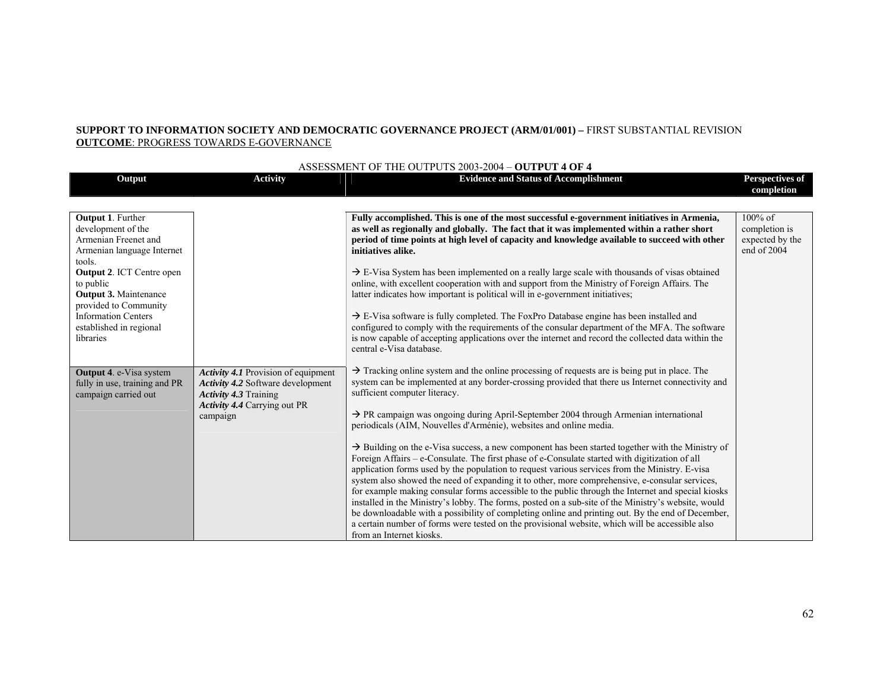**SUPPORT TO INFORMATION SOCIETY AND DEMOCRATIC GOVERNANCE PROJECT (ARM/01/001) –** FIRST SUBSTANTIAL REVISION
<u>**OUTCOME**: PROGRESS TOWARDS E-GOVERNANCE</u>

ASSESSMENT OF THE OUTPUTS 2003-2004 – **OUTPUT 4 OF 4**

| Output | Activity | Evidence and Status of Accomplishment | Perspectives of completion |
|---|---|---|---|
| **Output 1**. Further development of the Armenian Freenet and Armenian language Internet tools.<br>**Output 2**. ICT Centre open to public<br>**Output 3.** Maintenance provided to Community Information Centers established in regional libraries<br><br>**Output 4**. e-Visa system fully in use, training and PR campaign carried out | ***Activity 4.1*** Provision of equipment<br>***Activity 4.2*** Software development<br>***Activity 4.3*** Training<br>***Activity 4.4*** Carrying out PR campaign | **Fully accomplished. This is one of the most successful e-government initiatives in Armenia, as well as regionally and globally. The fact that it was implemented within a rather short period of time points at high level of capacity and knowledge available to succeed with other initiatives alike.**<br><br>→ E-Visa System has been implemented on a really large scale with thousands of visas obtained online, with excellent cooperation with and support from the Ministry of Foreign Affairs. The latter indicates how important is political will in e-government initiatives;<br><br>→ E-Visa software is fully completed. The FoxPro Database engine has been installed and configured to comply with the requirements of the consular department of the MFA. The software is now capable of accepting applications over the internet and record the collected data within the central e-Visa database.<br><br>→ Tracking online system and the online processing of requests are is being put in place. The system can be implemented at any border-crossing provided that there us Internet connectivity and sufficient computer literacy.<br><br>→ PR campaign was ongoing during April-September 2004 through Armenian international periodicals (AIM, Nouvelles d'Arménie), websites and online media.<br><br>→ Building on the e-Visa success, a new component has been started together with the Ministry of Foreign Affairs – e-Consulate. The first phase of e-Consulate started with digitization of all application forms used by the population to request various services from the Ministry. E-visa system also showed the need of expanding it to other, more comprehensive, e-consular services, for example making consular forms accessible to the public through the Internet and special kiosks installed in the Ministry's lobby. The forms, posted on a sub-site of the Ministry's website, would be downloadable with a possibility of completing online and printing out. By the end of December, a certain number of forms were tested on the provisional website, which will be accessible also from an Internet kiosks. | 100% of completion is expected by the end of 2004 |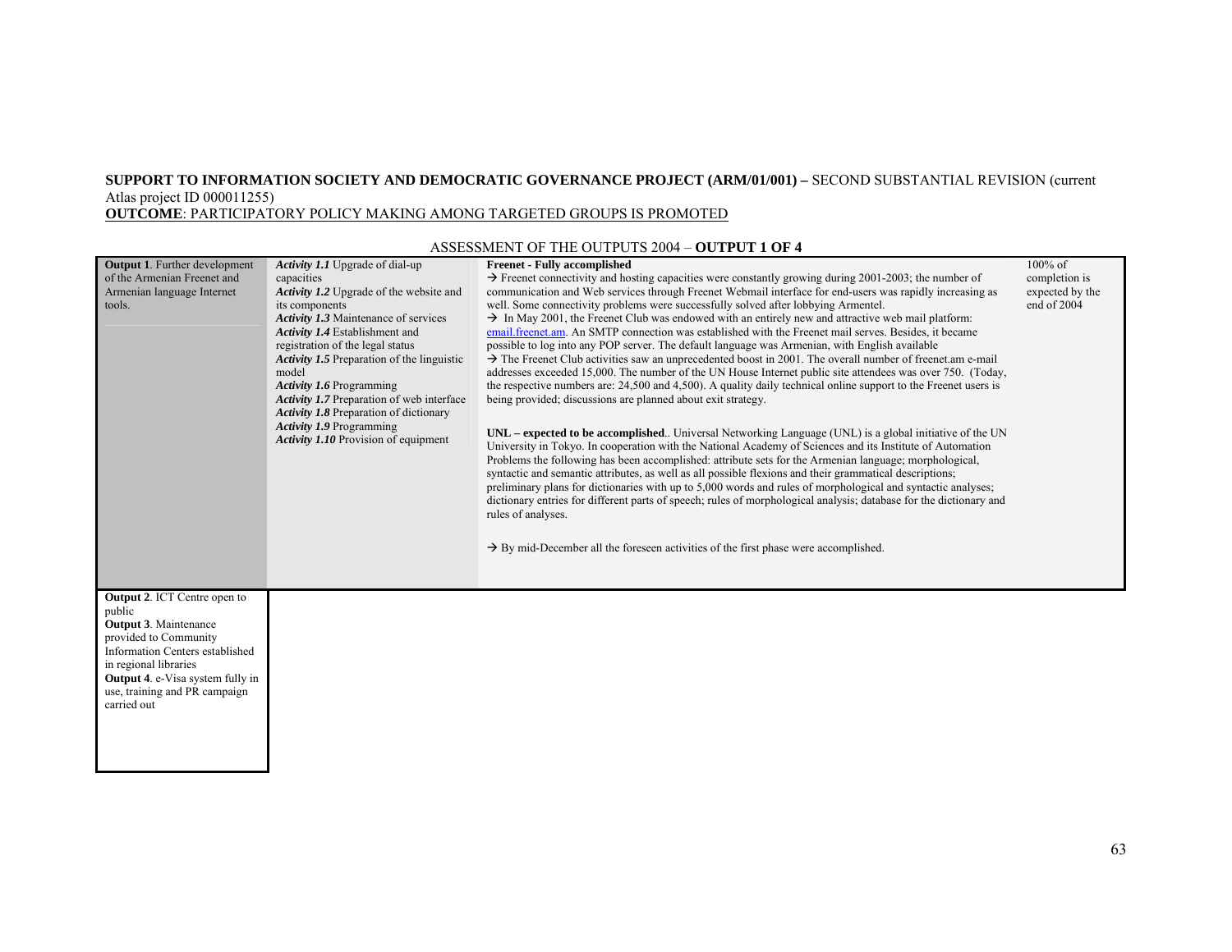**SUPPORT TO INFORMATION SOCIETY AND DEMOCRATIC GOVERNANCE PROJECT (ARM/01/001) –** SECOND SUBSTANTIAL REVISION (current Atlas project ID 000011255)

**OUTCOME**: PARTICIPATORY POLICY MAKING AMONG TARGETED GROUPS IS PROMOTED

ASSESSMENT OF THE OUTPUTS 2004 – **OUTPUT 1 OF 4**

| | | | |
|---|---|---|---|
| **Output 1**. Further development of the Armenian Freenet and Armenian language Internet tools. | ***Activity 1.1*** Upgrade of dial-up capacities<br>***Activity 1.2*** Upgrade of the website and its components<br>***Activity 1.3*** Maintenance of services<br>***Activity 1.4*** Establishment and registration of the legal status<br>***Activity 1.5*** Preparation of the linguistic model<br>***Activity 1.6*** Programming<br>***Activity 1.7*** Preparation of web interface<br>***Activity 1.8*** Preparation of dictionary<br>***Activity 1.9*** Programming<br>***Activity 1.10*** Provision of equipment | **Freenet - Fully accomplished**<br>→ Freenet connectivity and hosting capacities were constantly growing during 2001-2003; the number of communication and Web services through Freenet Webmail interface for end-users was rapidly increasing as well. Some connectivity problems were successfully solved after lobbying Armentel.<br>→ In May 2001, the Freenet Club was endowed with an entirely new and attractive web mail platform: email.freenet.am. An SMTP connection was established with the Freenet mail serves. Besides, it became possible to log into any POP server. The default language was Armenian, with English available<br>→ The Freenet Club activities saw an unprecedented boost in 2001. The overall number of freenet.am e-mail addresses exceeded 15,000. The number of the UN House Internet public site attendees was over 750. (Today, the respective numbers are: 24,500 and 4,500). A quality daily technical online support to the Freenet users is being provided; discussions are planned about exit strategy.<br><br>**UNL – expected to be accomplished**.. Universal Networking Language (UNL) is a global initiative of the UN University in Tokyo. In cooperation with the National Academy of Sciences and its Institute of Automation Problems the following has been accomplished: attribute sets for the Armenian language; morphological, syntactic and semantic attributes, as well as all possible flexions and their grammatical descriptions; preliminary plans for dictionaries with up to 5,000 words and rules of morphological and syntactic analyses; dictionary entries for different parts of speech; rules of morphological analysis; database for the dictionary and rules of analyses.<br><br>→ By mid-December all the foreseen activities of the first phase were accomplished. | 100% of completion is expected by the end of 2004 |
| **Output 2**. ICT Centre open to public<br>**Output 3**. Maintenance provided to Community Information Centers established in regional libraries<br>**Output 4**. e-Visa system fully in use, training and PR campaign carried out | | | |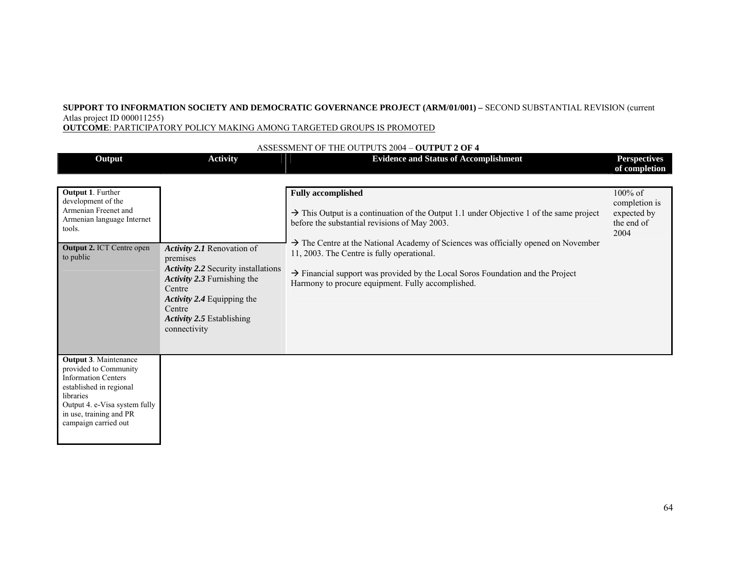**SUPPORT TO INFORMATION SOCIETY AND DEMOCRATIC GOVERNANCE PROJECT (ARM/01/001) –** SECOND SUBSTANTIAL REVISION (current Atlas project ID 000011255)

**OUTCOME**: PARTICIPATORY POLICY MAKING AMONG TARGETED GROUPS IS PROMOTED

ASSESSMENT OF THE OUTPUTS 2004 – **OUTPUT 2 OF 4**

| Output | Activity | Evidence and Status of Accomplishment | Perspectives of completion |
|---|---|---|---|
| **Output 1**. Further development of the Armenian Freenet and Armenian language Internet tools. | | | |
| **Output 2.** ICT Centre open to public | ***Activity 2.1*** Renovation of premises<br>***Activity 2.2*** Security installations<br>***Activity 2.3*** Furnishing the Centre<br>***Activity 2.4*** Equipping the Centre<br>***Activity 2.5*** Establishing connectivity | **Fully accomplished**<br><br>→ This Output is a continuation of the Output 1.1 under Objective 1 of the same project before the substantial revisions of May 2003.<br><br>→ The Centre at the National Academy of Sciences was officially opened on November 11, 2003. The Centre is fully operational.<br><br>→ Financial support was provided by the Local Soros Foundation and the Project Harmony to procure equipment. Fully accomplished. | 100% of completion is expected by the end of 2004 |
| **Output 3**. Maintenance provided to Community Information Centers established in regional libraries<br>Output 4. e-Visa system fully in use, training and PR campaign carried out | | | |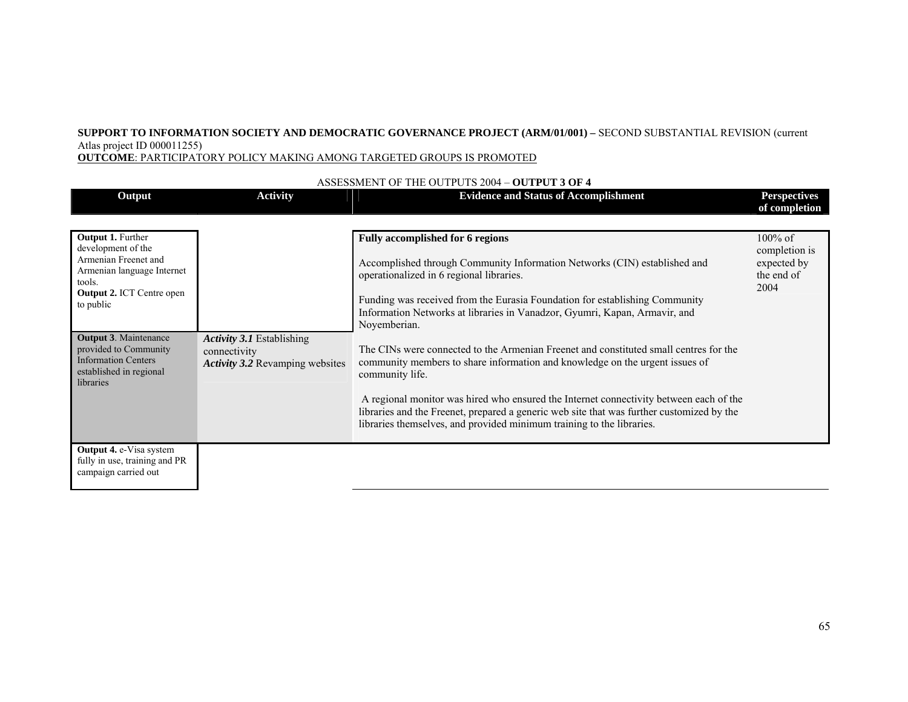**SUPPORT TO INFORMATION SOCIETY AND DEMOCRATIC GOVERNANCE PROJECT (ARM/01/001) –** SECOND SUBSTANTIAL REVISION (current Atlas project ID 000011255)

**OUTCOME**: PARTICIPATORY POLICY MAKING AMONG TARGETED GROUPS IS PROMOTED

ASSESSMENT OF THE OUTPUTS 2004 – **OUTPUT 3 OF 4**

| Output | Activity | Evidence and Status of Accomplishment | Perspectives of completion |
|---|---|---|---|
| **Output 1.** Further development of the Armenian Freenet and Armenian language Internet tools.<br>**Output 2.** ICT Centre open to public | | **Fully accomplished for 6 regions**<br><br>Accomplished through Community Information Networks (CIN) established and operationalized in 6 regional libraries.<br><br>Funding was received from the Eurasia Foundation for establishing Community Information Networks at libraries in Vanadzor, Gyumri, Kapan, Armavir, and Noyemberian.<br><br>The CINs were connected to the Armenian Freenet and constituted small centres for the community members to share information and knowledge on the urgent issues of community life.<br><br>A regional monitor was hired who ensured the Internet connectivity between each of the libraries and the Freenet, prepared a generic web site that was further customized by the libraries themselves, and provided minimum training to the libraries. | 100% of completion is expected by the end of 2004 |
| **Output 3**. Maintenance provided to Community Information Centers established in regional libraries | ***Activity 3.1*** Establishing connectivity<br>***Activity 3.2*** Revamping websites | | |
| **Output 4.** e-Visa system fully in use, training and PR campaign carried out | | | |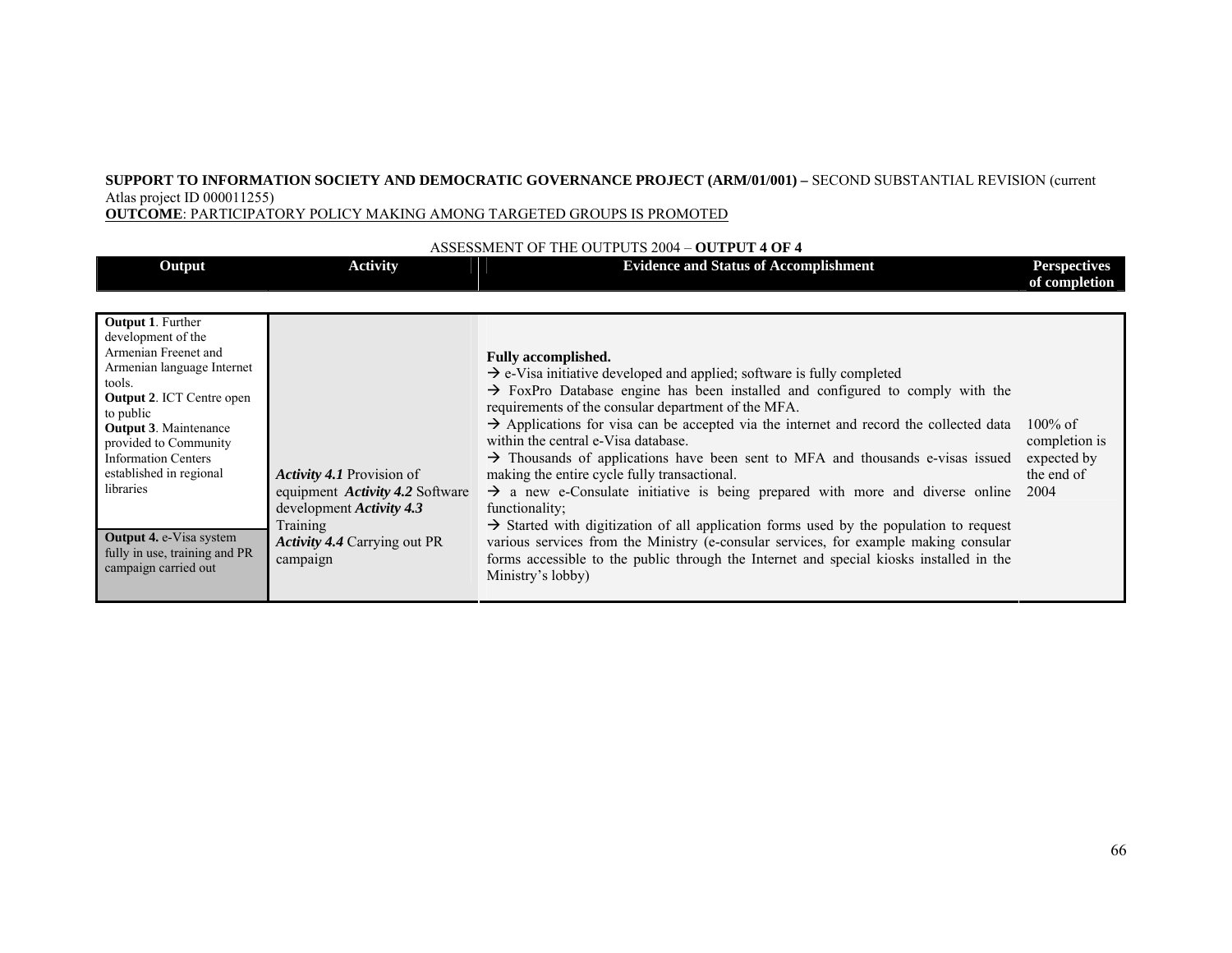**SUPPORT TO INFORMATION SOCIETY AND DEMOCRATIC GOVERNANCE PROJECT (ARM/01/001) –** SECOND SUBSTANTIAL REVISION (current Atlas project ID 000011255)

**OUTCOME**: PARTICIPATORY POLICY MAKING AMONG TARGETED GROUPS IS PROMOTED

ASSESSMENT OF THE OUTPUTS 2004 – **OUTPUT 4 OF 4**

| Output | Activity | Evidence and Status of Accomplishment | Perspectives of completion |
|---|---|---|---|
| **Output 1**. Further development of the Armenian Freenet and Armenian language Internet tools. **Output 2**. ICT Centre open to public **Output 3**. Maintenance provided to Community Information Centers established in regional libraries **Output 4.** e-Visa system fully in use, training and PR campaign carried out | ***Activity 4.1*** Provision of equipment ***Activity 4.2*** Software development ***Activity 4.3*** Training ***Activity 4.4*** Carrying out PR campaign | **Fully accomplished.** → e-Visa initiative developed and applied; software is fully completed → FoxPro Database engine has been installed and configured to comply with the requirements of the consular department of the MFA. → Applications for visa can be accepted via the internet and record the collected data within the central e-Visa database. → Thousands of applications have been sent to MFA and thousands e-visas issued making the entire cycle fully transactional. → a new e-Consulate initiative is being prepared with more and diverse online functionality; → Started with digitization of all application forms used by the population to request various services from the Ministry (e-consular services, for example making consular forms accessible to the public through the Internet and special kiosks installed in the Ministry's lobby) | 100% of completion is expected by the end of 2004 |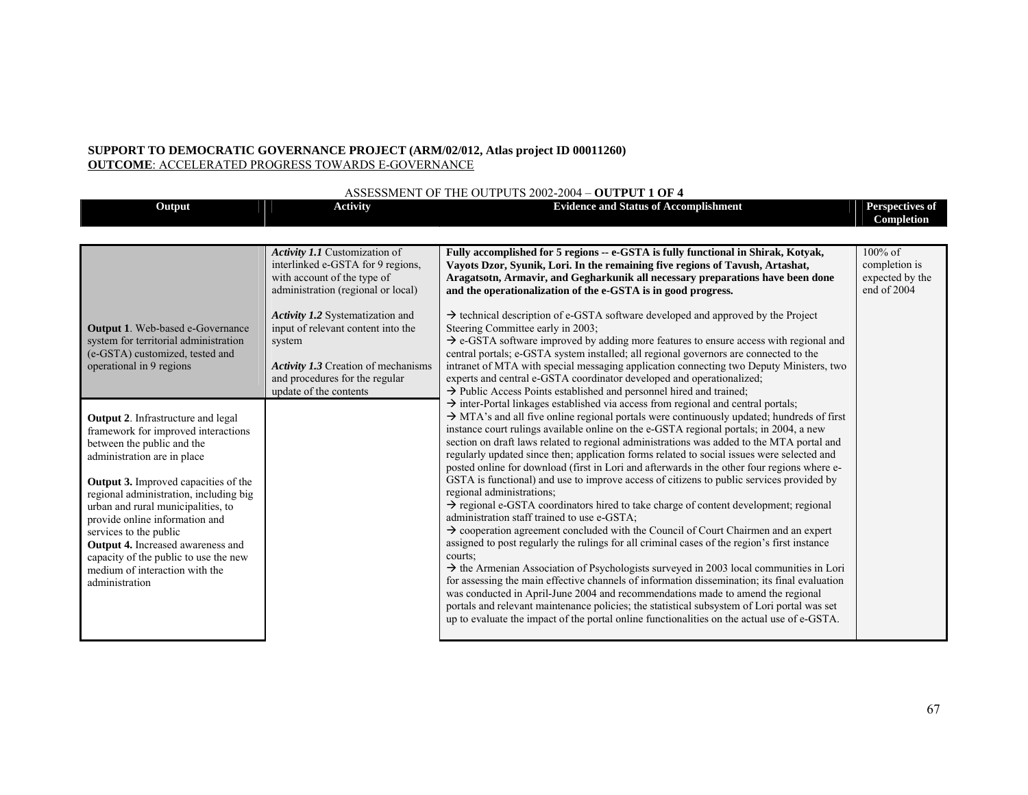**SUPPORT TO DEMOCRATIC GOVERNANCE PROJECT (ARM/02/012, Atlas project ID 00011260)**
**OUTCOME**: ACCELERATED PROGRESS TOWARDS E-GOVERNANCE

ASSESSMENT OF THE OUTPUTS 2002-2004 – **OUTPUT 1 OF 4**

| Output | Activity | Evidence and Status of Accomplishment | Perspectives of Completion |
|---|---|---|---|
| **Output 1**. Web-based e-Governance system for territorial administration (e-GSTA) customized, tested and operational in 9 regions | ***Activity 1.1*** Customization of interlinked e-GSTA for 9 regions, with account of the type of administration (regional or local)<br><br>***Activity 1.2*** Systematization and input of relevant content into the system<br><br>***Activity 1.3*** Creation of mechanisms and procedures for the regular update of the contents | **Fully accomplished for 5 regions -- e-GSTA is fully functional in Shirak, Kotyak, Vayots Dzor, Syunik, Lori. In the remaining five regions of Tavush, Artashat, Aragatsotn, Armavir, and Gegharkunik all necessary preparations have been done and the operationalization of the e-GSTA is in good progress.**<br><br>→ technical description of e-GSTA software developed and approved by the Project Steering Committee early in 2003;<br>→ e-GSTA software improved by adding more features to ensure access with regional and central portals; e-GSTA system installed; all regional governors are connected to the intranet of MTA with special messaging application connecting two Deputy Ministers, two experts and central e-GSTA coordinator developed and operationalized;<br>→ Public Access Points established and personnel hired and trained;<br>→ inter-Portal linkages established via access from regional and central portals;<br>→ MTA's and all five online regional portals were continuously updated; hundreds of first instance court rulings available online on the e-GSTA regional portals; in 2004, a new section on draft laws related to regional administrations was added to the MTA portal and regularly updated since then; application forms related to social issues were selected and posted online for download (first in Lori and afterwards in the other four regions where e-GSTA is functional) and use to improve access of citizens to public services provided by regional administrations;<br>→ regional e-GSTA coordinators hired to take charge of content development; regional administration staff trained to use e-GSTA;<br>→ cooperation agreement concluded with the Council of Court Chairmen and an expert assigned to post regularly the rulings for all criminal cases of the region's first instance courts;<br>→ the Armenian Association of Psychologists surveyed in 2003 local communities in Lori for assessing the main effective channels of information dissemination; its final evaluation was conducted in April-June 2004 and recommendations made to amend the regional portals and relevant maintenance policies; the statistical subsystem of Lori portal was set up to evaluate the impact of the portal online functionalities on the actual use of e-GSTA. | 100% of completion is expected by the end of 2004 |
| **Output 2**. Infrastructure and legal framework for improved interactions between the public and the administration are in place<br><br>**Output 3.** Improved capacities of the regional administration, including big urban and rural municipalities, to provide online information and services to the public<br>**Output 4.** Increased awareness and capacity of the public to use the new medium of interaction with the administration | | | |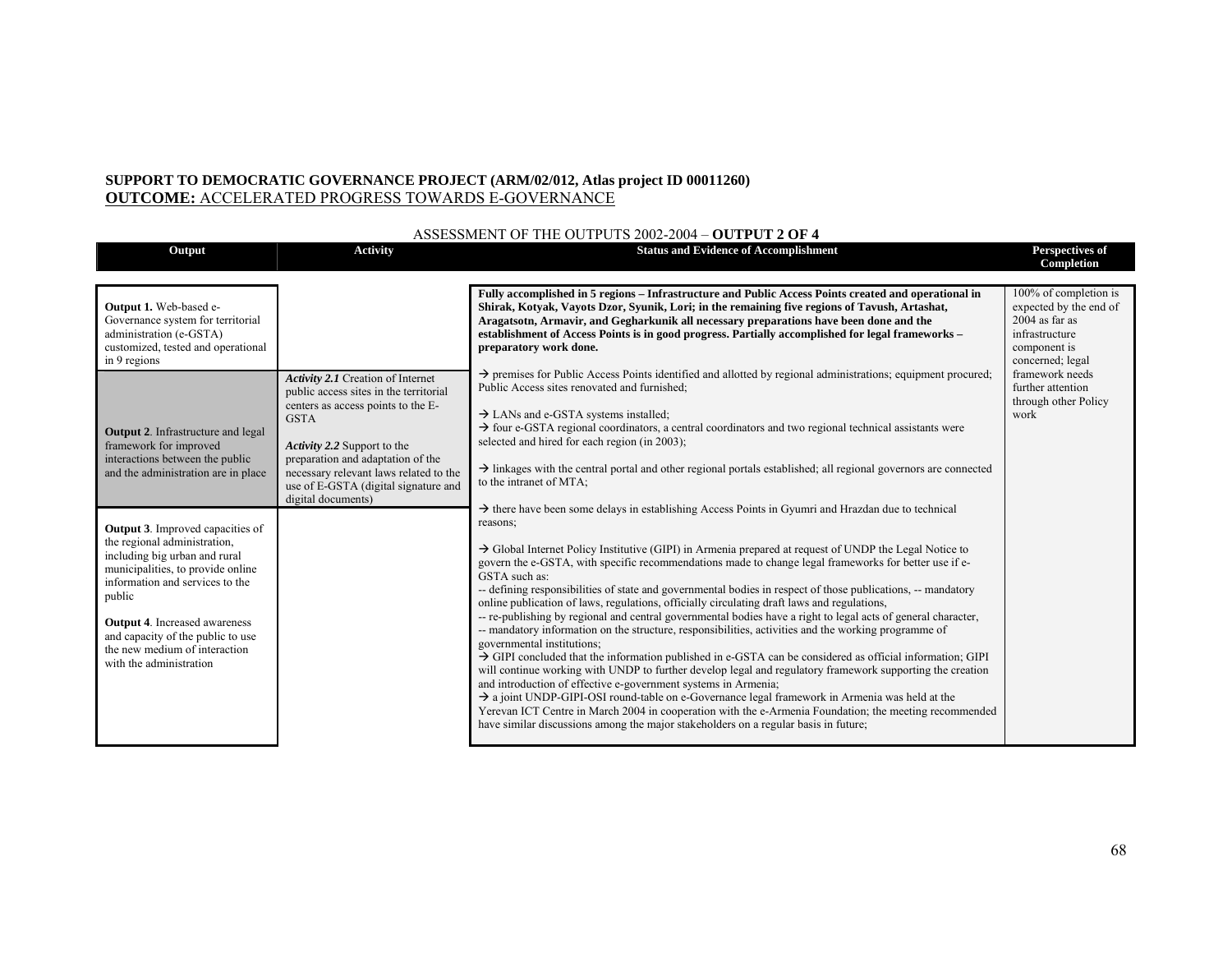**SUPPORT TO DEMOCRATIC GOVERNANCE PROJECT (ARM/02/012, Atlas project ID 00011260)**
**OUTCOME:** ACCELERATED PROGRESS TOWARDS E-GOVERNANCE

ASSESSMENT OF THE OUTPUTS 2002-2004 – **OUTPUT 2 OF 4**

| Output | Activity | Status and Evidence of Accomplishment | Perspectives of Completion |
|---|---|---|---|
| **Output 1.** Web-based e-Governance system for territorial administration (e-GSTA) customized, tested and operational in 9 regions<br><br>**Output 2**. Infrastructure and legal framework for improved interactions between the public and the administration are in place<br><br>**Output 3**. Improved capacities of the regional administration, including big urban and rural municipalities, to provide online information and services to the public<br><br>**Output 4**. Increased awareness and capacity of the public to use the new medium of interaction with the administration | ***Activity 2.1*** Creation of Internet public access sites in the territorial centers as access points to the E-GSTA<br><br>***Activity 2.2*** Support to the preparation and adaptation of the necessary relevant laws related to the use of E-GSTA (digital signature and digital documents) | **Fully accomplished in 5 regions – Infrastructure and Public Access Points created and operational in Shirak, Kotyak, Vayots Dzor, Syunik, Lori; in the remaining five regions of Tavush, Artashat, Aragatsotn, Armavir, and Gegharkunik all necessary preparations have been done and the establishment of Access Points is in good progress. Partially accomplished for legal frameworks – preparatory work done.**<br><br>→ premises for Public Access Points identified and allotted by regional administrations; equipment procured; Public Access sites renovated and furnished;<br><br>→ LANs and e-GSTA systems installed;<br>→ four e-GSTA regional coordinators, a central coordinators and two regional technical assistants were selected and hired for each region (in 2003);<br><br>→ linkages with the central portal and other regional portals established; all regional governors are connected to the intranet of MTA;<br><br>→ there have been some delays in establishing Access Points in Gyumri and Hrazdan due to technical reasons;<br><br>→ Global Internet Policy Institutive (GIPI) in Armenia prepared at request of UNDP the Legal Notice to govern the e-GSTA, with specific recommendations made to change legal frameworks for better use if e-GSTA such as:<br>-- defining responsibilities of state and governmental bodies in respect of those publications, -- mandatory online publication of laws, regulations, officially circulating draft laws and regulations,<br>-- re-publishing by regional and central governmental bodies have a right to legal acts of general character,<br>-- mandatory information on the structure, responsibilities, activities and the working programme of governmental institutions;<br>→ GIPI concluded that the information published in e-GSTA can be considered as official information; GIPI will continue working with UNDP to further develop legal and regulatory framework supporting the creation and introduction of effective e-government systems in Armenia;<br>→ a joint UNDP-GIPI-OSI round-table on e-Governance legal framework in Armenia was held at the Yerevan ICT Centre in March 2004 in cooperation with the e-Armenia Foundation; the meeting recommended have similar discussions among the major stakeholders on a regular basis in future; | 100% of completion is expected by the end of 2004 as far as infrastructure component is concerned; legal framework needs further attention through other Policy work |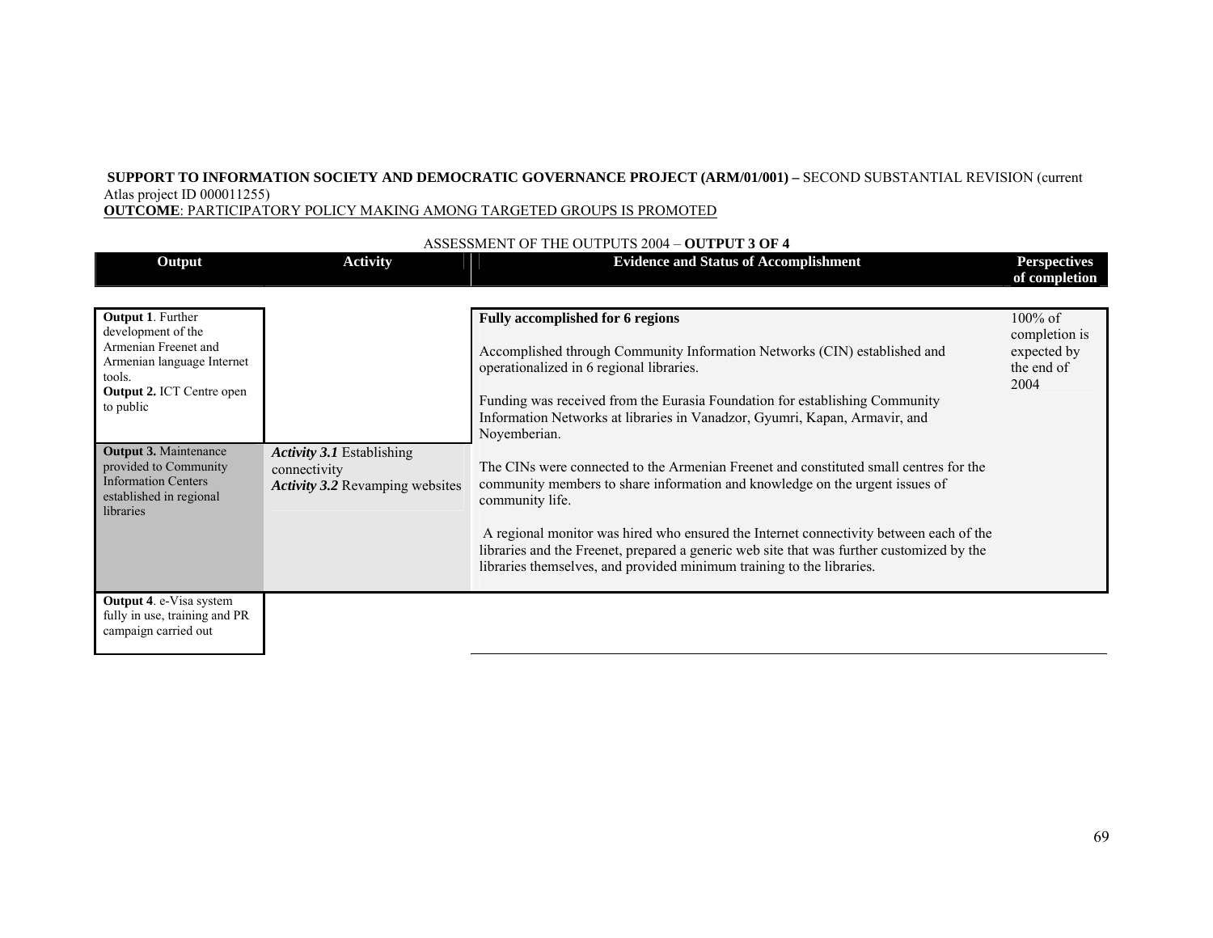**SUPPORT TO INFORMATION SOCIETY AND DEMOCRATIC GOVERNANCE PROJECT (ARM/01/001) –** SECOND SUBSTANTIAL REVISION (current Atlas project ID 000011255)

**OUTCOME**: PARTICIPATORY POLICY MAKING AMONG TARGETED GROUPS IS PROMOTED

ASSESSMENT OF THE OUTPUTS 2004 – **OUTPUT 3 OF 4**

| Output | Activity | Evidence and Status of Accomplishment | Perspectives of completion |
|---|---|---|---|
| **Output 1**. Further development of the Armenian Freenet and Armenian language Internet tools.<br>**Output 2.** ICT Centre open to public | | | |
| **Output 3.** Maintenance provided to Community Information Centers established in regional libraries | ***Activity 3.1*** Establishing connectivity<br>***Activity 3.2*** Revamping websites | **Fully accomplished for 6 regions**<br><br>Accomplished through Community Information Networks (CIN) established and operationalized in 6 regional libraries.<br><br>Funding was received from the Eurasia Foundation for establishing Community Information Networks at libraries in Vanadzor, Gyumri, Kapan, Armavir, and Noyemberian.<br><br>The CINs were connected to the Armenian Freenet and constituted small centres for the community members to share information and knowledge on the urgent issues of community life.<br><br>A regional monitor was hired who ensured the Internet connectivity between each of the libraries and the Freenet, prepared a generic web site that was further customized by the libraries themselves, and provided minimum training to the libraries. | 100% of completion is expected by the end of 2004 |
| **Output 4**. e-Visa system fully in use, training and PR campaign carried out | | | |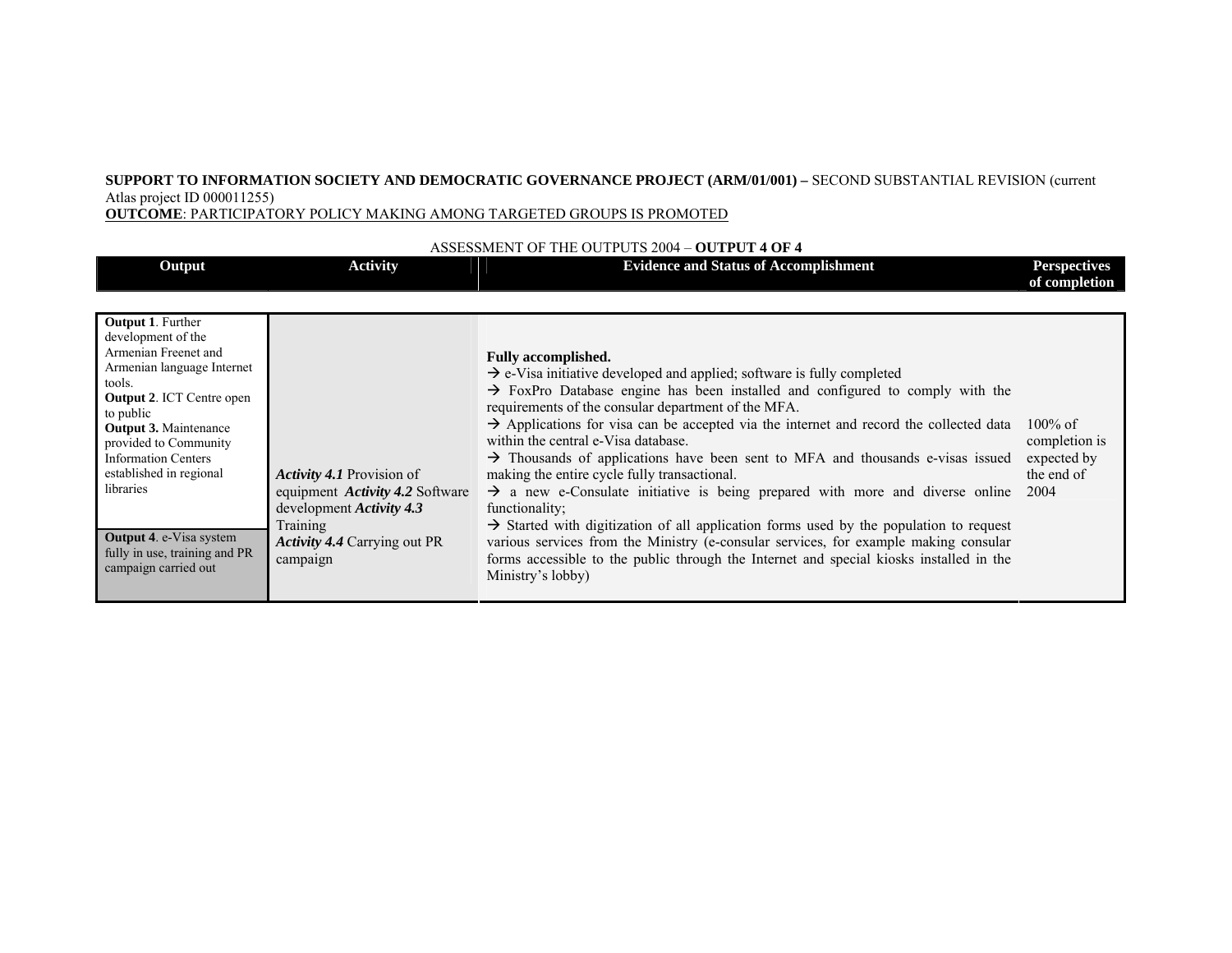**SUPPORT TO INFORMATION SOCIETY AND DEMOCRATIC GOVERNANCE PROJECT (ARM/01/001) –** SECOND SUBSTANTIAL REVISION (current Atlas project ID 000011255)

**OUTCOME**: PARTICIPATORY POLICY MAKING AMONG TARGETED GROUPS IS PROMOTED

ASSESSMENT OF THE OUTPUTS 2004 – **OUTPUT 4 OF 4**

| Output | Activity | Evidence and Status of Accomplishment | Perspectives of completion |
|---|---|---|---|
| **Output 1**. Further development of the Armenian Freenet and Armenian language Internet tools.<br>**Output 2**. ICT Centre open to public<br>**Output 3.** Maintenance provided to Community Information Centers established in regional libraries<br><br>**Output 4**. e-Visa system fully in use, training and PR campaign carried out | ***Activity 4.1*** Provision of equipment ***Activity 4.2*** Software development ***Activity 4.3*** Training<br>***Activity 4.4*** Carrying out PR campaign | **Fully accomplished.**<br>→ e-Visa initiative developed and applied; software is fully completed<br>→ FoxPro Database engine has been installed and configured to comply with the requirements of the consular department of the MFA.<br>→ Applications for visa can be accepted via the internet and record the collected data within the central e-Visa database.<br>→ Thousands of applications have been sent to MFA and thousands e-visas issued making the entire cycle fully transactional.<br>→ a new e-Consulate initiative is being prepared with more and diverse online functionality;<br>→ Started with digitization of all application forms used by the population to request various services from the Ministry (e-consular services, for example making consular forms accessible to the public through the Internet and special kiosks installed in the Ministry's lobby) | 100% of completion is expected by the end of 2004 |